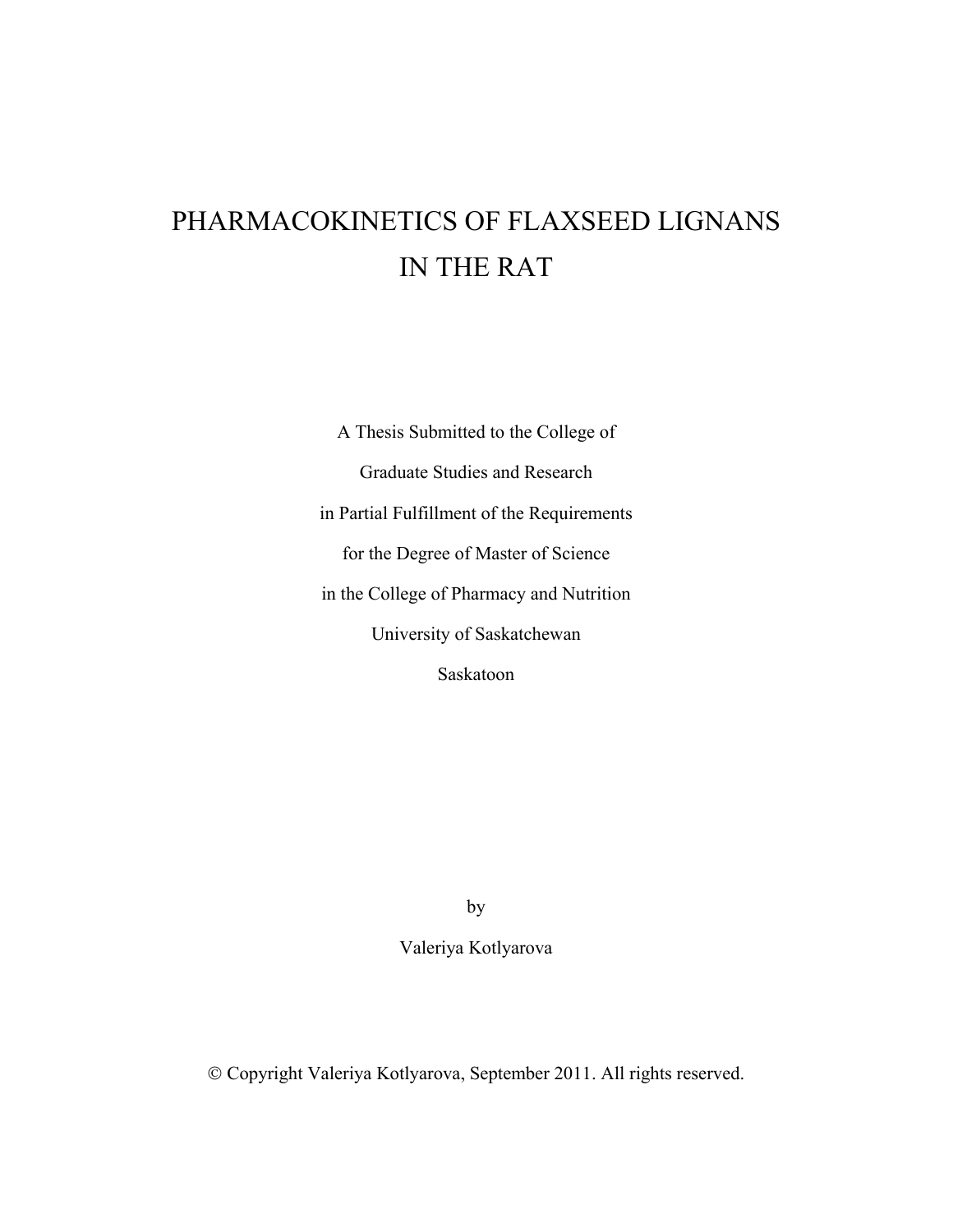# PHARMACOKINETICS OF FLAXSEED LIGNANS IN THE RAT

A Thesis Submitted to the College of

Graduate Studies and Research

in Partial Fulfillment of the Requirements

for the Degree of Master of Science

in the College of Pharmacy and Nutrition

University of Saskatchewan

Saskatoon

by

Valeriya Kotlyarova

© Copyright Valeriya Kotlyarova, September 2011. All rights reserved.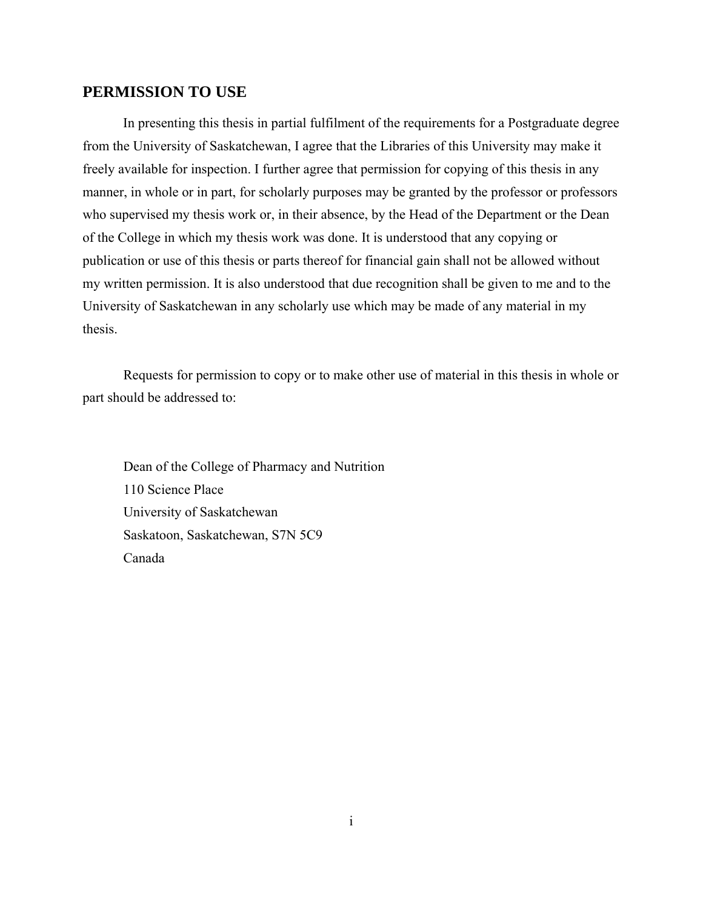## PERMISSION TO USE

In presenting this thesis in partial fulfilment of the requirements for a Postgraduate degree from the University of Saskatchewan, I agree that the Libraries of this University may make it freely available for inspection. I further agree that permission for copying of this thesis in any manner, in whole or in part, for scholarly purposes may be granted by the professor or professors who supervised my thesis work or, in their absence, by the Head of the Department or the Dean of the College in which my thesis work was done. It is understood that any copying or publication or use of this thesis or parts thereof for financial gain shall not be allowed without my written permission. It is also understood that due recognition shall be given to me and to the University of Saskatchewan in any scholarly use which may be made of any material in my thesis.

Requests for permission to copy or to make other use of material in this thesis in whole or part should be addressed to:

Dean of the College of Pharmacy and Nutrition
110 Science Place
University of Saskatchewan
Saskatoon, Saskatchewan, S7N 5C9
Canada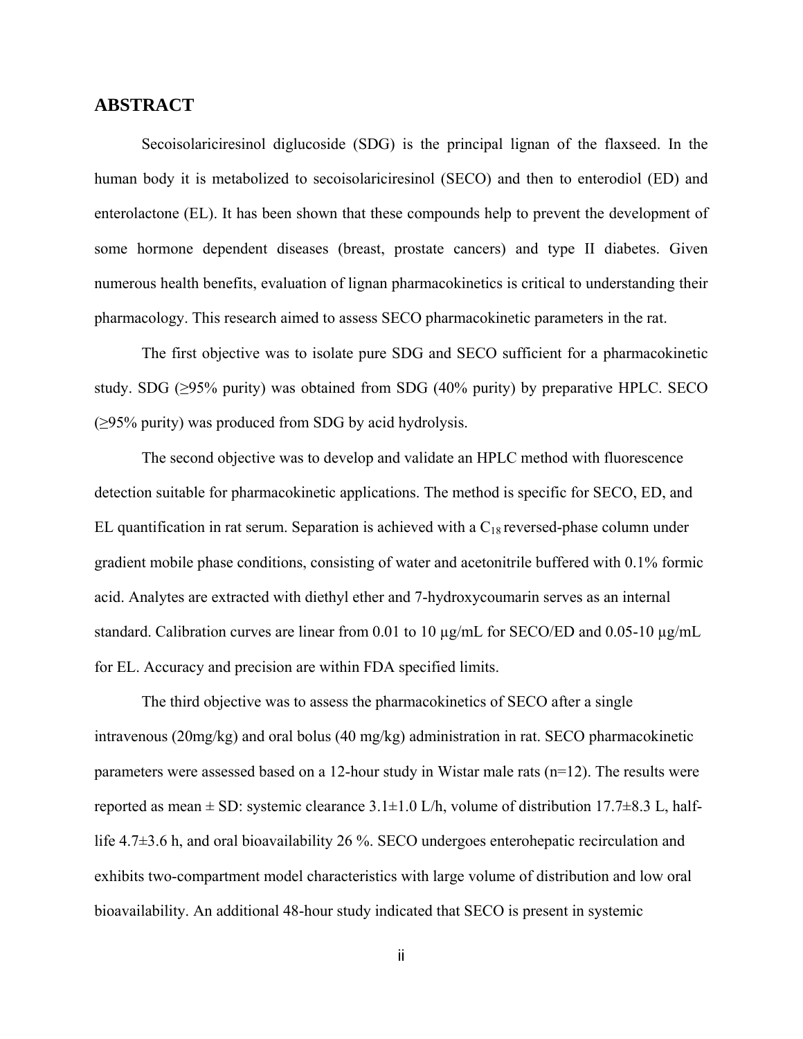## ABSTRACT

Secoisolariciresinol diglucoside (SDG) is the principal lignan of the flaxseed. In the human body it is metabolized to secoisolariciresinol (SECO) and then to enterodiol (ED) and enterolactone (EL). It has been shown that these compounds help to prevent the development of some hormone dependent diseases (breast, prostate cancers) and type II diabetes. Given numerous health benefits, evaluation of lignan pharmacokinetics is critical to understanding their pharmacology. This research aimed to assess SECO pharmacokinetic parameters in the rat.

The first objective was to isolate pure SDG and SECO sufficient for a pharmacokinetic study. SDG (≥95% purity) was obtained from SDG (40% purity) by preparative HPLC. SECO (≥95% purity) was produced from SDG by acid hydrolysis.

The second objective was to develop and validate an HPLC method with fluorescence detection suitable for pharmacokinetic applications. The method is specific for SECO, ED, and EL quantification in rat serum. Separation is achieved with a $C_{18}$ reversed-phase column under gradient mobile phase conditions, consisting of water and acetonitrile buffered with 0.1% formic acid. Analytes are extracted with diethyl ether and 7-hydroxycoumarin serves as an internal standard. Calibration curves are linear from 0.01 to 10 µg/mL for SECO/ED and 0.05-10 µg/mL for EL. Accuracy and precision are within FDA specified limits.

The third objective was to assess the pharmacokinetics of SECO after a single intravenous (20mg/kg) and oral bolus (40 mg/kg) administration in rat. SECO pharmacokinetic parameters were assessed based on a 12-hour study in Wistar male rats (n=12). The results were reported as mean ± SD: systemic clearance 3.1±1.0 L/h, volume of distribution 17.7±8.3 L, half-life 4.7±3.6 h, and oral bioavailability 26 %. SECO undergoes enterohepatic recirculation and exhibits two-compartment model characteristics with large volume of distribution and low oral bioavailability. An additional 48-hour study indicated that SECO is present in systemic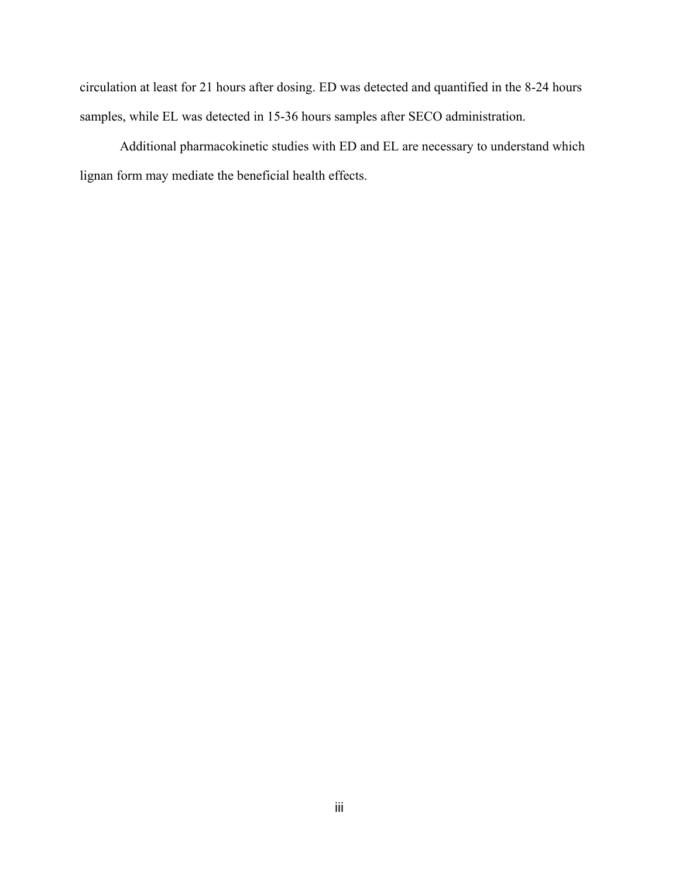circulation at least for 21 hours after dosing. ED was detected and quantified in the 8-24 hours samples, while EL was detected in 15-36 hours samples after SECO administration.

Additional pharmacokinetic studies with ED and EL are necessary to understand which lignan form may mediate the beneficial health effects.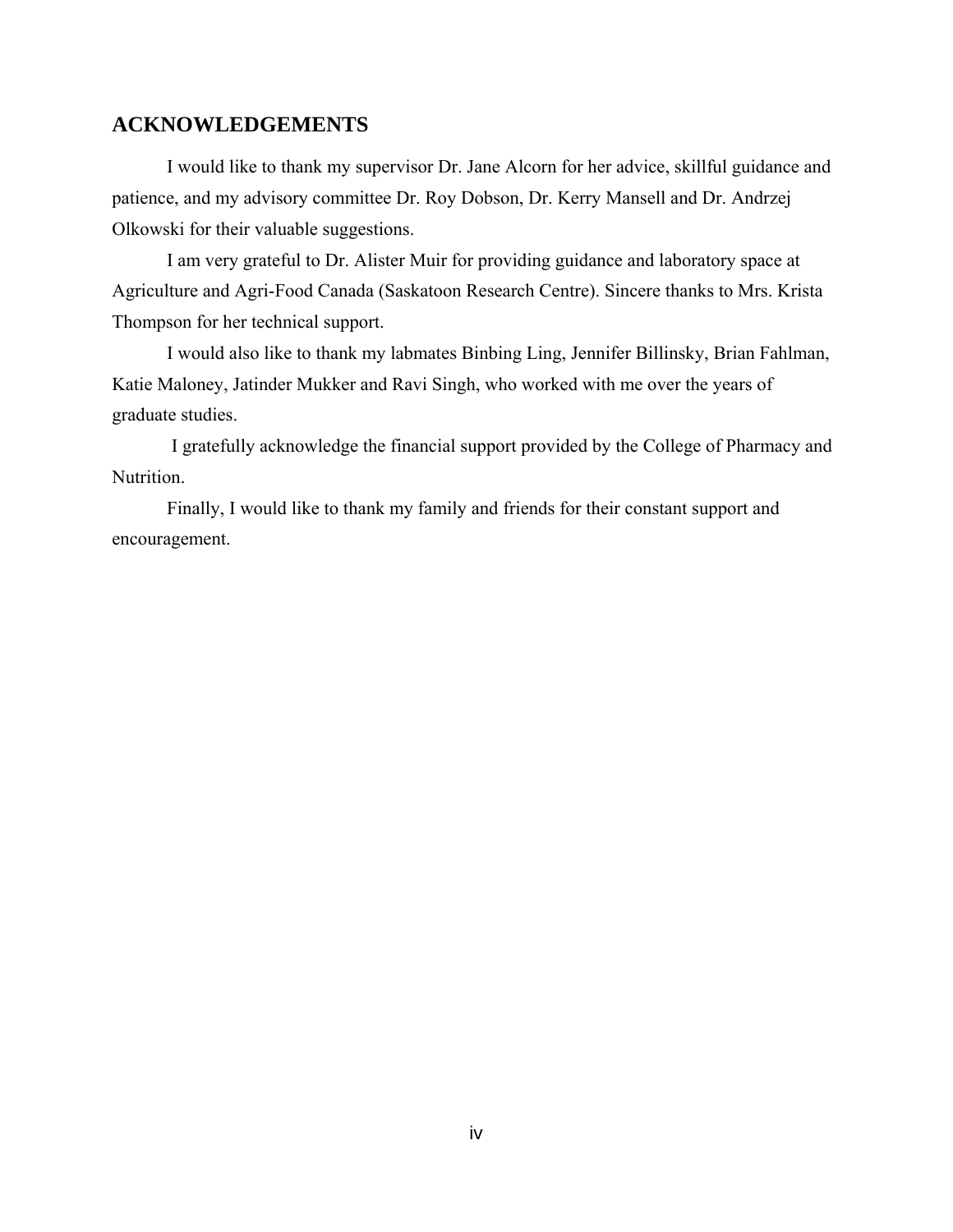## ACKNOWLEDGEMENTS

I would like to thank my supervisor Dr. Jane Alcorn for her advice, skillful guidance and patience, and my advisory committee Dr. Roy Dobson, Dr. Kerry Mansell and Dr. Andrzej Olkowski for their valuable suggestions.

I am very grateful to Dr. Alister Muir for providing guidance and laboratory space at Agriculture and Agri-Food Canada (Saskatoon Research Centre). Sincere thanks to Mrs. Krista Thompson for her technical support.

I would also like to thank my labmates Binbing Ling, Jennifer Billinsky, Brian Fahlman, Katie Maloney, Jatinder Mukker and Ravi Singh, who worked with me over the years of graduate studies.

I gratefully acknowledge the financial support provided by the College of Pharmacy and Nutrition.

Finally, I would like to thank my family and friends for their constant support and encouragement.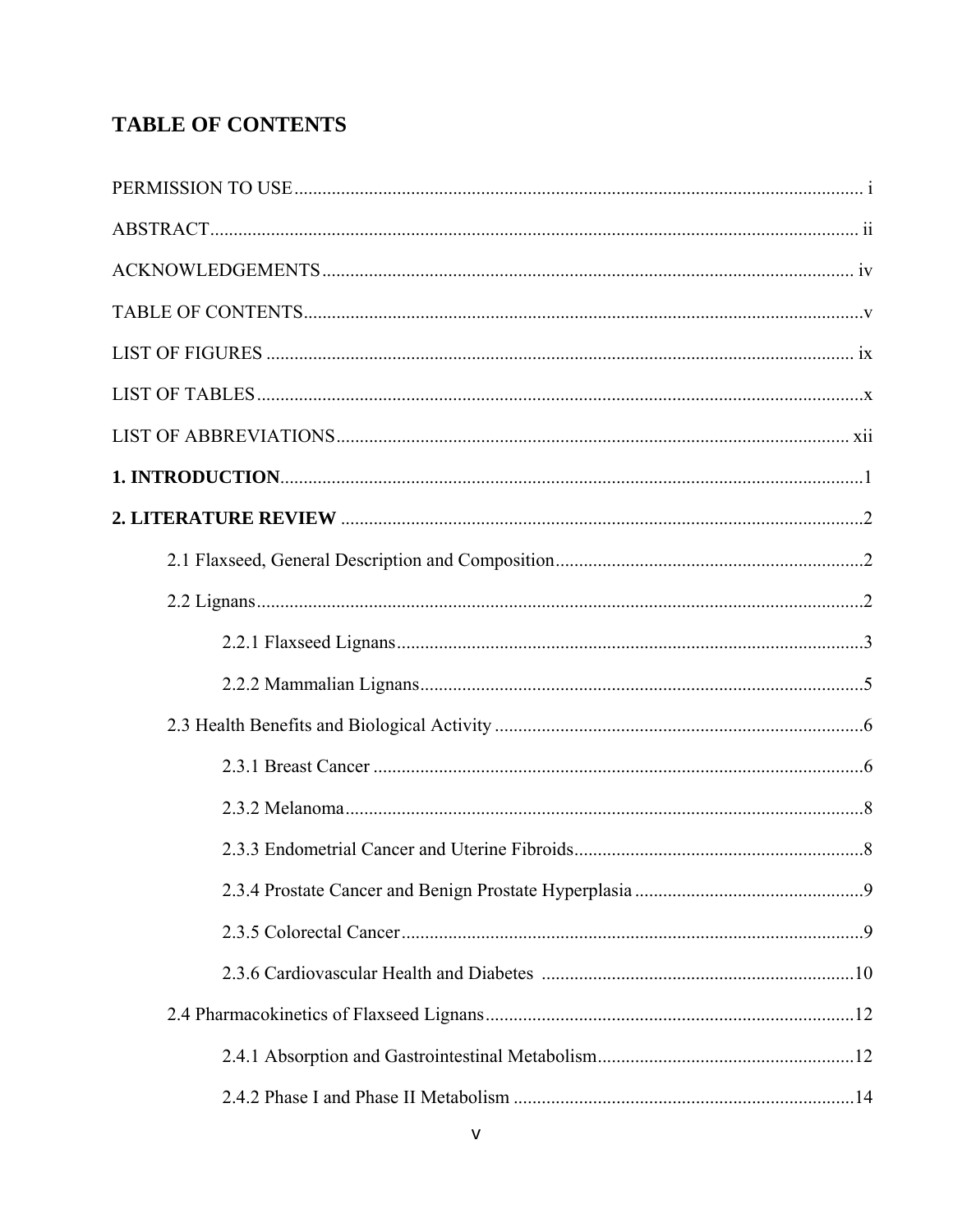# TABLE OF CONTENTS

PERMISSION TO USE ........................................................................................................................ i

ABSTRACT ......................................................................................................................................... ii

ACKNOWLEDGEMENTS ................................................................................................................ iv

TABLE OF CONTENTS ..................................................................................................................... v

LIST OF FIGURES ............................................................................................................................ ix

LIST OF TABLES ................................................................................................................................ x

LIST OF ABBREVIATIONS ............................................................................................................ xii

**1. INTRODUCTION** ........................................................................................................................... 1

**2. LITERATURE REVIEW** ................................................................................................................. 2

    2.1 Flaxseed, General Description and Composition ................................................................. 2

    2.2 Lignans ........................................................................................................................................ 2

        2.2.1 Flaxseed Lignans .................................................................................................................. 3

        2.2.2 Mammalian Lignans ............................................................................................................. 5

    2.3 Health Benefits and Biological Activity .................................................................................. 6

        2.3.1 Breast Cancer ........................................................................................................................ 6

        2.3.2 Melanoma .............................................................................................................................. 8

        2.3.3 Endometrial Cancer and Uterine Fibroids ............................................................................ 8

        2.3.4 Prostate Cancer and Benign Prostate Hyperplasia ............................................................... 9

        2.3.5 Colorectal Cancer .................................................................................................................. 9

        2.3.6 Cardiovascular Health and Diabetes .................................................................................. 10

    2.4 Pharmacokinetics of Flaxseed Lignans ................................................................................. 12

        2.4.1 Absorption and Gastrointestinal Metabolism ..................................................................... 12

        2.4.2 Phase I and Phase II Metabolism ........................................................................................ 14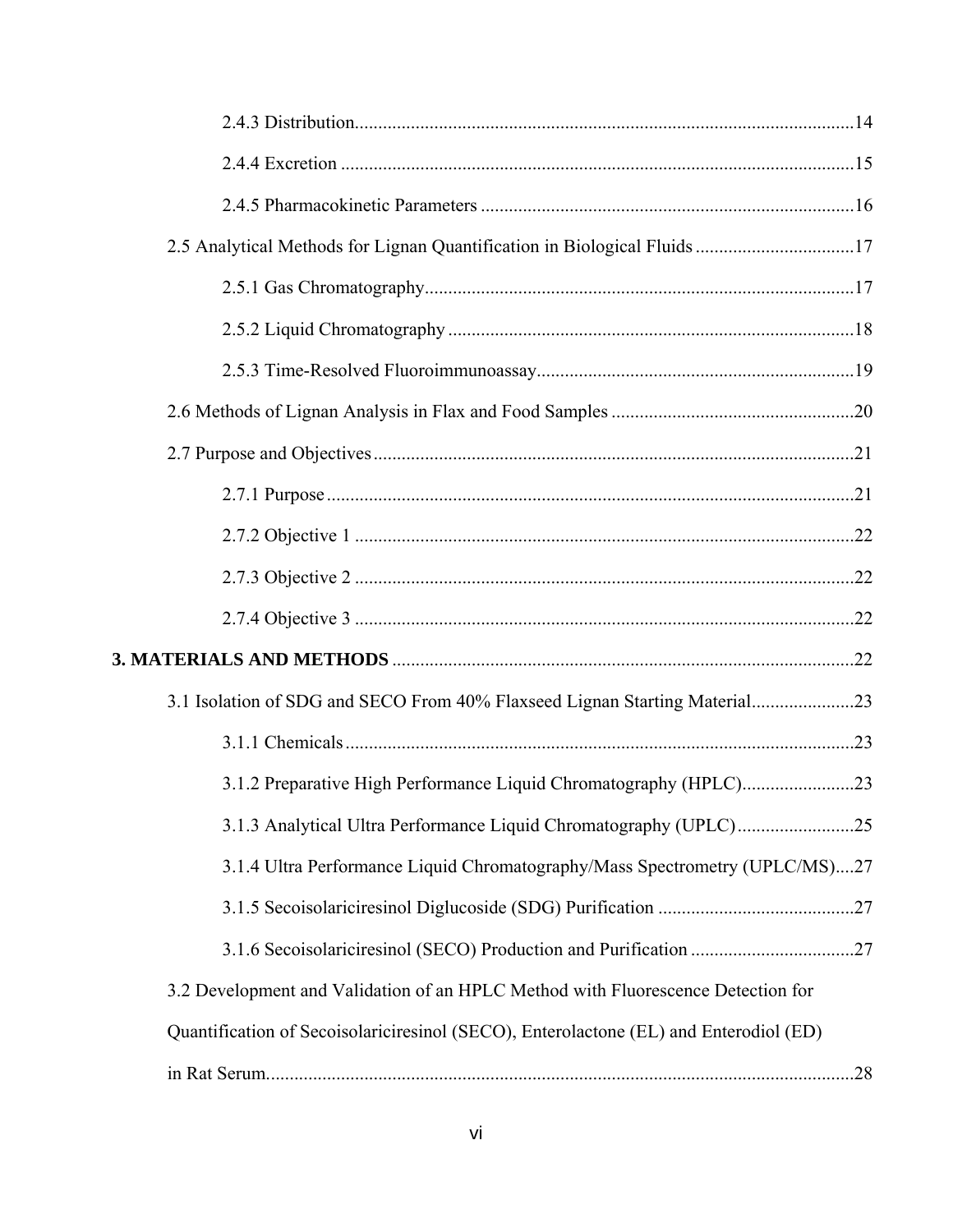2.4.3 Distribution ..........14

2.4.4 Excretion ..........15

2.4.5 Pharmacokinetic Parameters ..........16

2.5 Analytical Methods for Lignan Quantification in Biological Fluids ..........17

2.5.1 Gas Chromatography ..........17

2.5.2 Liquid Chromatography ..........18

2.5.3 Time-Resolved Fluoroimmunoassay ..........19

2.6 Methods of Lignan Analysis in Flax and Food Samples ..........20

2.7 Purpose and Objectives ..........21

2.7.1 Purpose ..........21

2.7.2 Objective 1 ..........22

2.7.3 Objective 2 ..........22

2.7.4 Objective 3 ..........22

**3. MATERIALS AND METHODS** ..........22

3.1 Isolation of SDG and SECO From 40% Flaxseed Lignan Starting Material ..........23

3.1.1 Chemicals ..........23

3.1.2 Preparative High Performance Liquid Chromatography (HPLC) ..........23

3.1.3 Analytical Ultra Performance Liquid Chromatography (UPLC) ..........25

3.1.4 Ultra Performance Liquid Chromatography/Mass Spectrometry (UPLC/MS) ....27

3.1.5 Secoisolariciresinol Diglucoside (SDG) Purification ..........27

3.1.6 Secoisolariciresinol (SECO) Production and Purification ..........27

3.2 Development and Validation of an HPLC Method with Fluorescence Detection for Quantification of Secoisolariciresinol (SECO), Enterolactone (EL) and Enterodiol (ED) in Rat Serum ..........28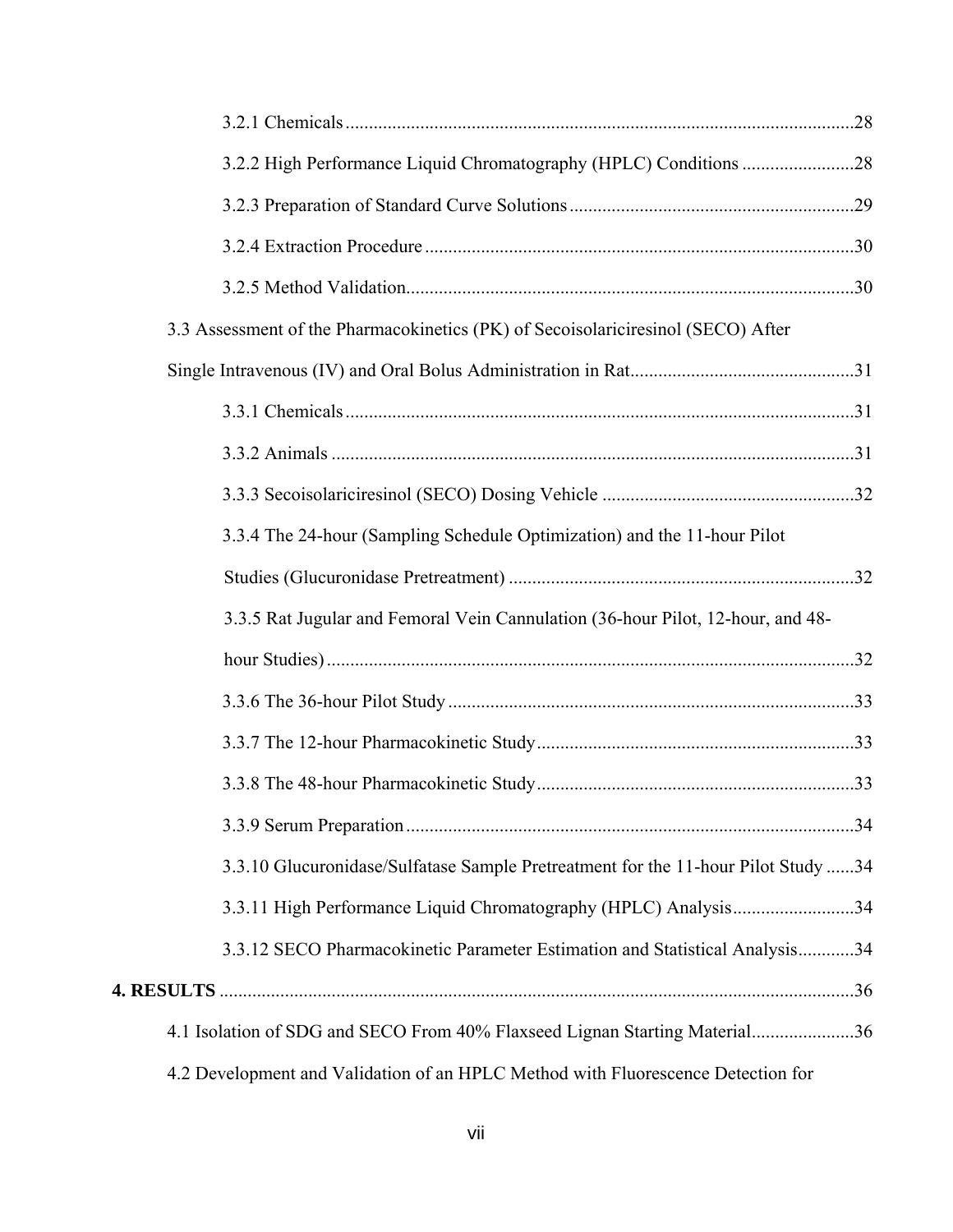3.2.1 Chemicals ............................................................................................................28

3.2.2 High Performance Liquid Chromatography (HPLC) Conditions ........................28

3.2.3 Preparation of Standard Curve Solutions ............................................................29

3.2.4 Extraction Procedure ...........................................................................................30

3.2.5 Method Validation...............................................................................................30

3.3 Assessment of the Pharmacokinetics (PK) of Secoisolariciresinol (SECO) After Single Intravenous (IV) and Oral Bolus Administration in Rat................................................31

3.3.1 Chemicals ............................................................................................................31

3.3.2 Animals ...............................................................................................................31

3.3.3 Secoisolariciresinol (SECO) Dosing Vehicle ......................................................32

3.3.4 The 24-hour (Sampling Schedule Optimization) and the 11-hour Pilot Studies (Glucuronidase Pretreatment) ..........................................................................32

3.3.5 Rat Jugular and Femoral Vein Cannulation (36-hour Pilot, 12-hour, and 48-hour Studies) .................................................................................................32

3.3.6 The 36-hour Pilot Study ......................................................................................33

3.3.7 The 12-hour Pharmacokinetic Study....................................................................33

3.3.8 The 48-hour Pharmacokinetic Study....................................................................33

3.3.9 Serum Preparation ...............................................................................................34

3.3.10 Glucuronidase/Sulfatase Sample Pretreatment for the 11-hour Pilot Study ......34

3.3.11 High Performance Liquid Chromatography (HPLC) Analysis..........................34

3.3.12 SECO Pharmacokinetic Parameter Estimation and Statistical Analysis............34

**4. RESULTS** ........................................................................................................................36

4.1 Isolation of SDG and SECO From 40% Flaxseed Lignan Starting Material......................36

4.2 Development and Validation of an HPLC Method with Fluorescence Detection for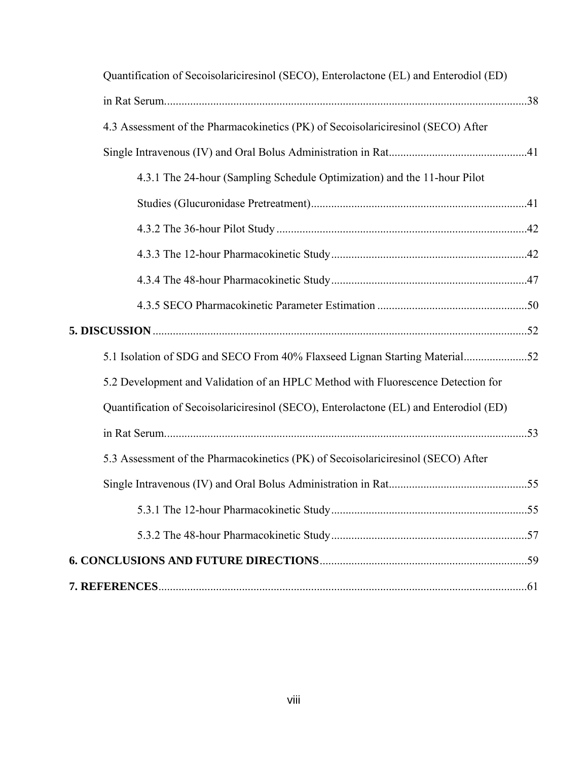Quantification of Secoisolariciresinol (SECO), Enterolactone (EL) and Enterodiol (ED) in Rat Serum............................................................................................................................38

4.3 Assessment of the Pharmacokinetics (PK) of Secoisolariciresinol (SECO) After Single Intravenous (IV) and Oral Bolus Administration in Rat...............................................41

4.3.1 The 24-hour (Sampling Schedule Optimization) and the 11-hour Pilot Studies (Glucuronidase Pretreatment)..........................................................................41

4.3.2 The 36-hour Pilot Study ......................................................................................42

4.3.3 The 12-hour Pharmacokinetic Study...................................................................42

4.3.4 The 48-hour Pharmacokinetic Study...................................................................47

4.3.5 SECO Pharmacokinetic Parameter Estimation ...................................................50

**5. DISCUSSION**.................................................................................................................52

5.1 Isolation of SDG and SECO From 40% Flaxseed Lignan Starting Material......................52

5.2 Development and Validation of an HPLC Method with Fluorescence Detection for Quantification of Secoisolariciresinol (SECO), Enterolactone (EL) and Enterodiol (ED) in Rat Serum............................................................................................................................53

5.3 Assessment of the Pharmacokinetics (PK) of Secoisolariciresinol (SECO) After Single Intravenous (IV) and Oral Bolus Administration in Rat...............................................55

5.3.1 The 12-hour Pharmacokinetic Study...................................................................55

5.3.2 The 48-hour Pharmacokinetic Study...................................................................57

**6. CONCLUSIONS AND FUTURE DIRECTIONS**.......................................................................59

**7. REFERENCES**................................................................................................................61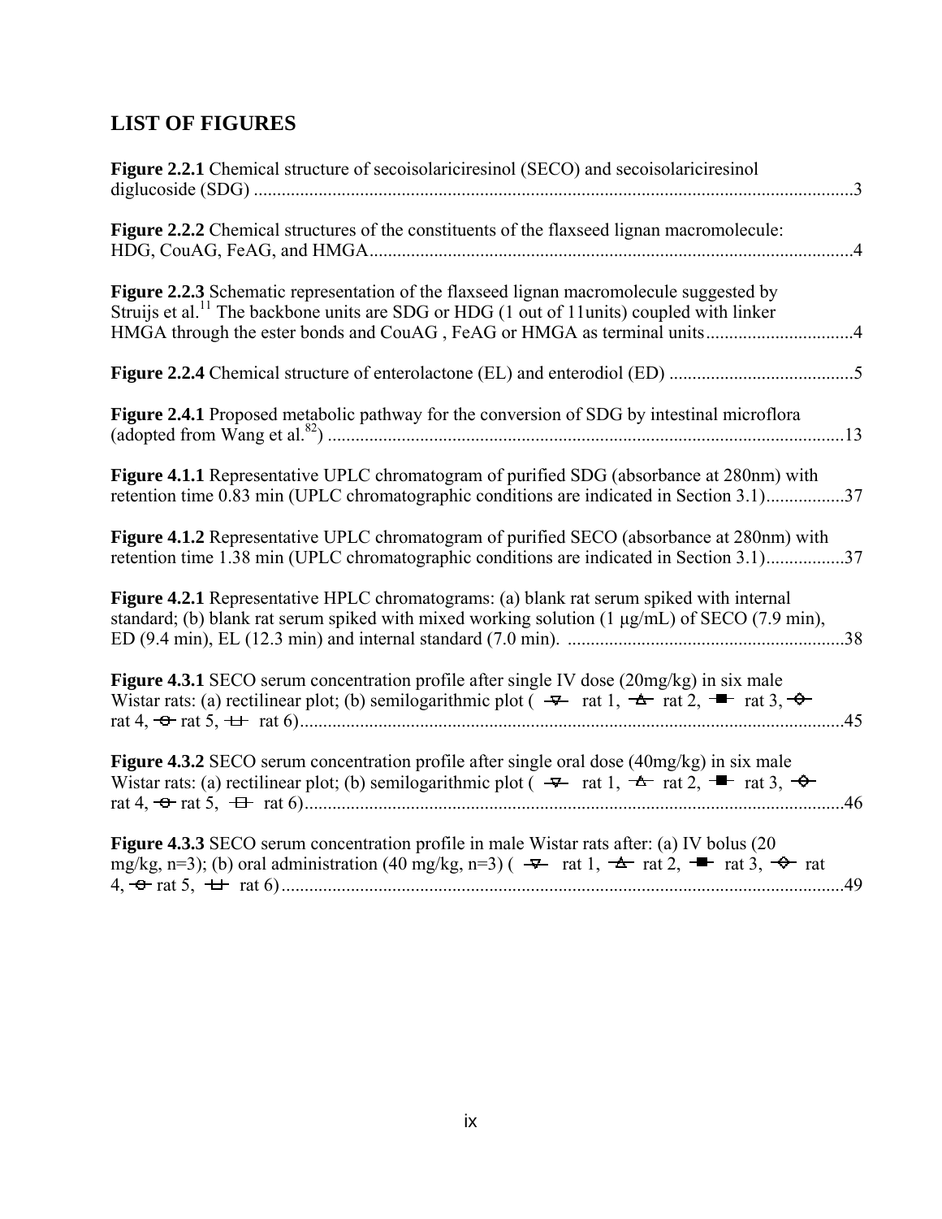## LIST OF FIGURES

**Figure 2.2.1** Chemical structure of secoisolariciresinol (SECO) and secoisolariciresinol diglucoside (SDG) ....................................................................................................................3

**Figure 2.2.2** Chemical structures of the constituents of the flaxseed lignan macromolecule: HDG, CouAG, FeAG, and HMGA.........................................................................................4

**Figure 2.2.3** Schematic representation of the flaxseed lignan macromolecule suggested by Struijs et al.[11] The backbone units are SDG or HDG (1 out of 11units) coupled with linker HMGA through the ester bonds and CouAG , FeAG or HMGA as terminal units................................4

**Figure 2.2.4** Chemical structure of enterolactone (EL) and enterodiol (ED) ........................................5

**Figure 2.4.1** Proposed metabolic pathway for the conversion of SDG by intestinal microflora (adopted from Wang et al.[82]) ................................................................................................13

**Figure 4.1.1** Representative UPLC chromatogram of purified SDG (absorbance at 280nm) with retention time 0.83 min (UPLC chromatographic conditions are indicated in Section 3.1).................37

**Figure 4.1.2** Representative UPLC chromatogram of purified SECO (absorbance at 280nm) with retention time 1.38 min (UPLC chromatographic conditions are indicated in Section 3.1).................37

**Figure 4.2.1** Representative HPLC chromatograms: (a) blank rat serum spiked with internal standard; (b) blank rat serum spiked with mixed working solution (1 μg/mL) of SECO (7.9 min), ED (9.4 min), EL (12.3 min) and internal standard (7.0 min). ............................................................38

**Figure 4.3.1** SECO serum concentration profile after single IV dose (20mg/kg) in six male Wistar rats: (a) rectilinear plot; (b) semilogarithmic plot ( rat 1, rat 2, rat 3, rat 4, rat 5, rat 6)......................................................................................................................45

**Figure 4.3.2** SECO serum concentration profile after single oral dose (40mg/kg) in six male Wistar rats: (a) rectilinear plot; (b) semilogarithmic plot ( rat 1, rat 2, rat 3, rat 4, rat 5, rat 6).....................................................................................................................46

**Figure 4.3.3** SECO serum concentration profile in male Wistar rats after: (a) IV bolus (20 mg/kg, n=3); (b) oral administration (40 mg/kg, n=3) ( rat 1, rat 2, rat 3, rat 4, rat 5, rat 6).........................................................................................................................49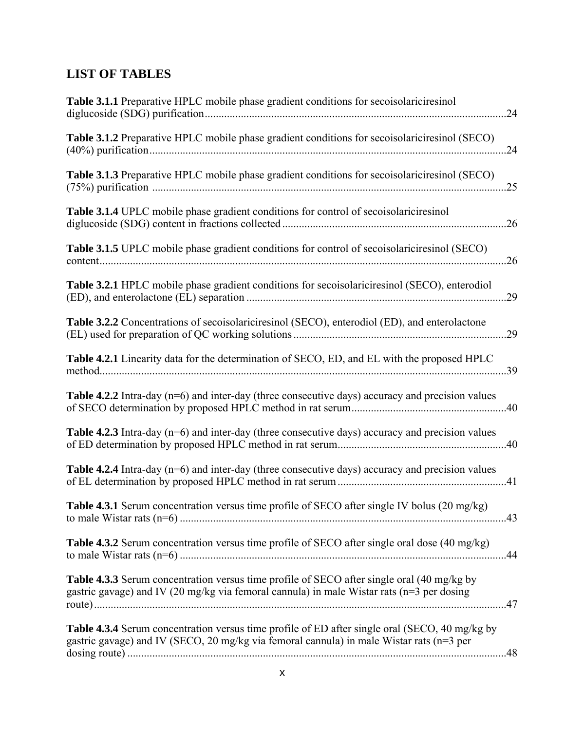## LIST OF TABLES

**Table 3.1.1** Preparative HPLC mobile phase gradient conditions for secoisolariciresinol diglucoside (SDG) purification.....24

**Table 3.1.2** Preparative HPLC mobile phase gradient conditions for secoisolariciresinol (SECO) (40%) purification.....24

**Table 3.1.3** Preparative HPLC mobile phase gradient conditions for secoisolariciresinol (SECO) (75%) purification .....25

**Table 3.1.4** UPLC mobile phase gradient conditions for control of secoisolariciresinol diglucoside (SDG) content in fractions collected.....26

**Table 3.1.5** UPLC mobile phase gradient conditions for control of secoisolariciresinol (SECO) content.....26

**Table 3.2.1** HPLC mobile phase gradient conditions for secoisolariciresinol (SECO), enterodiol (ED), and enterolactone (EL) separation .....29

**Table 3.2.2** Concentrations of secoisolariciresinol (SECO), enterodiol (ED), and enterolactone (EL) used for preparation of QC working solutions.....29

**Table 4.2.1** Linearity data for the determination of SECO, ED, and EL with the proposed HPLC method.....39

**Table 4.2.2** Intra-day (n=6) and inter-day (three consecutive days) accuracy and precision values of SECO determination by proposed HPLC method in rat serum.....40

**Table 4.2.3** Intra-day (n=6) and inter-day (three consecutive days) accuracy and precision values of ED determination by proposed HPLC method in rat serum.....40

**Table 4.2.4** Intra-day (n=6) and inter-day (three consecutive days) accuracy and precision values of EL determination by proposed HPLC method in rat serum .....41

**Table 4.3.1** Serum concentration versus time profile of SECO after single IV bolus (20 mg/kg) to male Wistar rats (n=6) .....43

**Table 4.3.2** Serum concentration versus time profile of SECO after single oral dose (40 mg/kg) to male Wistar rats (n=6) .....44

**Table 4.3.3** Serum concentration versus time profile of SECO after single oral (40 mg/kg by gastric gavage) and IV (20 mg/kg via femoral cannula) in male Wistar rats (n=3 per dosing route).....47

**Table 4.3.4** Serum concentration versus time profile of ED after single oral (SECO, 40 mg/kg by gastric gavage) and IV (SECO, 20 mg/kg via femoral cannula) in male Wistar rats (n=3 per dosing route) .....48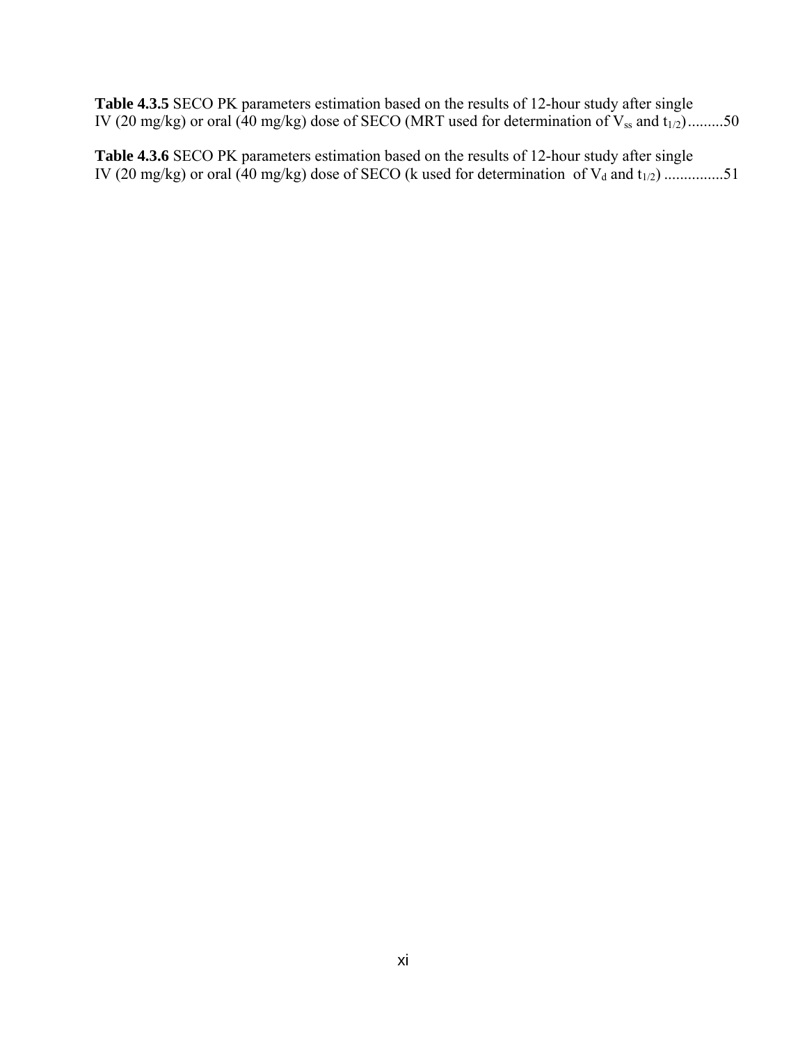**Table 4.3.5** SECO PK parameters estimation based on the results of 12-hour study after single IV (20 mg/kg) or oral (40 mg/kg) dose of SECO (MRT used for determination of $V_{ss}$ and $t_{1/2}$).........50

**Table 4.3.6** SECO PK parameters estimation based on the results of 12-hour study after single IV (20 mg/kg) or oral (40 mg/kg) dose of SECO (k used for determination of $V_d$ and $t_{1/2}$) ...............51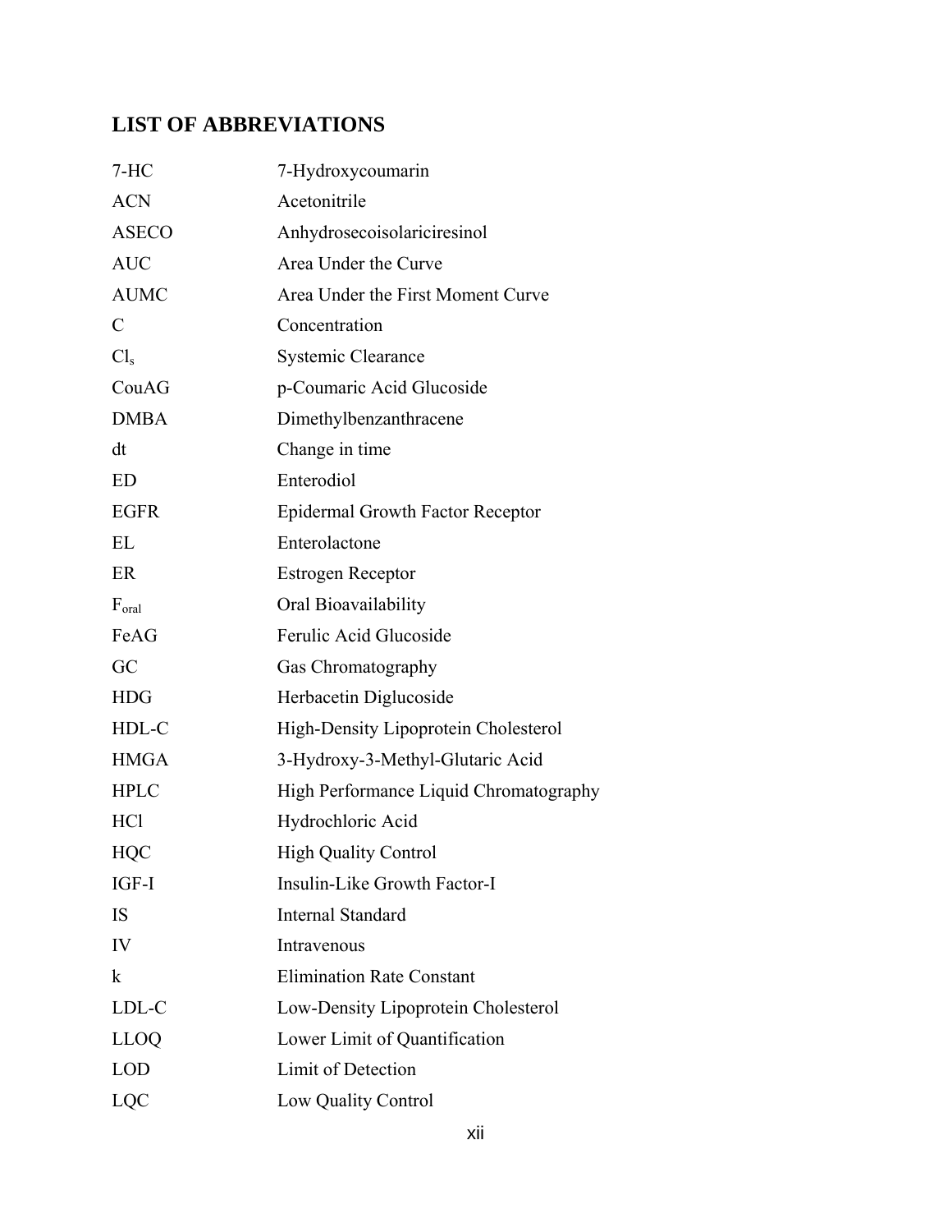## LIST OF ABBREVIATIONS

| | |
|---|---|
| 7-HC | 7-Hydroxycoumarin |
| ACN | Acetonitrile |
| ASECO | Anhydrosecoisolariciresinol |
| AUC | Area Under the Curve |
| AUMC | Area Under the First Moment Curve |
| C | Concentration |
| $Cl_s$ | Systemic Clearance |
| CouAG | p-Coumaric Acid Glucoside |
| DMBA | Dimethylbenzanthracene |
| dt | Change in time |
| ED | Enterodiol |
| EGFR | Epidermal Growth Factor Receptor |
| EL | Enterolactone |
| ER | Estrogen Receptor |
| $F_{oral}$ | Oral Bioavailability |
| FeAG | Ferulic Acid Glucoside |
| GC | Gas Chromatography |
| HDG | Herbacetin Diglucoside |
| HDL-C | High-Density Lipoprotein Cholesterol |
| HMGA | 3-Hydroxy-3-Methyl-Glutaric Acid |
| HPLC | High Performance Liquid Chromatography |
| HCl | Hydrochloric Acid |
| HQC | High Quality Control |
| IGF-I | Insulin-Like Growth Factor-I |
| IS | Internal Standard |
| IV | Intravenous |
| k | Elimination Rate Constant |
| LDL-C | Low-Density Lipoprotein Cholesterol |
| LLOQ | Lower Limit of Quantification |
| LOD | Limit of Detection |
| LQC | Low Quality Control |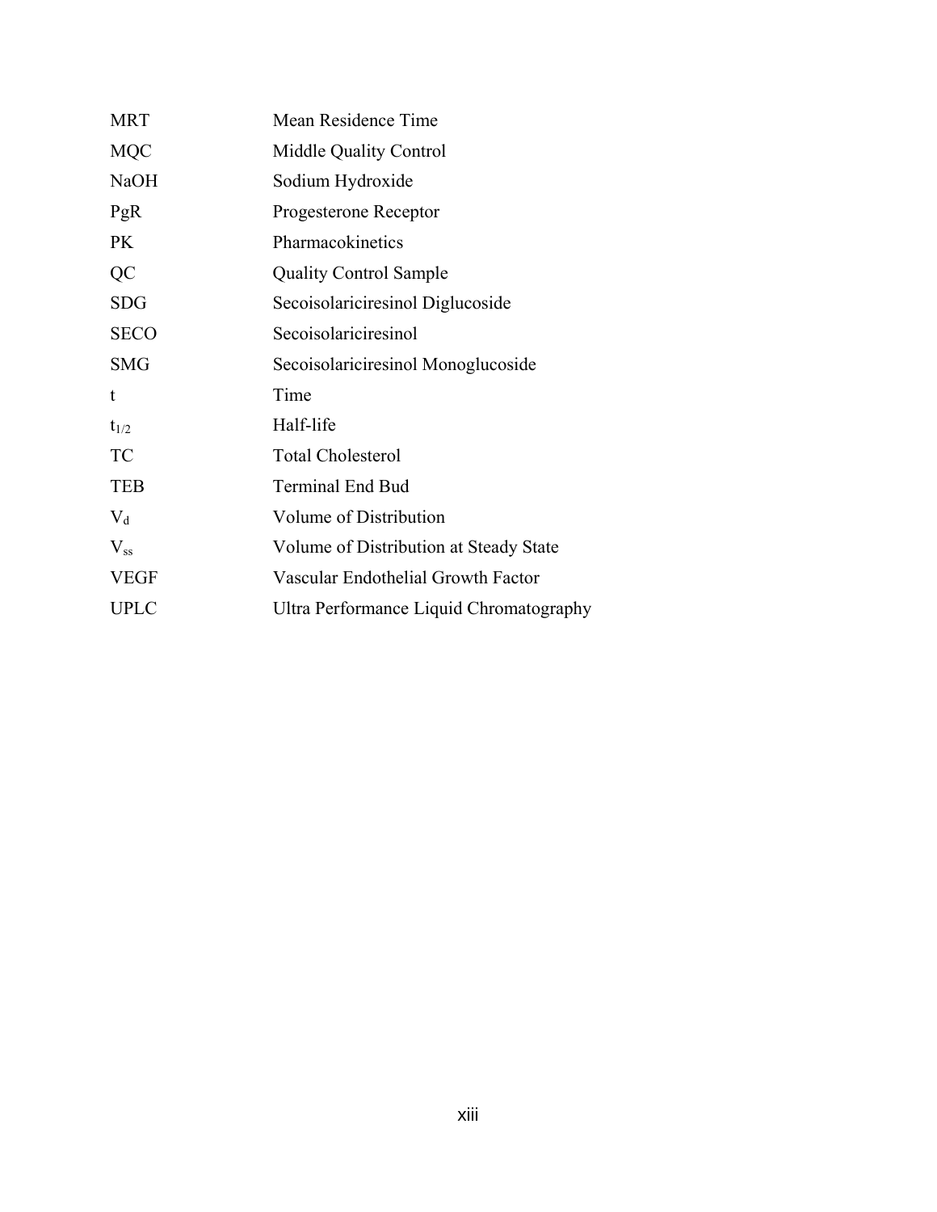| | |
|---|---|
| MRT | Mean Residence Time |
| MQC | Middle Quality Control |
| NaOH | Sodium Hydroxide |
| PgR | Progesterone Receptor |
| PK | Pharmacokinetics |
| QC | Quality Control Sample |
| SDG | Secoisolariciresinol Diglucoside |
| SECO | Secoisolariciresinol |
| SMG | Secoisolariciresinol Monoglucoside |
| t | Time |
| $t_{1/2}$ | Half-life |
| TC | Total Cholesterol |
| TEB | Terminal End Bud |
| $V_d$ | Volume of Distribution |
| $V_{ss}$ | Volume of Distribution at Steady State |
| VEGF | Vascular Endothelial Growth Factor |
| UPLC | Ultra Performance Liquid Chromatography |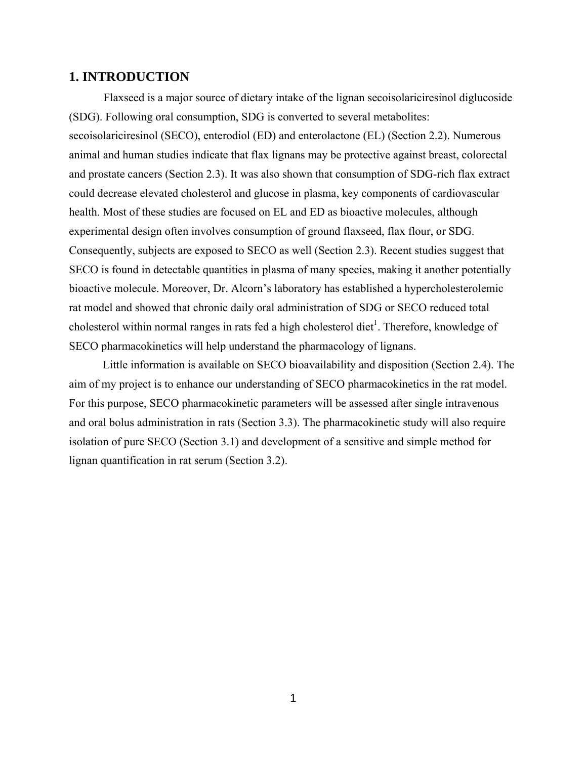# 1. INTRODUCTION

Flaxseed is a major source of dietary intake of the lignan secoisolariciresinol diglucoside (SDG). Following oral consumption, SDG is converted to several metabolites: secoisolariciresinol (SECO), enterodiol (ED) and enterolactone (EL) (Section 2.2). Numerous animal and human studies indicate that flax lignans may be protective against breast, colorectal and prostate cancers (Section 2.3). It was also shown that consumption of SDG-rich flax extract could decrease elevated cholesterol and glucose in plasma, key components of cardiovascular health. Most of these studies are focused on EL and ED as bioactive molecules, although experimental design often involves consumption of ground flaxseed, flax flour, or SDG. Consequently, subjects are exposed to SECO as well (Section 2.3). Recent studies suggest that SECO is found in detectable quantities in plasma of many species, making it another potentially bioactive molecule. Moreover, Dr. Alcorn's laboratory has established a hypercholesterolemic rat model and showed that chronic daily oral administration of SDG or SECO reduced total cholesterol within normal ranges in rats fed a high cholesterol diet[1]. Therefore, knowledge of SECO pharmacokinetics will help understand the pharmacology of lignans.

Little information is available on SECO bioavailability and disposition (Section 2.4). The aim of my project is to enhance our understanding of SECO pharmacokinetics in the rat model. For this purpose, SECO pharmacokinetic parameters will be assessed after single intravenous and oral bolus administration in rats (Section 3.3). The pharmacokinetic study will also require isolation of pure SECO (Section 3.1) and development of a sensitive and simple method for lignan quantification in rat serum (Section 3.2).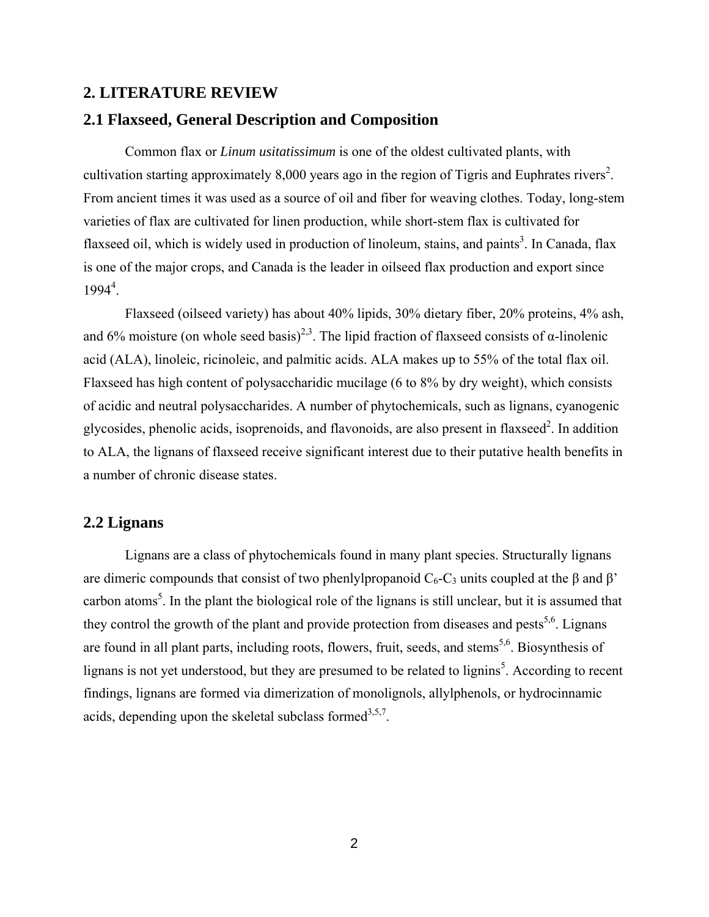# 2. LITERATURE REVIEW

## 2.1 Flaxseed, General Description and Composition

Common flax or *Linum usitatissimum* is one of the oldest cultivated plants, with cultivation starting approximately 8,000 years ago in the region of Tigris and Euphrates rivers[2]. From ancient times it was used as a source of oil and fiber for weaving clothes. Today, long-stem varieties of flax are cultivated for linen production, while short-stem flax is cultivated for flaxseed oil, which is widely used in production of linoleum, stains, and paints[3]. In Canada, flax is one of the major crops, and Canada is the leader in oilseed flax production and export since 1994[4].

Flaxseed (oilseed variety) has about 40% lipids, 30% dietary fiber, 20% proteins, 4% ash, and 6% moisture (on whole seed basis)[2,3]. The lipid fraction of flaxseed consists of α-linolenic acid (ALA), linoleic, ricinoleic, and palmitic acids. ALA makes up to 55% of the total flax oil. Flaxseed has high content of polysaccharidic mucilage (6 to 8% by dry weight), which consists of acidic and neutral polysaccharides. A number of phytochemicals, such as lignans, cyanogenic glycosides, phenolic acids, isoprenoids, and flavonoids, are also present in flaxseed[2]. In addition to ALA, the lignans of flaxseed receive significant interest due to their putative health benefits in a number of chronic disease states.

## 2.2 Lignans

Lignans are a class of phytochemicals found in many plant species. Structurally lignans are dimeric compounds that consist of two phenlylpropanoid $C_6$-$C_3$ units coupled at the β and β' carbon atoms[5]. In the plant the biological role of the lignans is still unclear, but it is assumed that they control the growth of the plant and provide protection from diseases and pests[5,6]. Lignans are found in all plant parts, including roots, flowers, fruit, seeds, and stems[5,6]. Biosynthesis of lignans is not yet understood, but they are presumed to be related to lignins[5]. According to recent findings, lignans are formed via dimerization of monolignols, allylphenols, or hydrocinnamic acids, depending upon the skeletal subclass formed[3,5,7].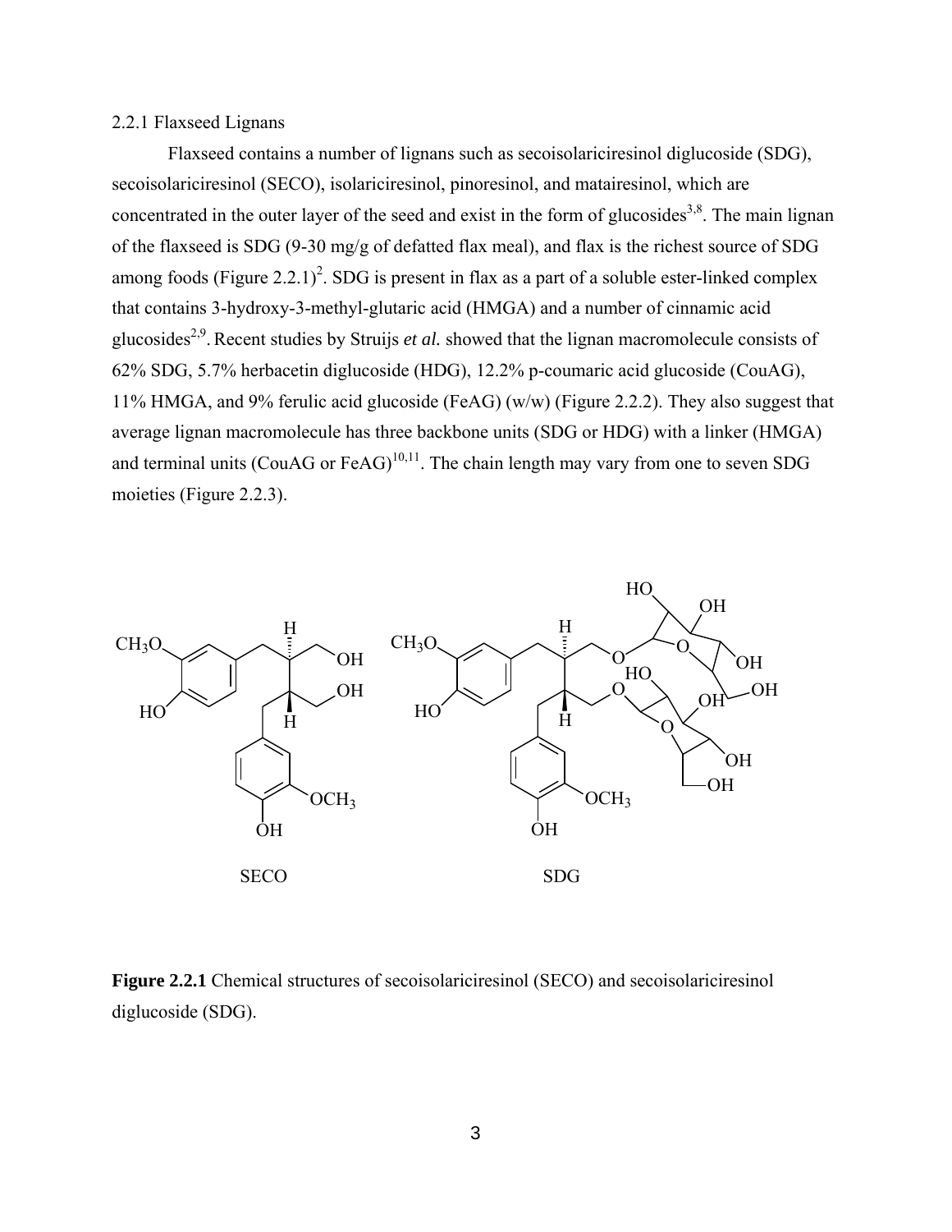2.2.1 Flaxseed Lignans

Flaxseed contains a number of lignans such as secoisolariciresinol diglucoside (SDG), secoisolariciresinol (SECO), isolariciresinol, pinoresinol, and matairesinol, which are concentrated in the outer layer of the seed and exist in the form of glucosides[3,8]. The main lignan of the flaxseed is SDG (9-30 mg/g of defatted flax meal), and flax is the richest source of SDG among foods (Figure 2.2.1)[2]. SDG is present in flax as a part of a soluble ester-linked complex that contains 3-hydroxy-3-methyl-glutaric acid (HMGA) and a number of cinnamic acid glucosides[2,9]. Recent studies by Struijs *et al.* showed that the lignan macromolecule consists of 62% SDG, 5.7% herbacetin diglucoside (HDG), 12.2% p-coumaric acid glucoside (CouAG), 11% HMGA, and 9% ferulic acid glucoside (FeAG) (w/w) (Figure 2.2.2). They also suggest that average lignan macromolecule has three backbone units (SDG or HDG) with a linker (HMGA) and terminal units (CouAG or FeAG)[10,11]. The chain length may vary from one to seven SDG moieties (Figure 2.2.3).

**Figure 2.2.1** Chemical structures of secoisolariciresinol (SECO) and secoisolariciresinol diglucoside (SDG).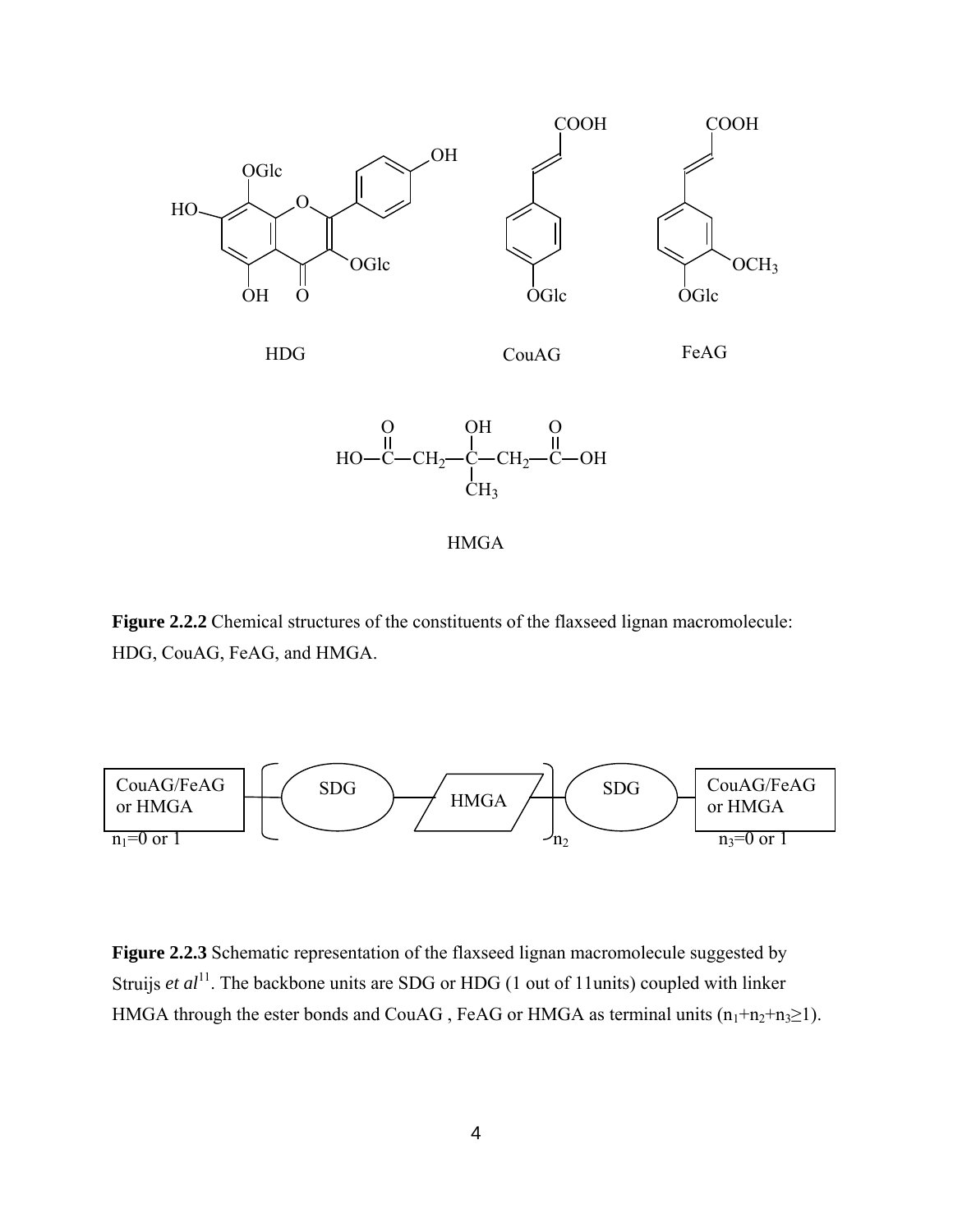**Figure 2.2.2** Chemical structures of the constituents of the flaxseed lignan macromolecule: HDG, CouAG, FeAG, and HMGA.

**Figure 2.2.3** Schematic representation of the flaxseed lignan macromolecule suggested by Struijs *et al*[11]. The backbone units are SDG or HDG (1 out of 11units) coupled with linker HMGA through the ester bonds and CouAG , FeAG or HMGA as terminal units ($n_1+n_2+n_3 \geq 1$).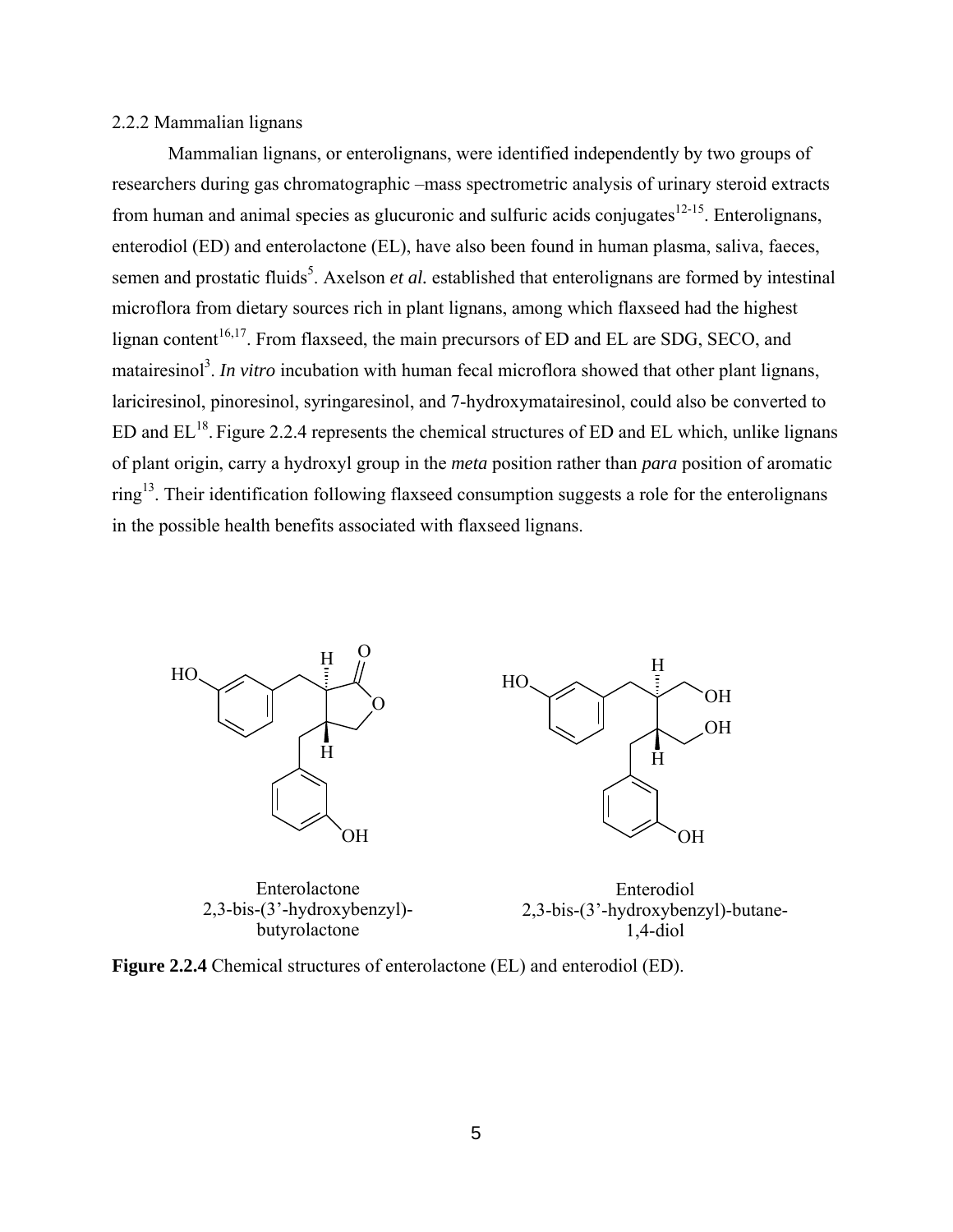2.2.2 Mammalian lignans

Mammalian lignans, or enterolignans, were identified independently by two groups of researchers during gas chromatographic –mass spectrometric analysis of urinary steroid extracts from human and animal species as glucuronic and sulfuric acids conjugates[12-15]. Enterolignans, enterodiol (ED) and enterolactone (EL), have also been found in human plasma, saliva, faeces, semen and prostatic fluids[5]. Axelson *et al.* established that enterolignans are formed by intestinal microflora from dietary sources rich in plant lignans, among which flaxseed had the highest lignan content[16,17]. From flaxseed, the main precursors of ED and EL are SDG, SECO, and matairesinol[3]. *In vitro* incubation with human fecal microflora showed that other plant lignans, lariciresinol, pinoresinol, syringaresinol, and 7-hydroxymatairesinol, could also be converted to ED and EL[18]. Figure 2.2.4 represents the chemical structures of ED and EL which, unlike lignans of plant origin, carry a hydroxyl group in the *meta* position rather than *para* position of aromatic ring[13]. Their identification following flaxseed consumption suggests a role for the enterolignans in the possible health benefits associated with flaxseed lignans.

Enterolactone
2,3-bis-(3'-hydroxybenzyl)-butyrolactone

Enterodiol
2,3-bis-(3'-hydroxybenzyl)-butane-1,4-diol

**Figure 2.2.4** Chemical structures of enterolactone (EL) and enterodiol (ED).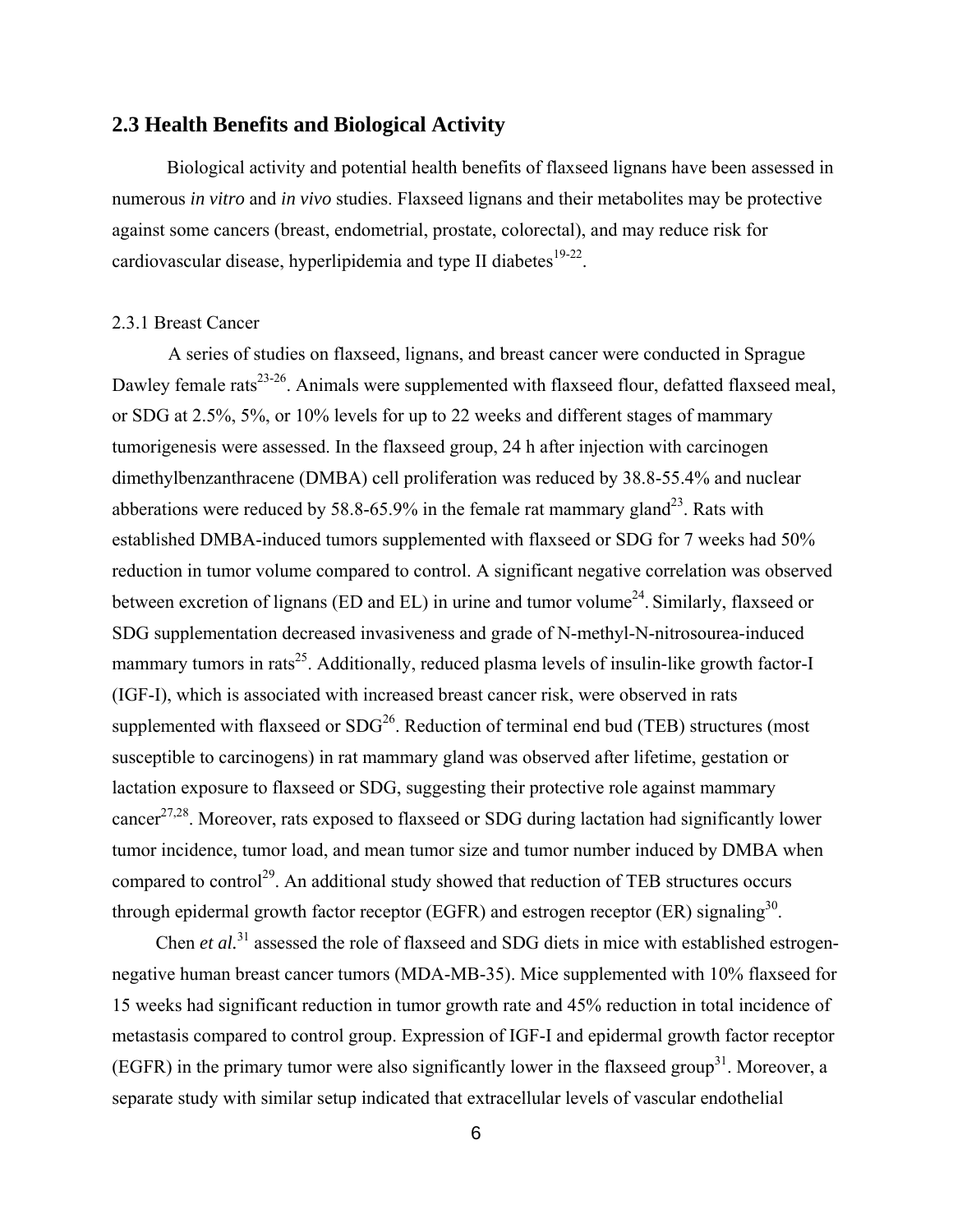## 2.3 Health Benefits and Biological Activity

Biological activity and potential health benefits of flaxseed lignans have been assessed in numerous *in vitro* and *in vivo* studies. Flaxseed lignans and their metabolites may be protective against some cancers (breast, endometrial, prostate, colorectal), and may reduce risk for cardiovascular disease, hyperlipidemia and type II diabetes[19-22].

### 2.3.1 Breast Cancer

A series of studies on flaxseed, lignans, and breast cancer were conducted in Sprague Dawley female rats[23-26]. Animals were supplemented with flaxseed flour, defatted flaxseed meal, or SDG at 2.5%, 5%, or 10% levels for up to 22 weeks and different stages of mammary tumorigenesis were assessed. In the flaxseed group, 24 h after injection with carcinogen dimethylbenzanthracene (DMBA) cell proliferation was reduced by 38.8-55.4% and nuclear abberations were reduced by 58.8-65.9% in the female rat mammary gland[23]. Rats with established DMBA-induced tumors supplemented with flaxseed or SDG for 7 weeks had 50% reduction in tumor volume compared to control. A significant negative correlation was observed between excretion of lignans (ED and EL) in urine and tumor volume[24]. Similarly, flaxseed or SDG supplementation decreased invasiveness and grade of N-methyl-N-nitrosourea-induced mammary tumors in rats[25]. Additionally, reduced plasma levels of insulin-like growth factor-I (IGF-I), which is associated with increased breast cancer risk, were observed in rats supplemented with flaxseed or SDG[26]. Reduction of terminal end bud (TEB) structures (most susceptible to carcinogens) in rat mammary gland was observed after lifetime, gestation or lactation exposure to flaxseed or SDG, suggesting their protective role against mammary cancer[27,28]. Moreover, rats exposed to flaxseed or SDG during lactation had significantly lower tumor incidence, tumor load, and mean tumor size and tumor number induced by DMBA when compared to control[29]. An additional study showed that reduction of TEB structures occurs through epidermal growth factor receptor (EGFR) and estrogen receptor (ER) signaling[30].

Chen *et al.*[31] assessed the role of flaxseed and SDG diets in mice with established estrogen-negative human breast cancer tumors (MDA-MB-35). Mice supplemented with 10% flaxseed for 15 weeks had significant reduction in tumor growth rate and 45% reduction in total incidence of metastasis compared to control group. Expression of IGF-I and epidermal growth factor receptor (EGFR) in the primary tumor were also significantly lower in the flaxseed group[31]. Moreover, a separate study with similar setup indicated that extracellular levels of vascular endothelial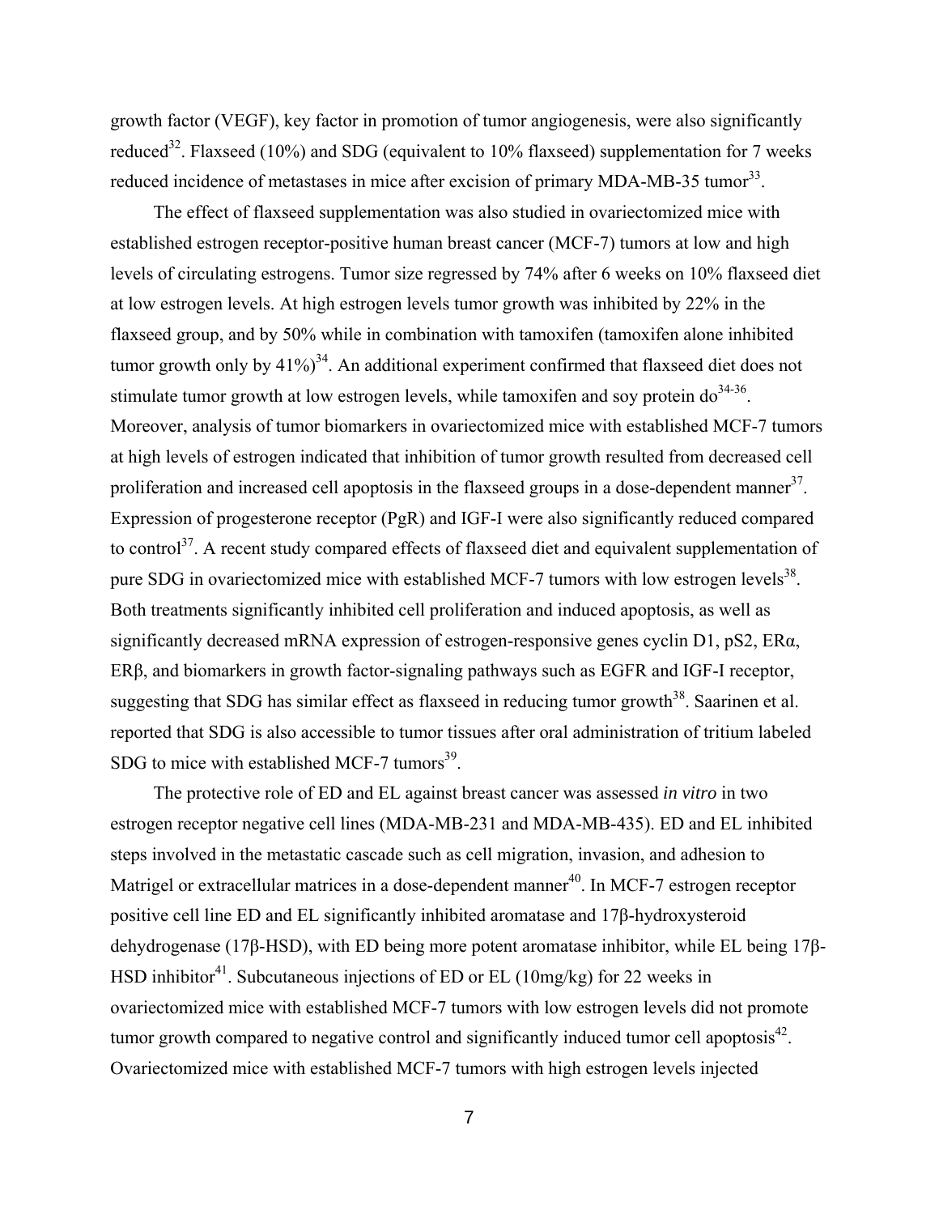growth factor (VEGF), key factor in promotion of tumor angiogenesis, were also significantly reduced[32]. Flaxseed (10%) and SDG (equivalent to 10% flaxseed) supplementation for 7 weeks reduced incidence of metastases in mice after excision of primary MDA-MB-35 tumor[33].

The effect of flaxseed supplementation was also studied in ovariectomized mice with established estrogen receptor-positive human breast cancer (MCF-7) tumors at low and high levels of circulating estrogens. Tumor size regressed by 74% after 6 weeks on 10% flaxseed diet at low estrogen levels. At high estrogen levels tumor growth was inhibited by 22% in the flaxseed group, and by 50% while in combination with tamoxifen (tamoxifen alone inhibited tumor growth only by 41%)[34]. An additional experiment confirmed that flaxseed diet does not stimulate tumor growth at low estrogen levels, while tamoxifen and soy protein do[34-36]. Moreover, analysis of tumor biomarkers in ovariectomized mice with established MCF-7 tumors at high levels of estrogen indicated that inhibition of tumor growth resulted from decreased cell proliferation and increased cell apoptosis in the flaxseed groups in a dose-dependent manner[37]. Expression of progesterone receptor (PgR) and IGF-I were also significantly reduced compared to control[37]. A recent study compared effects of flaxseed diet and equivalent supplementation of pure SDG in ovariectomized mice with established MCF-7 tumors with low estrogen levels[38]. Both treatments significantly inhibited cell proliferation and induced apoptosis, as well as significantly decreased mRNA expression of estrogen-responsive genes cyclin D1, pS2, ERα, ERβ, and biomarkers in growth factor-signaling pathways such as EGFR and IGF-I receptor, suggesting that SDG has similar effect as flaxseed in reducing tumor growth[38]. Saarinen et al. reported that SDG is also accessible to tumor tissues after oral administration of tritium labeled SDG to mice with established MCF-7 tumors[39].

The protective role of ED and EL against breast cancer was assessed *in vitro* in two estrogen receptor negative cell lines (MDA-MB-231 and MDA-MB-435). ED and EL inhibited steps involved in the metastatic cascade such as cell migration, invasion, and adhesion to Matrigel or extracellular matrices in a dose-dependent manner[40]. In MCF-7 estrogen receptor positive cell line ED and EL significantly inhibited aromatase and 17β-hydroxysteroid dehydrogenase (17β-HSD), with ED being more potent aromatase inhibitor, while EL being 17β-HSD inhibitor[41]. Subcutaneous injections of ED or EL (10mg/kg) for 22 weeks in ovariectomized mice with established MCF-7 tumors with low estrogen levels did not promote tumor growth compared to negative control and significantly induced tumor cell apoptosis[42]. Ovariectomized mice with established MCF-7 tumors with high estrogen levels injected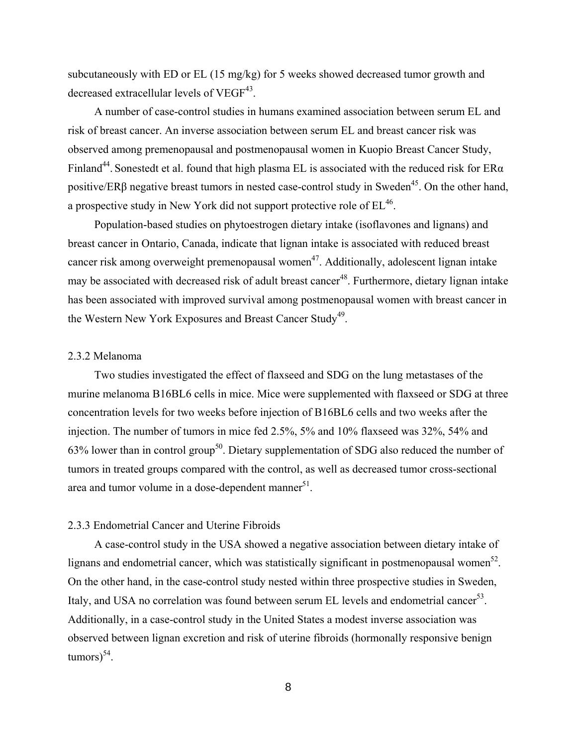subcutaneously with ED or EL (15 mg/kg) for 5 weeks showed decreased tumor growth and decreased extracellular levels of VEGF[43].

A number of case-control studies in humans examined association between serum EL and risk of breast cancer. An inverse association between serum EL and breast cancer risk was observed among premenopausal and postmenopausal women in Kuopio Breast Cancer Study, Finland[44]. Sonestedt et al. found that high plasma EL is associated with the reduced risk for ERα positive/ERβ negative breast tumors in nested case-control study in Sweden[45]. On the other hand, a prospective study in New York did not support protective role of EL[46].

Population-based studies on phytoestrogen dietary intake (isoflavones and lignans) and breast cancer in Ontario, Canada, indicate that lignan intake is associated with reduced breast cancer risk among overweight premenopausal women[47]. Additionally, adolescent lignan intake may be associated with decreased risk of adult breast cancer[48]. Furthermore, dietary lignan intake has been associated with improved survival among postmenopausal women with breast cancer in the Western New York Exposures and Breast Cancer Study[49].

### 2.3.2 Melanoma

Two studies investigated the effect of flaxseed and SDG on the lung metastases of the murine melanoma B16BL6 cells in mice. Mice were supplemented with flaxseed or SDG at three concentration levels for two weeks before injection of B16BL6 cells and two weeks after the injection. The number of tumors in mice fed 2.5%, 5% and 10% flaxseed was 32%, 54% and 63% lower than in control group[50]. Dietary supplementation of SDG also reduced the number of tumors in treated groups compared with the control, as well as decreased tumor cross-sectional area and tumor volume in a dose-dependent manner[51].

### 2.3.3 Endometrial Cancer and Uterine Fibroids

A case-control study in the USA showed a negative association between dietary intake of lignans and endometrial cancer, which was statistically significant in postmenopausal women[52]. On the other hand, in the case-control study nested within three prospective studies in Sweden, Italy, and USA no correlation was found between serum EL levels and endometrial cancer[53]. Additionally, in a case-control study in the United States a modest inverse association was observed between lignan excretion and risk of uterine fibroids (hormonally responsive benign tumors)[54].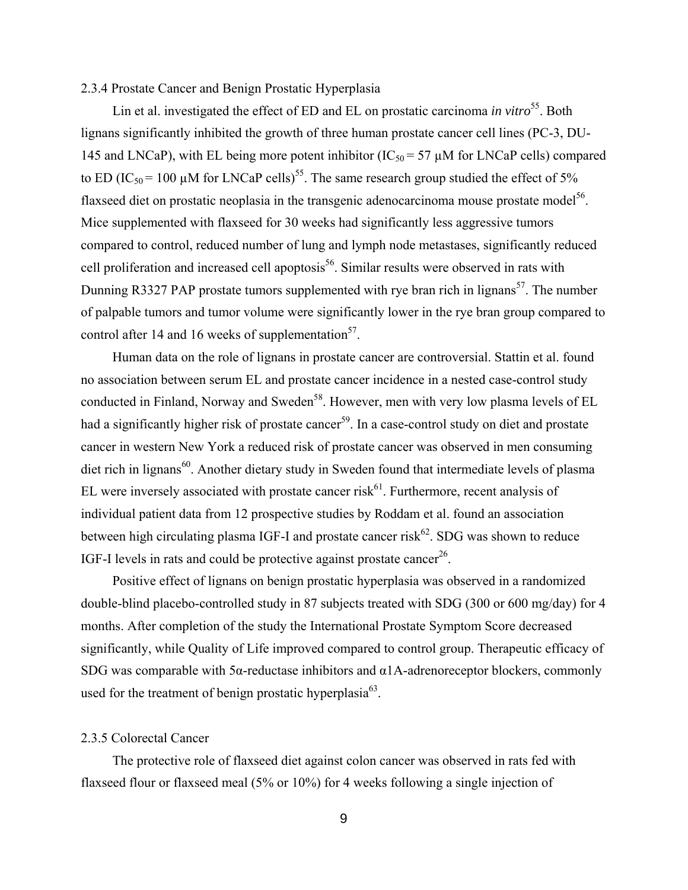### 2.3.4 Prostate Cancer and Benign Prostatic Hyperplasia

Lin et al. investigated the effect of ED and EL on prostatic carcinoma *in vitro*[55]. Both lignans significantly inhibited the growth of three human prostate cancer cell lines (PC-3, DU-145 and LNCaP), with EL being more potent inhibitor ($IC_{50}$ = 57 μM for LNCaP cells) compared to ED ($IC_{50}$ = 100 μM for LNCaP cells)[55]. The same research group studied the effect of 5% flaxseed diet on prostatic neoplasia in the transgenic adenocarcinoma mouse prostate model[56]. Mice supplemented with flaxseed for 30 weeks had significantly less aggressive tumors compared to control, reduced number of lung and lymph node metastases, significantly reduced cell proliferation and increased cell apoptosis[56]. Similar results were observed in rats with Dunning R3327 PAP prostate tumors supplemented with rye bran rich in lignans[57]. The number of palpable tumors and tumor volume were significantly lower in the rye bran group compared to control after 14 and 16 weeks of supplementation[57].

Human data on the role of lignans in prostate cancer are controversial. Stattin et al. found no association between serum EL and prostate cancer incidence in a nested case-control study conducted in Finland, Norway and Sweden[58]. However, men with very low plasma levels of EL had a significantly higher risk of prostate cancer[59]. In a case-control study on diet and prostate cancer in western New York a reduced risk of prostate cancer was observed in men consuming diet rich in lignans[60]. Another dietary study in Sweden found that intermediate levels of plasma EL were inversely associated with prostate cancer risk[61]. Furthermore, recent analysis of individual patient data from 12 prospective studies by Roddam et al. found an association between high circulating plasma IGF-I and prostate cancer risk[62]. SDG was shown to reduce IGF-I levels in rats and could be protective against prostate cancer[26].

Positive effect of lignans on benign prostatic hyperplasia was observed in a randomized double-blind placebo-controlled study in 87 subjects treated with SDG (300 or 600 mg/day) for 4 months. After completion of the study the International Prostate Symptom Score decreased significantly, while Quality of Life improved compared to control group. Therapeutic efficacy of SDG was comparable with 5α-reductase inhibitors and α1A-adrenoreceptor blockers, commonly used for the treatment of benign prostatic hyperplasia[63].

### 2.3.5 Colorectal Cancer

The protective role of flaxseed diet against colon cancer was observed in rats fed with flaxseed flour or flaxseed meal (5% or 10%) for 4 weeks following a single injection of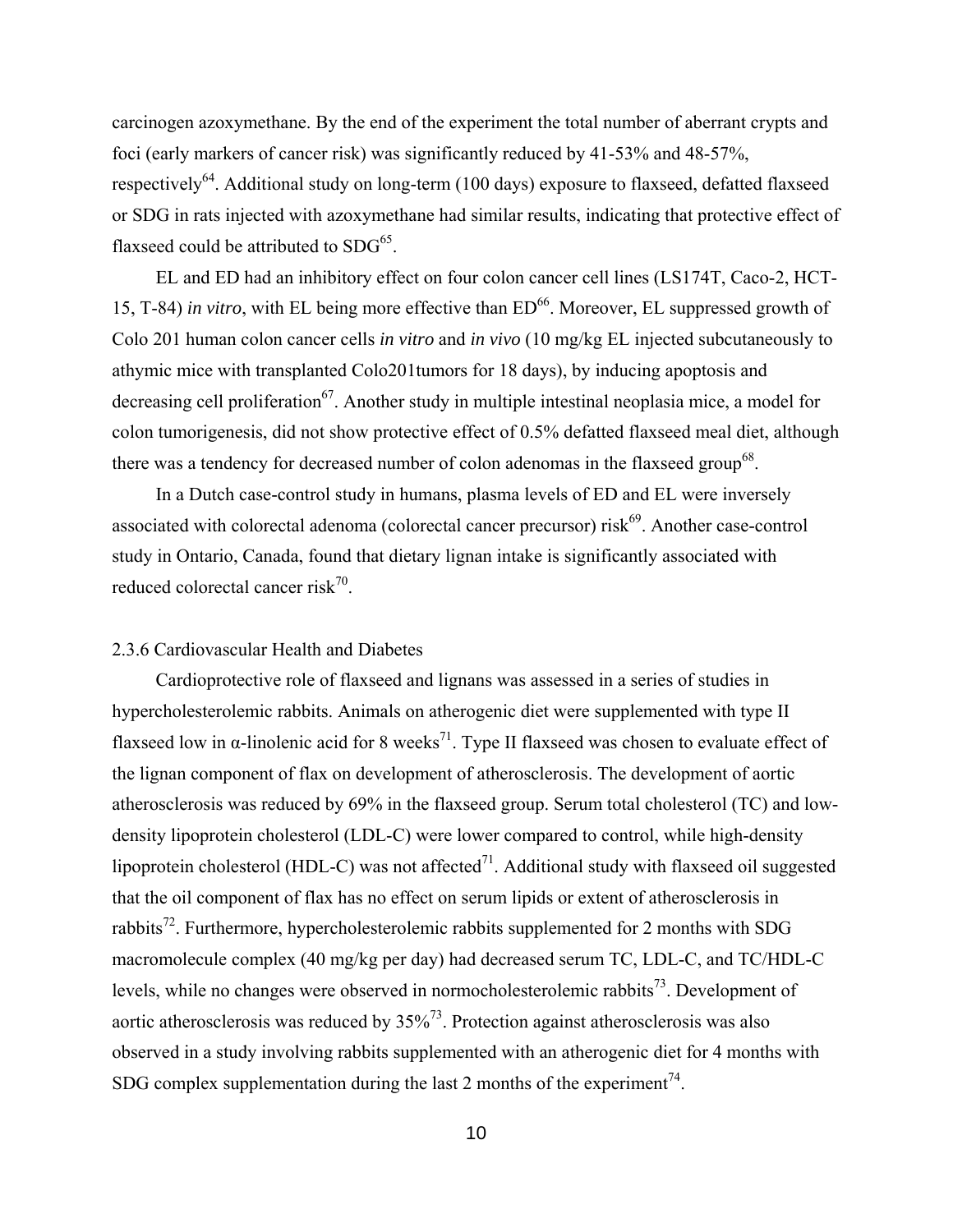carcinogen azoxymethane. By the end of the experiment the total number of aberrant crypts and foci (early markers of cancer risk) was significantly reduced by 41-53% and 48-57%, respectively[64]. Additional study on long-term (100 days) exposure to flaxseed, defatted flaxseed or SDG in rats injected with azoxymethane had similar results, indicating that protective effect of flaxseed could be attributed to SDG[65].

EL and ED had an inhibitory effect on four colon cancer cell lines (LS174T, Caco-2, HCT-15, T-84) *in vitro*, with EL being more effective than ED[66]. Moreover, EL suppressed growth of Colo 201 human colon cancer cells *in vitro* and *in vivo* (10 mg/kg EL injected subcutaneously to athymic mice with transplanted Colo201tumors for 18 days), by inducing apoptosis and decreasing cell proliferation[67]. Another study in multiple intestinal neoplasia mice, a model for colon tumorigenesis, did not show protective effect of 0.5% defatted flaxseed meal diet, although there was a tendency for decreased number of colon adenomas in the flaxseed group[68].

In a Dutch case-control study in humans, plasma levels of ED and EL were inversely associated with colorectal adenoma (colorectal cancer precursor) risk[69]. Another case-control study in Ontario, Canada, found that dietary lignan intake is significantly associated with reduced colorectal cancer risk[70].

### 2.3.6 Cardiovascular Health and Diabetes

Cardioprotective role of flaxseed and lignans was assessed in a series of studies in hypercholesterolemic rabbits. Animals on atherogenic diet were supplemented with type II flaxseed low in α-linolenic acid for 8 weeks[71]. Type II flaxseed was chosen to evaluate effect of the lignan component of flax on development of atherosclerosis. The development of aortic atherosclerosis was reduced by 69% in the flaxseed group. Serum total cholesterol (TC) and low-density lipoprotein cholesterol (LDL-C) were lower compared to control, while high-density lipoprotein cholesterol (HDL-C) was not affected[71]. Additional study with flaxseed oil suggested that the oil component of flax has no effect on serum lipids or extent of atherosclerosis in rabbits[72]. Furthermore, hypercholesterolemic rabbits supplemented for 2 months with SDG macromolecule complex (40 mg/kg per day) had decreased serum TC, LDL-C, and TC/HDL-C levels, while no changes were observed in normocholesterolemic rabbits[73]. Development of aortic atherosclerosis was reduced by 35%[73]. Protection against atherosclerosis was also observed in a study involving rabbits supplemented with an atherogenic diet for 4 months with SDG complex supplementation during the last 2 months of the experiment[74].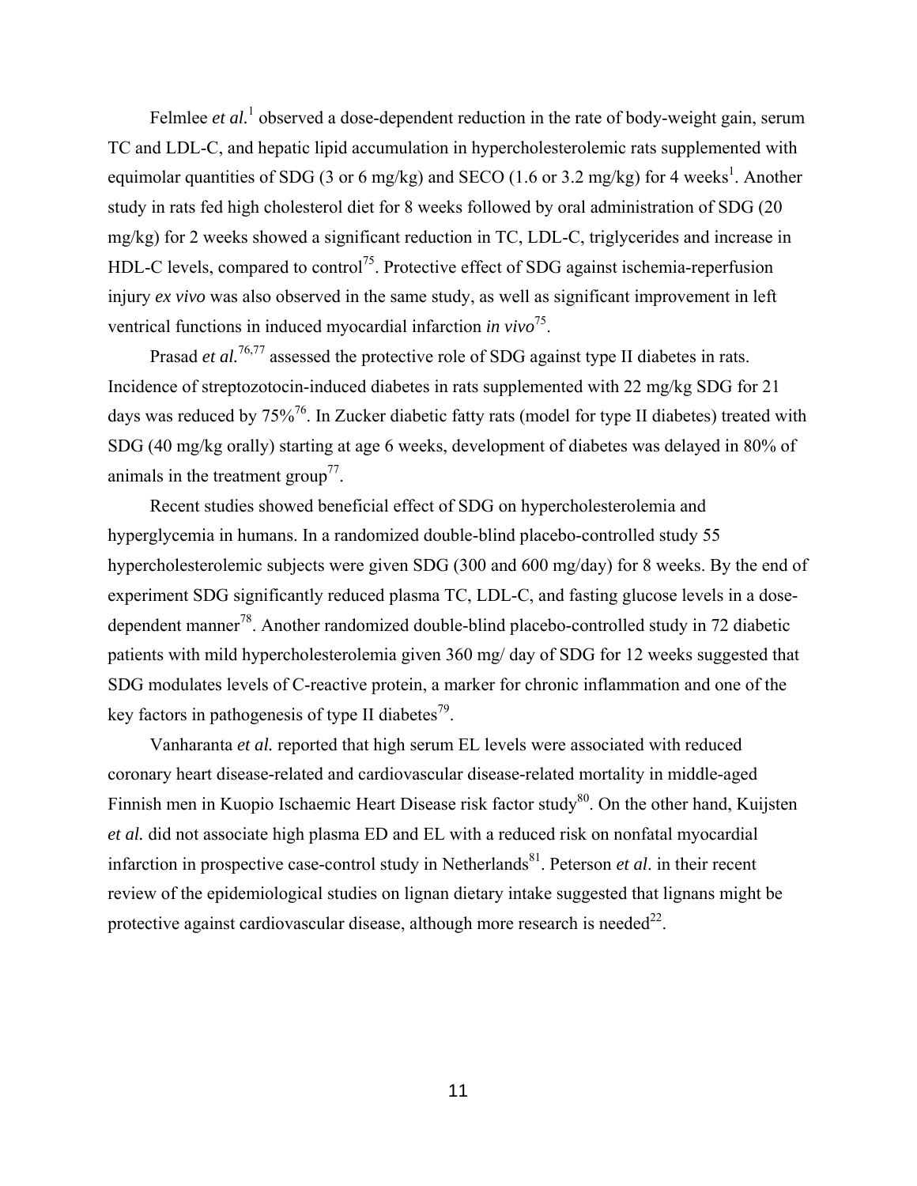Felmlee *et al.*[1] observed a dose-dependent reduction in the rate of body-weight gain, serum TC and LDL-C, and hepatic lipid accumulation in hypercholesterolemic rats supplemented with equimolar quantities of SDG (3 or 6 mg/kg) and SECO (1.6 or 3.2 mg/kg) for 4 weeks[1]. Another study in rats fed high cholesterol diet for 8 weeks followed by oral administration of SDG (20 mg/kg) for 2 weeks showed a significant reduction in TC, LDL-C, triglycerides and increase in HDL-C levels, compared to control[75]. Protective effect of SDG against ischemia-reperfusion injury *ex vivo* was also observed in the same study, as well as significant improvement in left ventrical functions in induced myocardial infarction *in vivo*[75].

Prasad *et al.*[76,77] assessed the protective role of SDG against type II diabetes in rats. Incidence of streptozotocin-induced diabetes in rats supplemented with 22 mg/kg SDG for 21 days was reduced by 75%[76]. In Zucker diabetic fatty rats (model for type II diabetes) treated with SDG (40 mg/kg orally) starting at age 6 weeks, development of diabetes was delayed in 80% of animals in the treatment group[77].

Recent studies showed beneficial effect of SDG on hypercholesterolemia and hyperglycemia in humans. In a randomized double-blind placebo-controlled study 55 hypercholesterolemic subjects were given SDG (300 and 600 mg/day) for 8 weeks. By the end of experiment SDG significantly reduced plasma TC, LDL-C, and fasting glucose levels in a dose-dependent manner[78]. Another randomized double-blind placebo-controlled study in 72 diabetic patients with mild hypercholesterolemia given 360 mg/ day of SDG for 12 weeks suggested that SDG modulates levels of C-reactive protein, a marker for chronic inflammation and one of the key factors in pathogenesis of type II diabetes[79].

Vanharanta *et al.* reported that high serum EL levels were associated with reduced coronary heart disease-related and cardiovascular disease-related mortality in middle-aged Finnish men in Kuopio Ischaemic Heart Disease risk factor study[80]. On the other hand, Kuijsten *et al.* did not associate high plasma ED and EL with a reduced risk on nonfatal myocardial infarction in prospective case-control study in Netherlands[81]. Peterson *et al.* in their recent review of the epidemiological studies on lignan dietary intake suggested that lignans might be protective against cardiovascular disease, although more research is needed[22].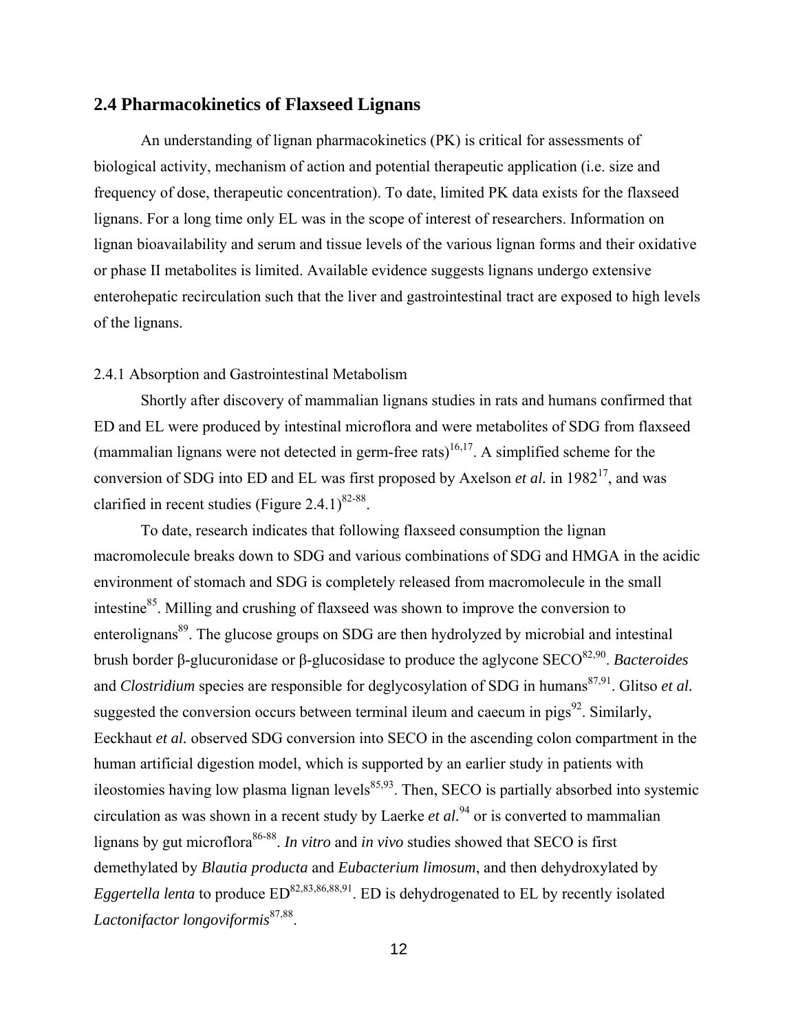## 2.4 Pharmacokinetics of Flaxseed Lignans

An understanding of lignan pharmacokinetics (PK) is critical for assessments of biological activity, mechanism of action and potential therapeutic application (i.e. size and frequency of dose, therapeutic concentration). To date, limited PK data exists for the flaxseed lignans. For a long time only EL was in the scope of interest of researchers. Information on lignan bioavailability and serum and tissue levels of the various lignan forms and their oxidative or phase II metabolites is limited. Available evidence suggests lignans undergo extensive enterohepatic recirculation such that the liver and gastrointestinal tract are exposed to high levels of the lignans.

### 2.4.1 Absorption and Gastrointestinal Metabolism

Shortly after discovery of mammalian lignans studies in rats and humans confirmed that ED and EL were produced by intestinal microflora and were metabolites of SDG from flaxseed (mammalian lignans were not detected in germ-free rats)[16,17]. A simplified scheme for the conversion of SDG into ED and EL was first proposed by Axelson *et al.* in 1982[17], and was clarified in recent studies (Figure 2.4.1)[82-88].

To date, research indicates that following flaxseed consumption the lignan macromolecule breaks down to SDG and various combinations of SDG and HMGA in the acidic environment of stomach and SDG is completely released from macromolecule in the small intestine[85]. Milling and crushing of flaxseed was shown to improve the conversion to enterolignans[89]. The glucose groups on SDG are then hydrolyzed by microbial and intestinal brush border β-glucuronidase or β-glucosidase to produce the aglycone SECO[82,90]. *Bacteroides* and *Clostridium* species are responsible for deglycosylation of SDG in humans[87,91]. Glitso *et al.* suggested the conversion occurs between terminal ileum and caecum in pigs[92]. Similarly, Eeckhaut *et al.* observed SDG conversion into SECO in the ascending colon compartment in the human artificial digestion model, which is supported by an earlier study in patients with ileostomies having low plasma lignan levels[85,93]. Then, SECO is partially absorbed into systemic circulation as was shown in a recent study by Laerke *et al.*[94] or is converted to mammalian lignans by gut microflora[86-88]. *In vitro* and *in vivo* studies showed that SECO is first demethylated by *Blautia producta* and *Eubacterium limosum*, and then dehydroxylated by *Eggertella lenta* to produce ED[82,83,86,88,91]. ED is dehydrogenated to EL by recently isolated *Lactonifactor longoviformis*[87,88].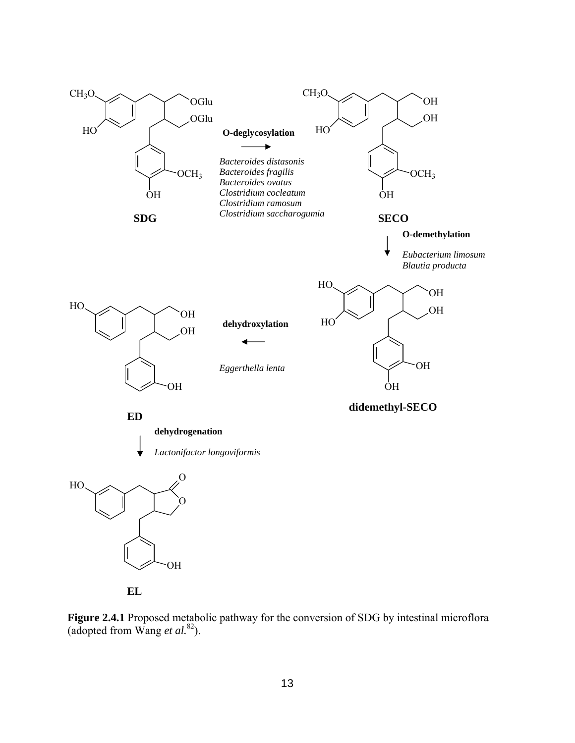**Figure 2.4.1** Proposed metabolic pathway for the conversion of SDG by intestinal microflora (adopted from Wang *et al.*[82]).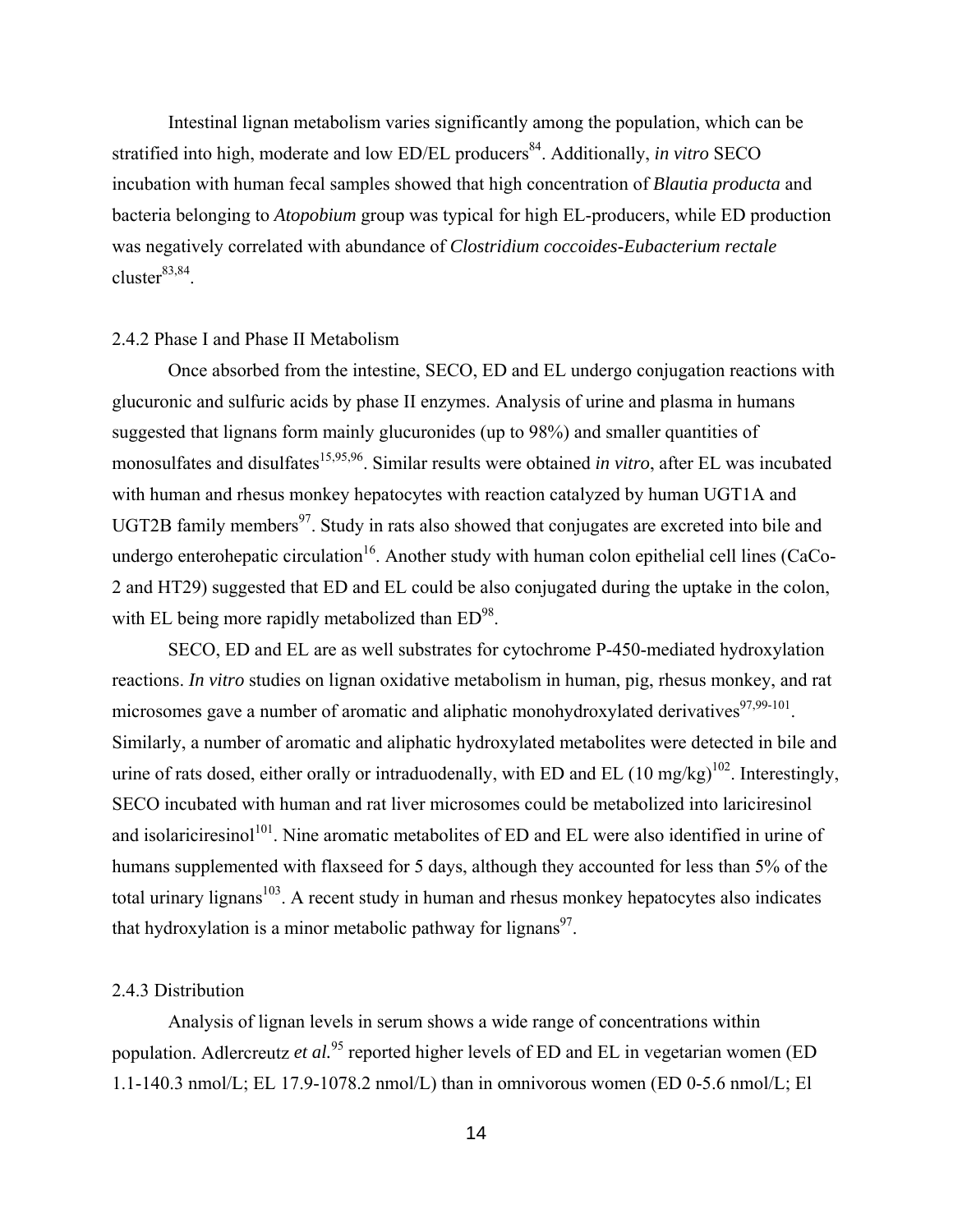Intestinal lignan metabolism varies significantly among the population, which can be stratified into high, moderate and low ED/EL producers[84]. Additionally, *in vitro* SECO incubation with human fecal samples showed that high concentration of *Blautia producta* and bacteria belonging to *Atopobium* group was typical for high EL-producers, while ED production was negatively correlated with abundance of *Clostridium coccoides-Eubacterium rectale* cluster[83,84].

### 2.4.2 Phase I and Phase II Metabolism

Once absorbed from the intestine, SECO, ED and EL undergo conjugation reactions with glucuronic and sulfuric acids by phase II enzymes. Analysis of urine and plasma in humans suggested that lignans form mainly glucuronides (up to 98%) and smaller quantities of monosulfates and disulfates[15,95,96]. Similar results were obtained *in vitro*, after EL was incubated with human and rhesus monkey hepatocytes with reaction catalyzed by human UGT1A and UGT2B family members[97]. Study in rats also showed that conjugates are excreted into bile and undergo enterohepatic circulation[16]. Another study with human colon epithelial cell lines (CaCo-2 and HT29) suggested that ED and EL could be also conjugated during the uptake in the colon, with EL being more rapidly metabolized than ED[98].

SECO, ED and EL are as well substrates for cytochrome P-450-mediated hydroxylation reactions. *In vitro* studies on lignan oxidative metabolism in human, pig, rhesus monkey, and rat microsomes gave a number of aromatic and aliphatic monohydroxylated derivatives[97,99-101]. Similarly, a number of aromatic and aliphatic hydroxylated metabolites were detected in bile and urine of rats dosed, either orally or intraduodenally, with ED and EL (10 mg/kg)[102]. Interestingly, SECO incubated with human and rat liver microsomes could be metabolized into lariciresinol and isolariciresinol[101]. Nine aromatic metabolites of ED and EL were also identified in urine of humans supplemented with flaxseed for 5 days, although they accounted for less than 5% of the total urinary lignans[103]. A recent study in human and rhesus monkey hepatocytes also indicates that hydroxylation is a minor metabolic pathway for lignans[97].

### 2.4.3 Distribution

Analysis of lignan levels in serum shows a wide range of concentrations within population. Adlercreutz *et al.*[95] reported higher levels of ED and EL in vegetarian women (ED 1.1-140.3 nmol/L; EL 17.9-1078.2 nmol/L) than in omnivorous women (ED 0-5.6 nmol/L; El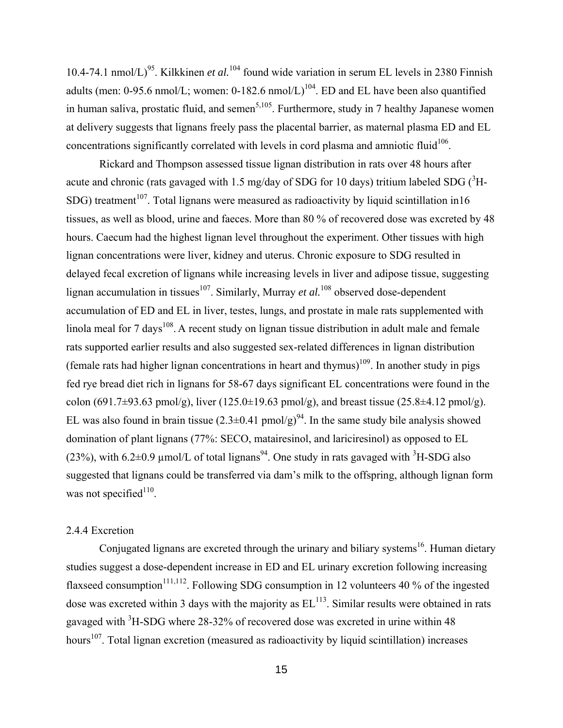10.4-74.1 nmol/L)[95]. Kilkkinen *et al.*[104] found wide variation in serum EL levels in 2380 Finnish adults (men: 0-95.6 nmol/L; women: 0-182.6 nmol/L)[104]. ED and EL have been also quantified in human saliva, prostatic fluid, and semen[5,105]. Furthermore, study in 7 healthy Japanese women at delivery suggests that lignans freely pass the placental barrier, as maternal plasma ED and EL concentrations significantly correlated with levels in cord plasma and amniotic fluid[106].

Rickard and Thompson assessed tissue lignan distribution in rats over 48 hours after acute and chronic (rats gavaged with 1.5 mg/day of SDG for 10 days) tritium labeled SDG ($^{3}$H-SDG) treatment[107]. Total lignans were measured as radioactivity by liquid scintillation in16 tissues, as well as blood, urine and faeces. More than 80 % of recovered dose was excreted by 48 hours. Caecum had the highest lignan level throughout the experiment. Other tissues with high lignan concentrations were liver, kidney and uterus. Chronic exposure to SDG resulted in delayed fecal excretion of lignans while increasing levels in liver and adipose tissue, suggesting lignan accumulation in tissues[107]. Similarly, Murray *et al.*[108] observed dose-dependent accumulation of ED and EL in liver, testes, lungs, and prostate in male rats supplemented with linola meal for 7 days[108]. A recent study on lignan tissue distribution in adult male and female rats supported earlier results and also suggested sex-related differences in lignan distribution (female rats had higher lignan concentrations in heart and thymus)[109]. In another study in pigs fed rye bread diet rich in lignans for 58-67 days significant EL concentrations were found in the colon (691.7±93.63 pmol/g), liver (125.0±19.63 pmol/g), and breast tissue (25.8±4.12 pmol/g). EL was also found in brain tissue (2.3±0.41 pmol/g)[94]. In the same study bile analysis showed domination of plant lignans (77%: SECO, matairesinol, and lariciresinol) as opposed to EL (23%), with 6.2±0.9 µmol/L of total lignans[94]. One study in rats gavaged with $^{3}$H-SDG also suggested that lignans could be transferred via dam's milk to the offspring, although lignan form was not specified[110].

### 2.4.4 Excretion

Conjugated lignans are excreted through the urinary and biliary systems[16]. Human dietary studies suggest a dose-dependent increase in ED and EL urinary excretion following increasing flaxseed consumption[111,112]. Following SDG consumption in 12 volunteers 40 % of the ingested dose was excreted within 3 days with the majority as EL[113]. Similar results were obtained in rats gavaged with $^{3}$H-SDG where 28-32% of recovered dose was excreted in urine within 48 hours[107]. Total lignan excretion (measured as radioactivity by liquid scintillation) increases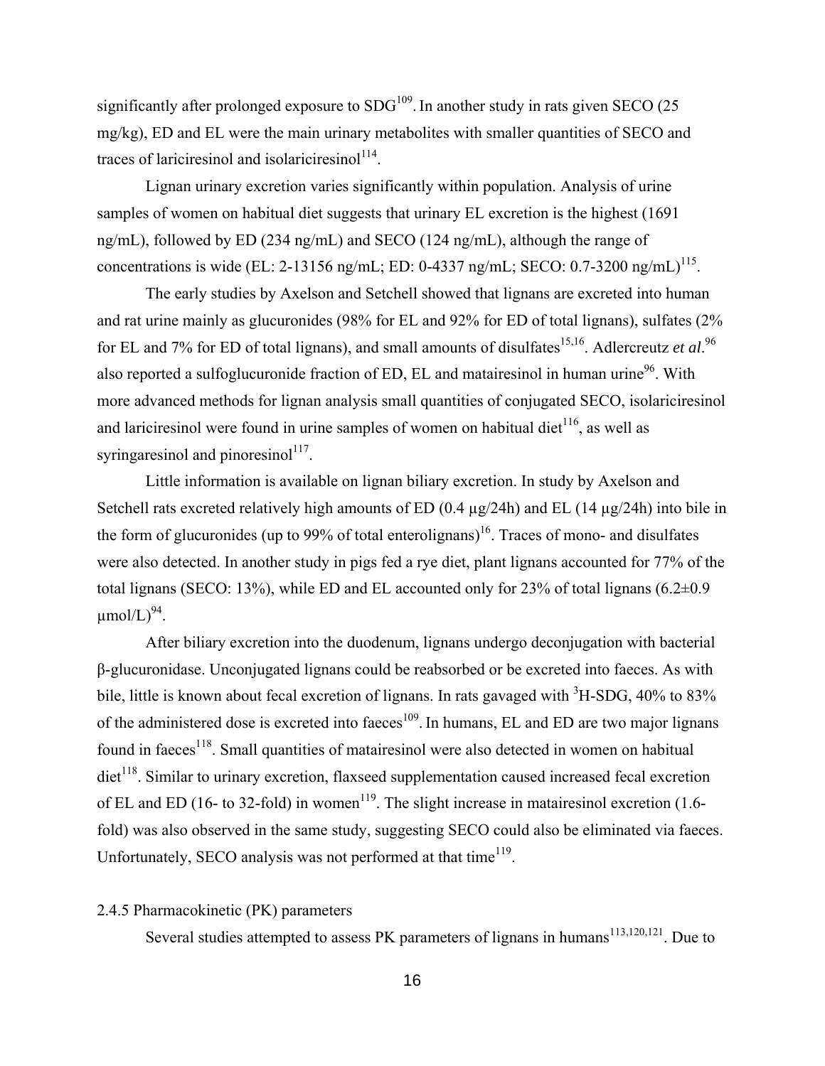significantly after prolonged exposure to SDG[109]. In another study in rats given SECO (25 mg/kg), ED and EL were the main urinary metabolites with smaller quantities of SECO and traces of lariciresinol and isolariciresinol[114].

Lignan urinary excretion varies significantly within population. Analysis of urine samples of women on habitual diet suggests that urinary EL excretion is the highest (1691 ng/mL), followed by ED (234 ng/mL) and SECO (124 ng/mL), although the range of concentrations is wide (EL: 2-13156 ng/mL; ED: 0-4337 ng/mL; SECO: 0.7-3200 ng/mL)[115].

The early studies by Axelson and Setchell showed that lignans are excreted into human and rat urine mainly as glucuronides (98% for EL and 92% for ED of total lignans), sulfates (2% for EL and 7% for ED of total lignans), and small amounts of disulfates[15,16]. Adlercreutz *et al*.[96] also reported a sulfoglucuronide fraction of ED, EL and matairesinol in human urine[96]. With more advanced methods for lignan analysis small quantities of conjugated SECO, isolariciresinol and lariciresinol were found in urine samples of women on habitual diet[116], as well as syringaresinol and pinoresinol[117].

Little information is available on lignan biliary excretion. In study by Axelson and Setchell rats excreted relatively high amounts of ED (0.4 μg/24h) and EL (14 μg/24h) into bile in the form of glucuronides (up to 99% of total enterolignans)[16]. Traces of mono- and disulfates were also detected. In another study in pigs fed a rye diet, plant lignans accounted for 77% of the total lignans (SECO: 13%), while ED and EL accounted only for 23% of total lignans (6.2±0.9 μmol/L)[94].

After biliary excretion into the duodenum, lignans undergo deconjugation with bacterial β-glucuronidase. Unconjugated lignans could be reabsorbed or be excreted into faeces. As with bile, little is known about fecal excretion of lignans. In rats gavaged with $^{3}$H-SDG, 40% to 83% of the administered dose is excreted into faeces[109]. In humans, EL and ED are two major lignans found in faeces[118]. Small quantities of matairesinol were also detected in women on habitual diet[118]. Similar to urinary excretion, flaxseed supplementation caused increased fecal excretion of EL and ED (16- to 32-fold) in women[119]. The slight increase in matairesinol excretion (1.6-fold) was also observed in the same study, suggesting SECO could also be eliminated via faeces. Unfortunately, SECO analysis was not performed at that time[119].

### 2.4.5 Pharmacokinetic (PK) parameters

Several studies attempted to assess PK parameters of lignans in humans[113,120,121]. Due to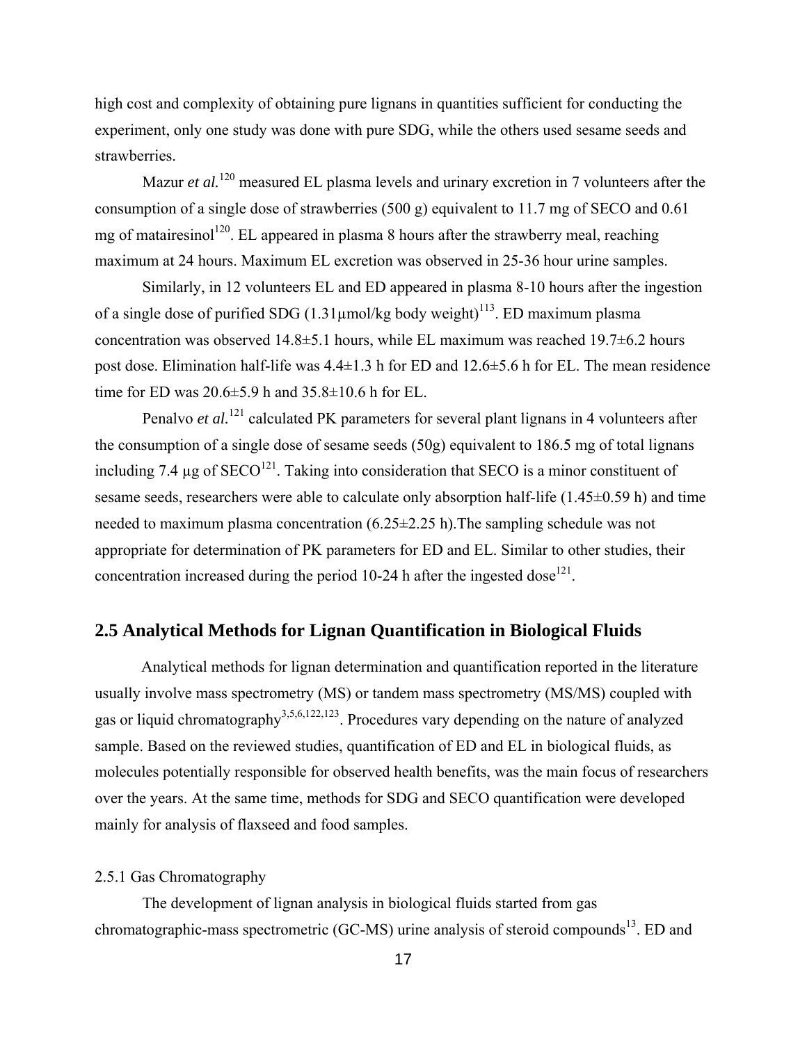high cost and complexity of obtaining pure lignans in quantities sufficient for conducting the experiment, only one study was done with pure SDG, while the others used sesame seeds and strawberries.

Mazur *et al.*[120] measured EL plasma levels and urinary excretion in 7 volunteers after the consumption of a single dose of strawberries (500 g) equivalent to 11.7 mg of SECO and 0.61 mg of matairesinol[120]. EL appeared in plasma 8 hours after the strawberry meal, reaching maximum at 24 hours. Maximum EL excretion was observed in 25-36 hour urine samples.

Similarly, in 12 volunteers EL and ED appeared in plasma 8-10 hours after the ingestion of a single dose of purified SDG (1.31µmol/kg body weight)[113]. ED maximum plasma concentration was observed 14.8±5.1 hours, while EL maximum was reached 19.7±6.2 hours post dose. Elimination half-life was 4.4±1.3 h for ED and 12.6±5.6 h for EL. The mean residence time for ED was 20.6±5.9 h and 35.8±10.6 h for EL.

Penalvo *et al.*[121] calculated PK parameters for several plant lignans in 4 volunteers after the consumption of a single dose of sesame seeds (50g) equivalent to 186.5 mg of total lignans including 7.4 µg of SECO[121]. Taking into consideration that SECO is a minor constituent of sesame seeds, researchers were able to calculate only absorption half-life (1.45±0.59 h) and time needed to maximum plasma concentration (6.25±2.25 h).The sampling schedule was not appropriate for determination of PK parameters for ED and EL. Similar to other studies, their concentration increased during the period 10-24 h after the ingested dose[121].

## 2.5 Analytical Methods for Lignan Quantification in Biological Fluids

Analytical methods for lignan determination and quantification reported in the literature usually involve mass spectrometry (MS) or tandem mass spectrometry (MS/MS) coupled with gas or liquid chromatography[3,5,6,122,123]. Procedures vary depending on the nature of analyzed sample. Based on the reviewed studies, quantification of ED and EL in biological fluids, as molecules potentially responsible for observed health benefits, was the main focus of researchers over the years. At the same time, methods for SDG and SECO quantification were developed mainly for analysis of flaxseed and food samples.

### 2.5.1 Gas Chromatography

The development of lignan analysis in biological fluids started from gas chromatographic-mass spectrometric (GC-MS) urine analysis of steroid compounds[13]. ED and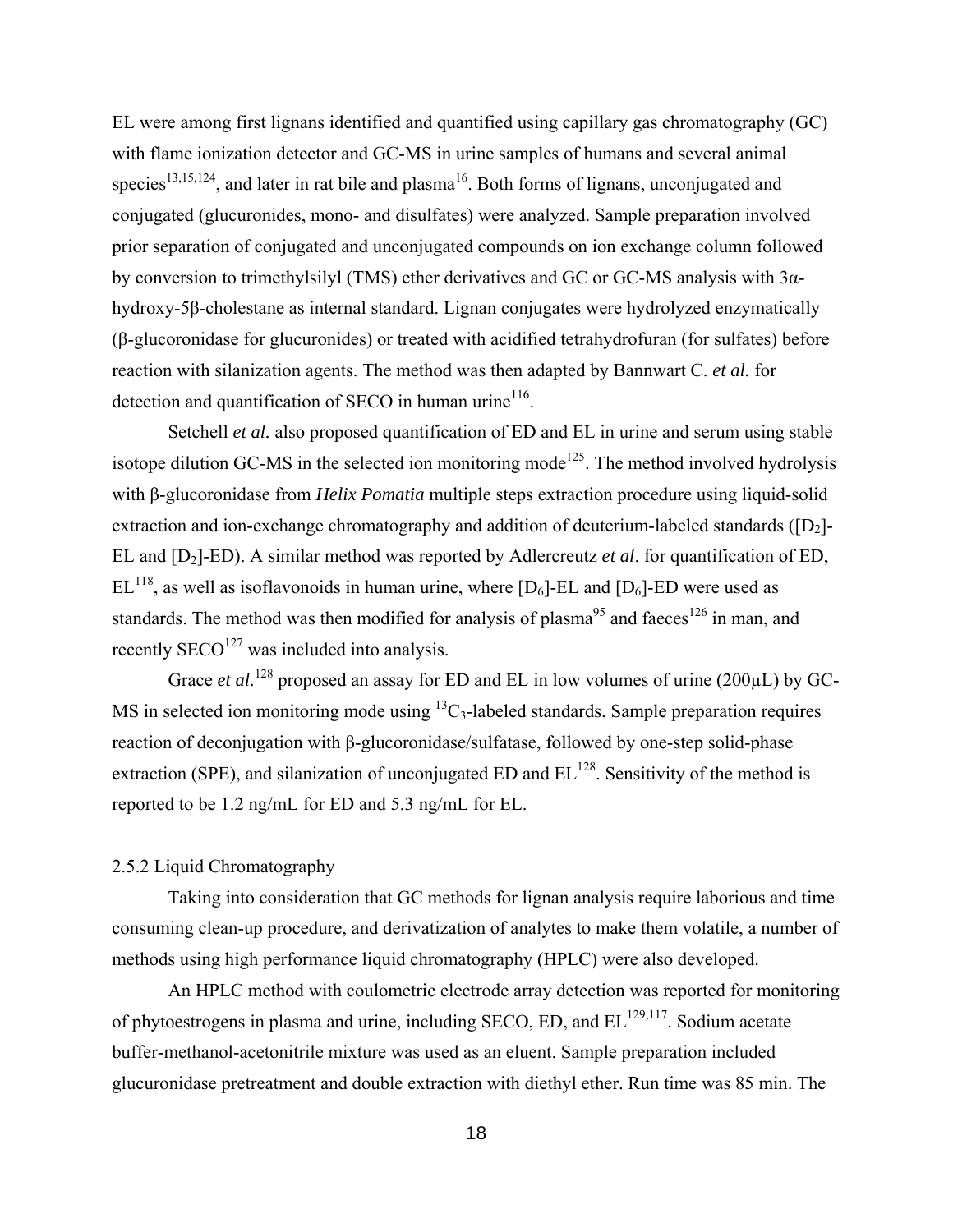EL were among first lignans identified and quantified using capillary gas chromatography (GC) with flame ionization detector and GC-MS in urine samples of humans and several animal species[13,15,124], and later in rat bile and plasma[16]. Both forms of lignans, unconjugated and conjugated (glucuronides, mono- and disulfates) were analyzed. Sample preparation involved prior separation of conjugated and unconjugated compounds on ion exchange column followed by conversion to trimethylsilyl (TMS) ether derivatives and GC or GC-MS analysis with 3α-hydroxy-5β-cholestane as internal standard. Lignan conjugates were hydrolyzed enzymatically (β-glucoronidase for glucuronides) or treated with acidified tetrahydrofuran (for sulfates) before reaction with silanization agents. The method was then adapted by Bannwart C. *et al.* for detection and quantification of SECO in human urine[116].

Setchell *et al.* also proposed quantification of ED and EL in urine and serum using stable isotope dilution GC-MS in the selected ion monitoring mode[125]. The method involved hydrolysis with β-glucoronidase from *Helix Pomatia* multiple steps extraction procedure using liquid-solid extraction and ion-exchange chromatography and addition of deuterium-labeled standards ([$D_2$]-EL and [$D_2$]-ED). A similar method was reported by Adlercreutz *et al*. for quantification of ED, EL[118], as well as isoflavonoids in human urine, where [$D_6$]-EL and [$D_6$]-ED were used as standards. The method was then modified for analysis of plasma[95] and faeces[126] in man, and recently SECO[127] was included into analysis.

Grace *et al.*[128] proposed an assay for ED and EL in low volumes of urine (200μL) by GC-MS in selected ion monitoring mode using $^{13}C_3$-labeled standards. Sample preparation requires reaction of deconjugation with β-glucoronidase/sulfatase, followed by one-step solid-phase extraction (SPE), and silanization of unconjugated ED and EL[128]. Sensitivity of the method is reported to be 1.2 ng/mL for ED and 5.3 ng/mL for EL.

### 2.5.2 Liquid Chromatography

Taking into consideration that GC methods for lignan analysis require laborious and time consuming clean-up procedure, and derivatization of analytes to make them volatile, a number of methods using high performance liquid chromatography (HPLC) were also developed.

An HPLC method with coulometric electrode array detection was reported for monitoring of phytoestrogens in plasma and urine, including SECO, ED, and EL[129,117]. Sodium acetate buffer-methanol-acetonitrile mixture was used as an eluent. Sample preparation included glucuronidase pretreatment and double extraction with diethyl ether. Run time was 85 min. The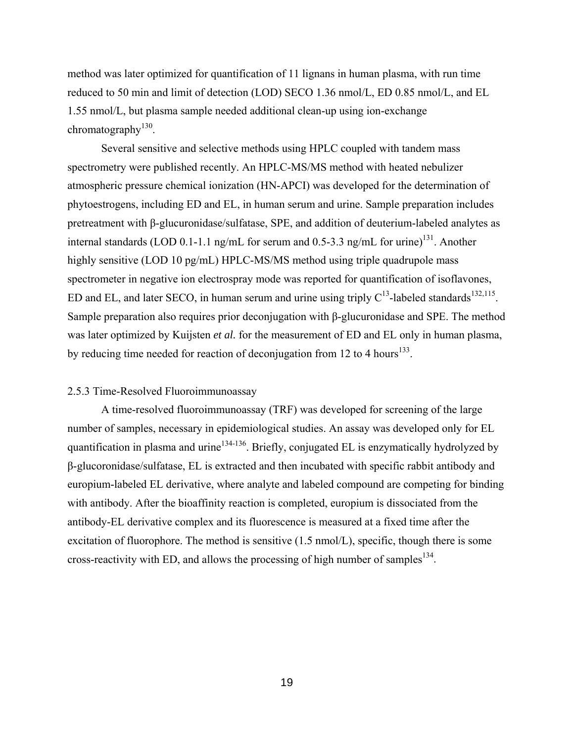method was later optimized for quantification of 11 lignans in human plasma, with run time reduced to 50 min and limit of detection (LOD) SECO 1.36 nmol/L, ED 0.85 nmol/L, and EL 1.55 nmol/L, but plasma sample needed additional clean-up using ion-exchange chromatography[130].

Several sensitive and selective methods using HPLC coupled with tandem mass spectrometry were published recently. An HPLC-MS/MS method with heated nebulizer atmospheric pressure chemical ionization (HN-APCI) was developed for the determination of phytoestrogens, including ED and EL, in human serum and urine. Sample preparation includes pretreatment with β-glucuronidase/sulfatase, SPE, and addition of deuterium-labeled analytes as internal standards (LOD 0.1-1.1 ng/mL for serum and 0.5-3.3 ng/mL for urine)[131]. Another highly sensitive (LOD 10 pg/mL) HPLC-MS/MS method using triple quadrupole mass spectrometer in negative ion electrospray mode was reported for quantification of isoflavones, ED and EL, and later SECO, in human serum and urine using triply $C^{13}$-labeled standards[132,115]. Sample preparation also requires prior deconjugation with β-glucuronidase and SPE. The method was later optimized by Kuijsten *et al.* for the measurement of ED and EL only in human plasma, by reducing time needed for reaction of deconjugation from 12 to 4 hours[133].

### 2.5.3 Time-Resolved Fluoroimmunoassay

A time-resolved fluoroimmunoassay (TRF) was developed for screening of the large number of samples, necessary in epidemiological studies. An assay was developed only for EL quantification in plasma and urine[134-136]. Briefly, conjugated EL is enzymatically hydrolyzed by β-glucoronidase/sulfatase, EL is extracted and then incubated with specific rabbit antibody and europium-labeled EL derivative, where analyte and labeled compound are competing for binding with antibody. After the bioaffinity reaction is completed, europium is dissociated from the antibody-EL derivative complex and its fluorescence is measured at a fixed time after the excitation of fluorophore. The method is sensitive (1.5 nmol/L), specific, though there is some cross-reactivity with ED, and allows the processing of high number of samples[134].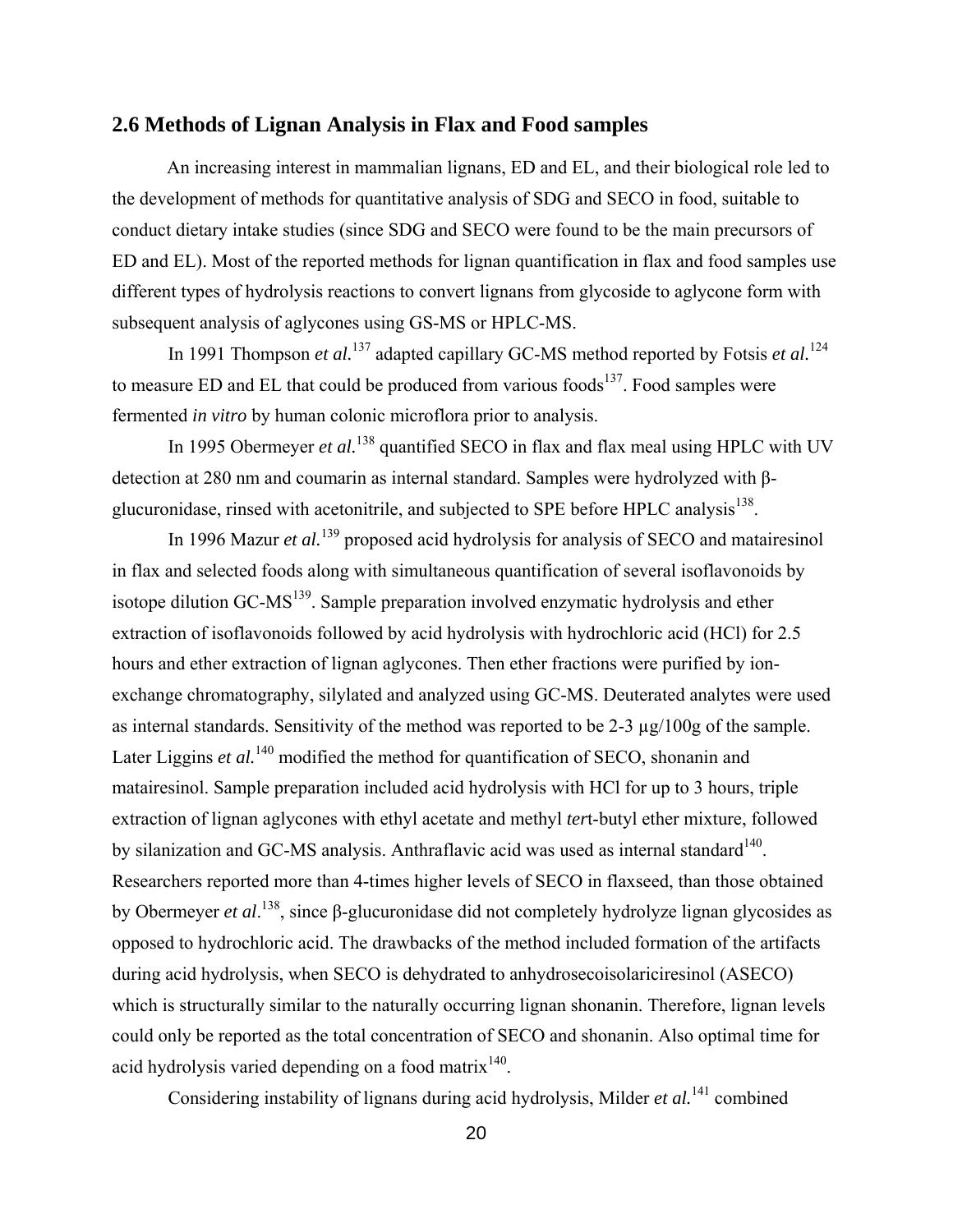## 2.6 Methods of Lignan Analysis in Flax and Food samples

An increasing interest in mammalian lignans, ED and EL, and their biological role led to the development of methods for quantitative analysis of SDG and SECO in food, suitable to conduct dietary intake studies (since SDG and SECO were found to be the main precursors of ED and EL). Most of the reported methods for lignan quantification in flax and food samples use different types of hydrolysis reactions to convert lignans from glycoside to aglycone form with subsequent analysis of aglycones using GS-MS or HPLC-MS.

In 1991 Thompson *et al.*[137] adapted capillary GC-MS method reported by Fotsis *et al.*[124] to measure ED and EL that could be produced from various foods[137]. Food samples were fermented *in vitro* by human colonic microflora prior to analysis.

In 1995 Obermeyer *et al.*[138] quantified SECO in flax and flax meal using HPLC with UV detection at 280 nm and coumarin as internal standard. Samples were hydrolyzed with β-glucuronidase, rinsed with acetonitrile, and subjected to SPE before HPLC analysis[138].

In 1996 Mazur *et al.*[139] proposed acid hydrolysis for analysis of SECO and matairesinol in flax and selected foods along with simultaneous quantification of several isoflavonoids by isotope dilution GC-MS[139]. Sample preparation involved enzymatic hydrolysis and ether extraction of isoflavonoids followed by acid hydrolysis with hydrochloric acid (HCl) for 2.5 hours and ether extraction of lignan aglycones. Then ether fractions were purified by ion-exchange chromatography, silylated and analyzed using GC-MS. Deuterated analytes were used as internal standards. Sensitivity of the method was reported to be 2-3 μg/100g of the sample. Later Liggins *et al.*[140] modified the method for quantification of SECO, shonanin and matairesinol. Sample preparation included acid hydrolysis with HCl for up to 3 hours, triple extraction of lignan aglycones with ethyl acetate and methyl *ter*t-butyl ether mixture, followed by silanization and GC-MS analysis. Anthraflavic acid was used as internal standard[140]. Researchers reported more than 4-times higher levels of SECO in flaxseed, than those obtained by Obermeyer *et al*.[138], since β-glucuronidase did not completely hydrolyze lignan glycosides as opposed to hydrochloric acid. The drawbacks of the method included formation of the artifacts during acid hydrolysis, when SECO is dehydrated to anhydrosecoisolariciresinol (ASECO) which is structurally similar to the naturally occurring lignan shonanin. Therefore, lignan levels could only be reported as the total concentration of SECO and shonanin. Also optimal time for acid hydrolysis varied depending on a food matrix[140].

Considering instability of lignans during acid hydrolysis, Milder *et al.*[141] combined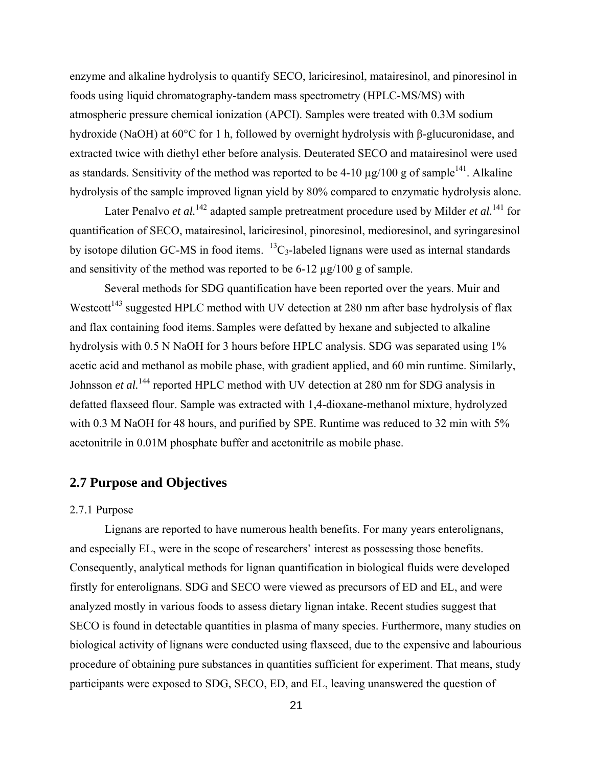enzyme and alkaline hydrolysis to quantify SECO, lariciresinol, matairesinol, and pinoresinol in foods using liquid chromatography-tandem mass spectrometry (HPLC-MS/MS) with atmospheric pressure chemical ionization (APCI). Samples were treated with 0.3M sodium hydroxide (NaOH) at 60°C for 1 h, followed by overnight hydrolysis with β-glucuronidase, and extracted twice with diethyl ether before analysis. Deuterated SECO and matairesinol were used as standards. Sensitivity of the method was reported to be 4-10 μg/100 g of sample[141]. Alkaline hydrolysis of the sample improved lignan yield by 80% compared to enzymatic hydrolysis alone.

Later Penalvo *et al.*[142] adapted sample pretreatment procedure used by Milder *et al.*[141] for quantification of SECO, matairesinol, lariciresinol, pinoresinol, medioresinol, and syringaresinol by isotope dilution GC-MS in food items. $^{13}C_3$-labeled lignans were used as internal standards and sensitivity of the method was reported to be 6-12 μg/100 g of sample.

Several methods for SDG quantification have been reported over the years. Muir and Westcott[143] suggested HPLC method with UV detection at 280 nm after base hydrolysis of flax and flax containing food items. Samples were defatted by hexane and subjected to alkaline hydrolysis with 0.5 N NaOH for 3 hours before HPLC analysis. SDG was separated using 1% acetic acid and methanol as mobile phase, with gradient applied, and 60 min runtime. Similarly, Johnsson *et al.*[144] reported HPLC method with UV detection at 280 nm for SDG analysis in defatted flaxseed flour. Sample was extracted with 1,4-dioxane-methanol mixture, hydrolyzed with 0.3 M NaOH for 48 hours, and purified by SPE. Runtime was reduced to 32 min with 5% acetonitrile in 0.01M phosphate buffer and acetonitrile as mobile phase.

## 2.7 Purpose and Objectives

### 2.7.1 Purpose

Lignans are reported to have numerous health benefits. For many years enterolignans, and especially EL, were in the scope of researchers' interest as possessing those benefits. Consequently, analytical methods for lignan quantification in biological fluids were developed firstly for enterolignans. SDG and SECO were viewed as precursors of ED and EL, and were analyzed mostly in various foods to assess dietary lignan intake. Recent studies suggest that SECO is found in detectable quantities in plasma of many species. Furthermore, many studies on biological activity of lignans were conducted using flaxseed, due to the expensive and labourious procedure of obtaining pure substances in quantities sufficient for experiment. That means, study participants were exposed to SDG, SECO, ED, and EL, leaving unanswered the question of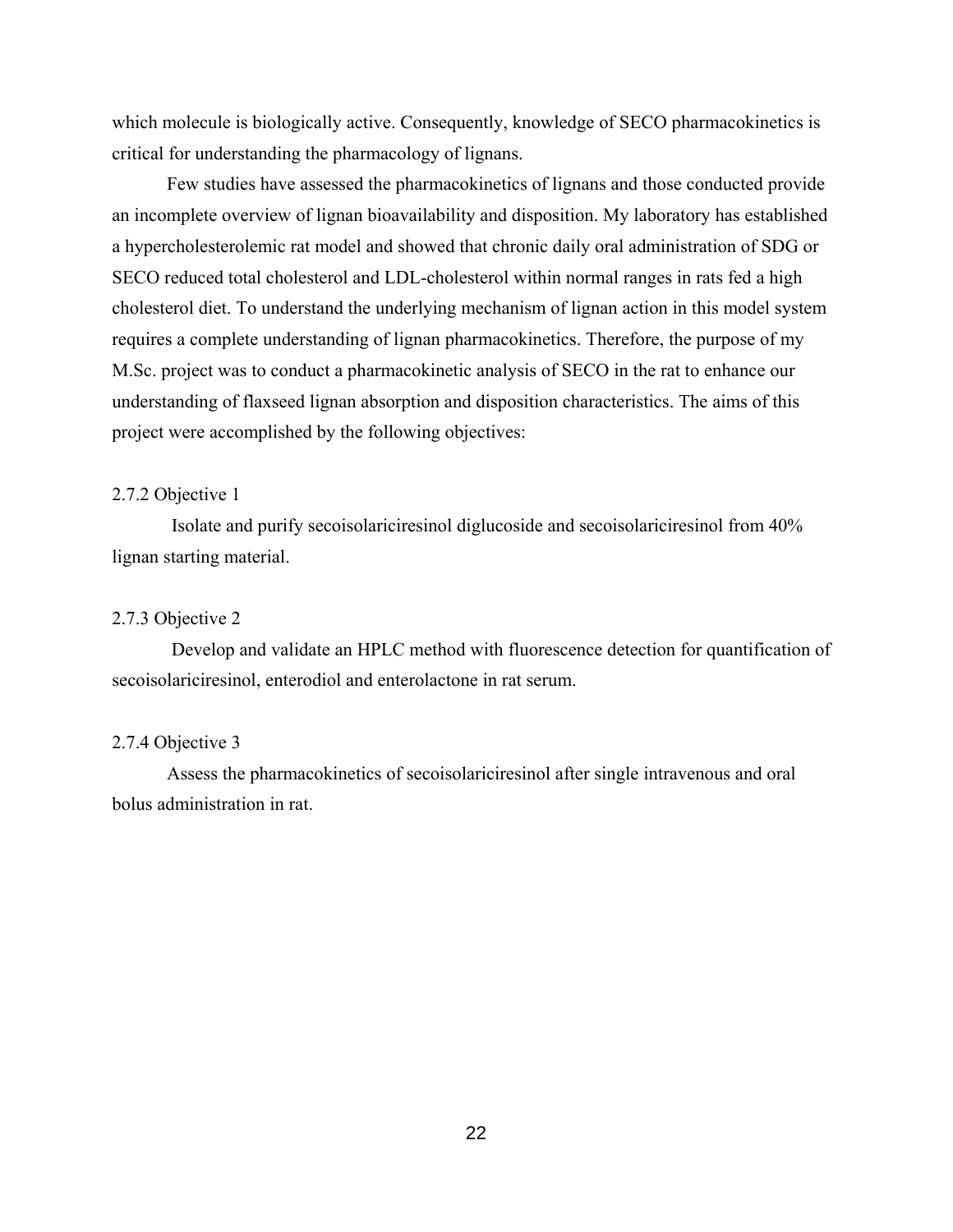which molecule is biologically active. Consequently, knowledge of SECO pharmacokinetics is critical for understanding the pharmacology of lignans.

Few studies have assessed the pharmacokinetics of lignans and those conducted provide an incomplete overview of lignan bioavailability and disposition. My laboratory has established a hypercholesterolemic rat model and showed that chronic daily oral administration of SDG or SECO reduced total cholesterol and LDL-cholesterol within normal ranges in rats fed a high cholesterol diet. To understand the underlying mechanism of lignan action in this model system requires a complete understanding of lignan pharmacokinetics. Therefore, the purpose of my M.Sc. project was to conduct a pharmacokinetic analysis of SECO in the rat to enhance our understanding of flaxseed lignan absorption and disposition characteristics. The aims of this project were accomplished by the following objectives:

#### 2.7.2 Objective 1

Isolate and purify secoisolariciresinol diglucoside and secoisolariciresinol from 40% lignan starting material.

#### 2.7.3 Objective 2

Develop and validate an HPLC method with fluorescence detection for quantification of secoisolariciresinol, enterodiol and enterolactone in rat serum.

#### 2.7.4 Objective 3

Assess the pharmacokinetics of secoisolariciresinol after single intravenous and oral bolus administration in rat.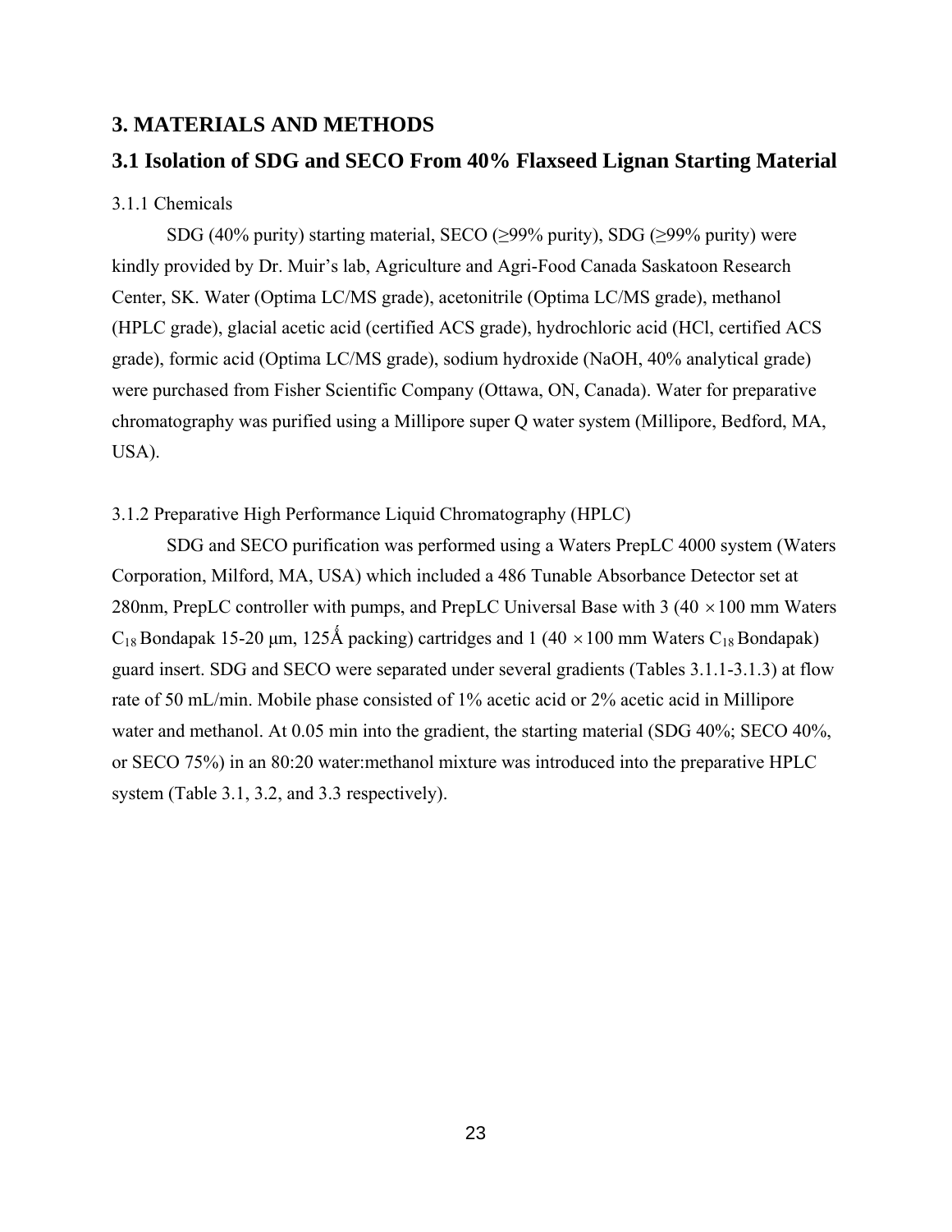# 3. MATERIALS AND METHODS

## 3.1 Isolation of SDG and SECO From 40% Flaxseed Lignan Starting Material

### 3.1.1 Chemicals

SDG (40% purity) starting material, SECO (≥99% purity), SDG (≥99% purity) were kindly provided by Dr. Muir's lab, Agriculture and Agri-Food Canada Saskatoon Research Center, SK. Water (Optima LC/MS grade), acetonitrile (Optima LC/MS grade), methanol (HPLC grade), glacial acetic acid (certified ACS grade), hydrochloric acid (HCl, certified ACS grade), formic acid (Optima LC/MS grade), sodium hydroxide (NaOH, 40% analytical grade) were purchased from Fisher Scientific Company (Ottawa, ON, Canada). Water for preparative chromatography was purified using a Millipore super Q water system (Millipore, Bedford, MA, USA).

### 3.1.2 Preparative High Performance Liquid Chromatography (HPLC)

SDG and SECO purification was performed using a Waters PrepLC 4000 system (Waters Corporation, Milford, MA, USA) which included a 486 Tunable Absorbance Detector set at 280nm, PrepLC controller with pumps, and PrepLC Universal Base with 3 ($40 \times 100$ mm Waters $C_{18}$ Bondapak 15-20 μm, 125Å packing) cartridges and 1 ($40 \times 100$ mm Waters $C_{18}$ Bondapak) guard insert. SDG and SECO were separated under several gradients (Tables 3.1.1-3.1.3) at flow rate of 50 mL/min. Mobile phase consisted of 1% acetic acid or 2% acetic acid in Millipore water and methanol. At 0.05 min into the gradient, the starting material (SDG 40%; SECO 40%, or SECO 75%) in an 80:20 water:methanol mixture was introduced into the preparative HPLC system (Table 3.1, 3.2, and 3.3 respectively).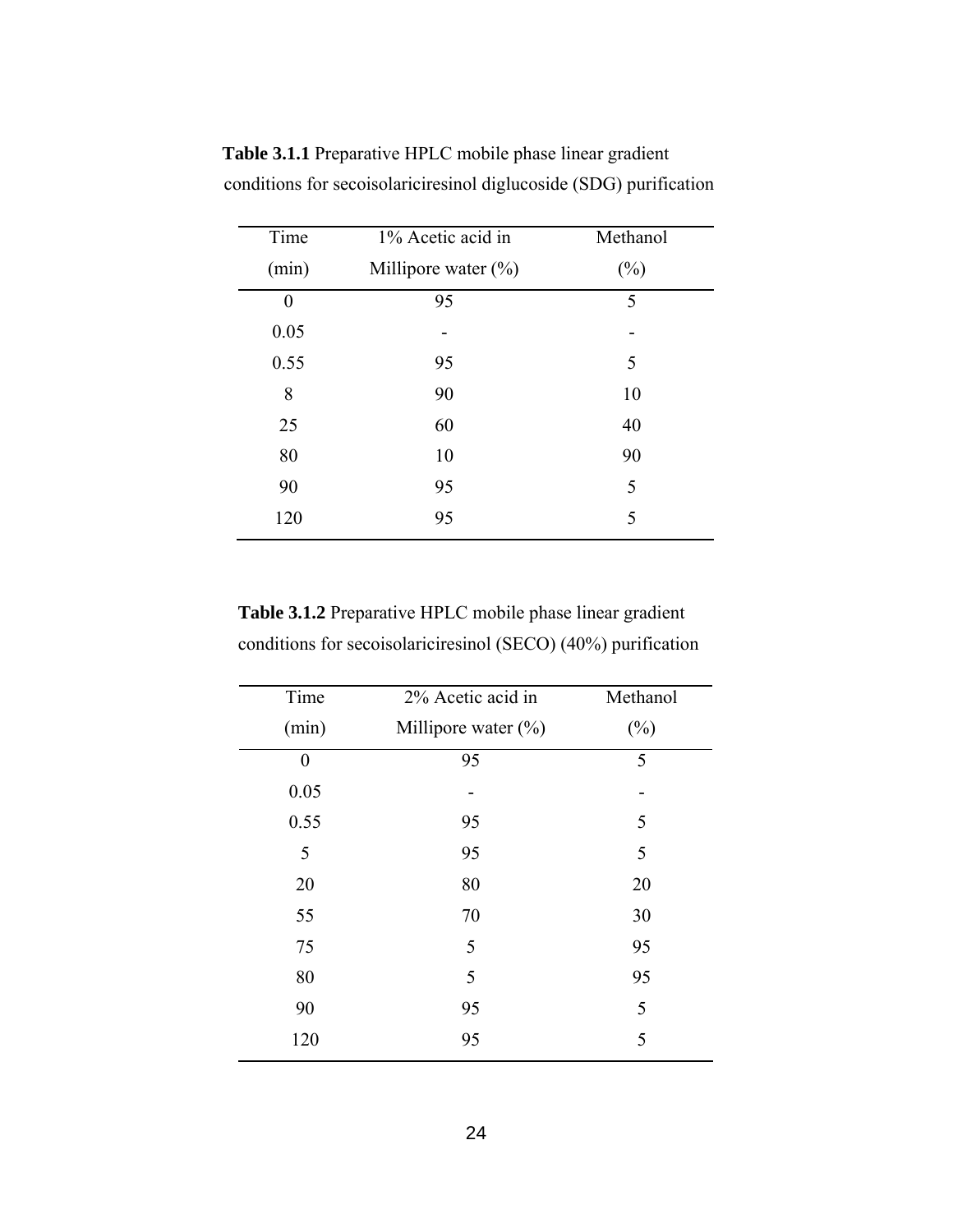**Table 3.1.1** Preparative HPLC mobile phase linear gradient conditions for secoisolariciresinol diglucoside (SDG) purification

| Time (min) | 1% Acetic acid in Millipore water (%) | Methanol (%) |
|---|---|---|
| 0 | 95 | 5 |
| 0.05 | - | - |
| 0.55 | 95 | 5 |
| 8 | 90 | 10 |
| 25 | 60 | 40 |
| 80 | 10 | 90 |
| 90 | 95 | 5 |
| 120 | 95 | 5 |

**Table 3.1.2** Preparative HPLC mobile phase linear gradient conditions for secoisolariciresinol (SECO) (40%) purification

| Time (min) | 2% Acetic acid in Millipore water (%) | Methanol (%) |
|---|---|---|
| 0 | 95 | 5 |
| 0.05 | - | - |
| 0.55 | 95 | 5 |
| 5 | 95 | 5 |
| 20 | 80 | 20 |
| 55 | 70 | 30 |
| 75 | 5 | 95 |
| 80 | 5 | 95 |
| 90 | 95 | 5 |
| 120 | 95 | 5 |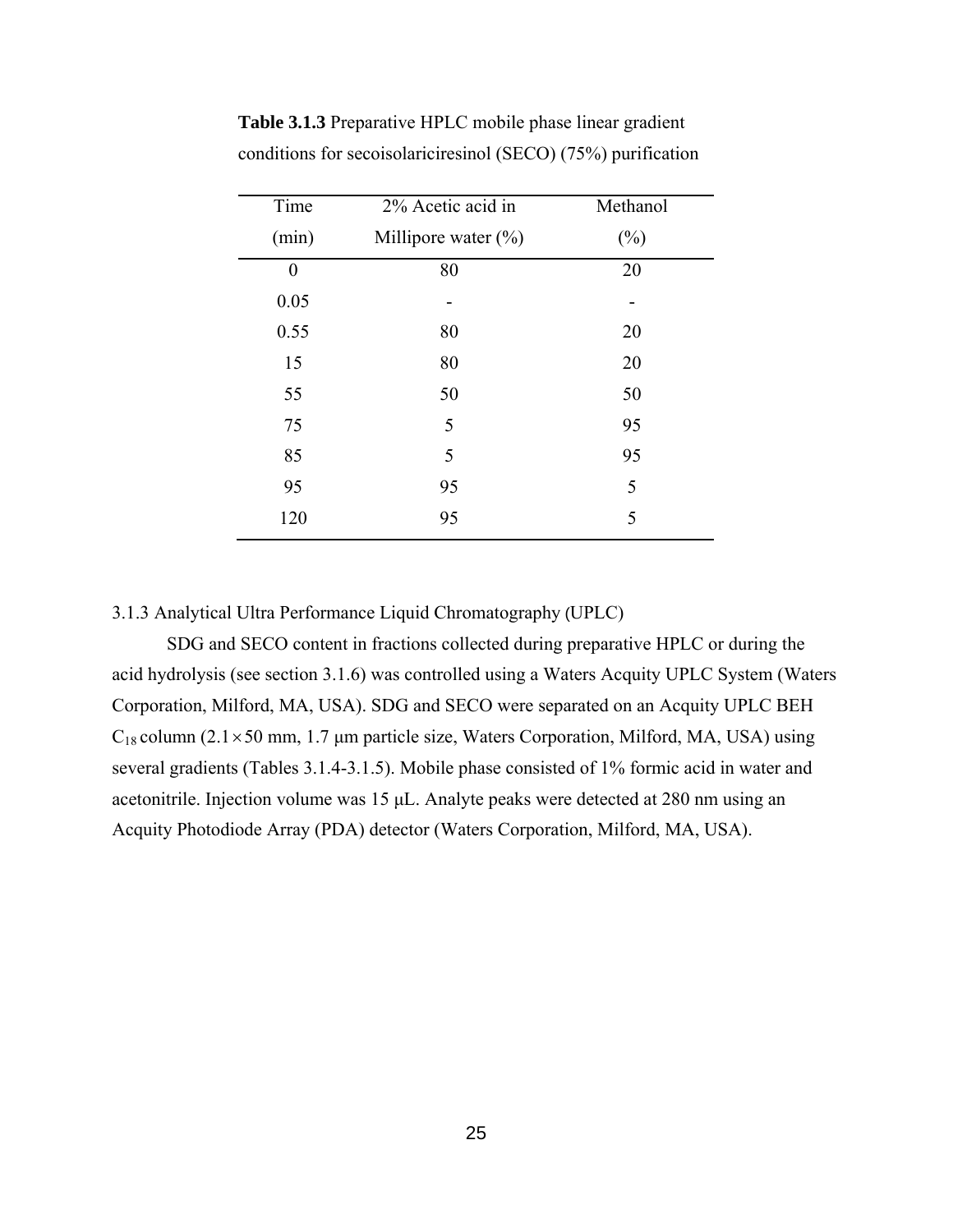**Table 3.1.3** Preparative HPLC mobile phase linear gradient conditions for secoisolariciresinol (SECO) (75%) purification

| Time (min) | 2% Acetic acid in Millipore water (%) | Methanol (%) |
|---|---|---|
| 0 | 80 | 20 |
| 0.05 | - | - |
| 0.55 | 80 | 20 |
| 15 | 80 | 20 |
| 55 | 50 | 50 |
| 75 | 5 | 95 |
| 85 | 5 | 95 |
| 95 | 95 | 5 |
| 120 | 95 | 5 |

### 3.1.3 Analytical Ultra Performance Liquid Chromatography (UPLC)

SDG and SECO content in fractions collected during preparative HPLC or during the acid hydrolysis (see section 3.1.6) was controlled using a Waters Acquity UPLC System (Waters Corporation, Milford, MA, USA). SDG and SECO were separated on an Acquity UPLC BEH $C_{18}$ column ($2.1 \times 50$ mm, 1.7 µm particle size, Waters Corporation, Milford, MA, USA) using several gradients (Tables 3.1.4-3.1.5). Mobile phase consisted of 1% formic acid in water and acetonitrile. Injection volume was 15 µL. Analyte peaks were detected at 280 nm using an Acquity Photodiode Array (PDA) detector (Waters Corporation, Milford, MA, USA).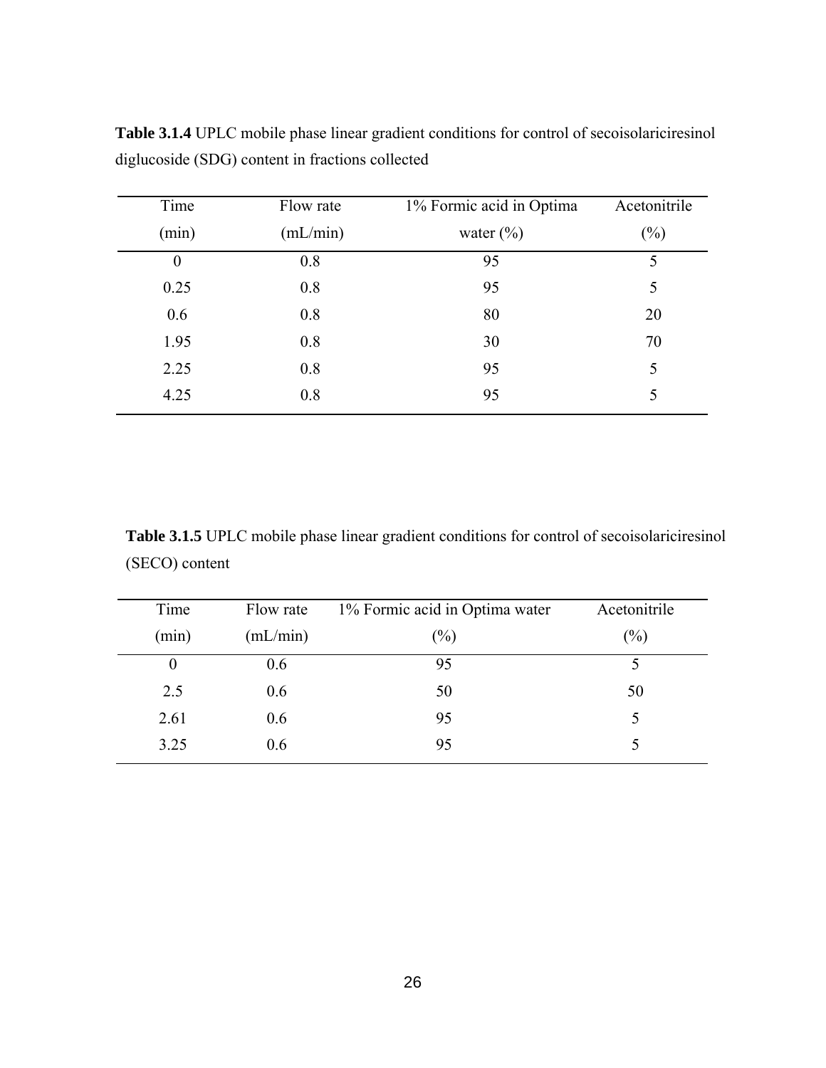**Table 3.1.4** UPLC mobile phase linear gradient conditions for control of secoisolariciresinol diglucoside (SDG) content in fractions collected

| Time (min) | Flow rate (mL/min) | 1% Formic acid in Optima water (%) | Acetonitrile (%) |
|---|---|---|---|
| 0 | 0.8 | 95 | 5 |
| 0.25 | 0.8 | 95 | 5 |
| 0.6 | 0.8 | 80 | 20 |
| 1.95 | 0.8 | 30 | 70 |
| 2.25 | 0.8 | 95 | 5 |
| 4.25 | 0.8 | 95 | 5 |

**Table 3.1.5** UPLC mobile phase linear gradient conditions for control of secoisolariciresinol (SECO) content

| Time (min) | Flow rate (mL/min) | 1% Formic acid in Optima water (%) | Acetonitrile (%) |
|---|---|---|---|
| 0 | 0.6 | 95 | 5 |
| 2.5 | 0.6 | 50 | 50 |
| 2.61 | 0.6 | 95 | 5 |
| 3.25 | 0.6 | 95 | 5 |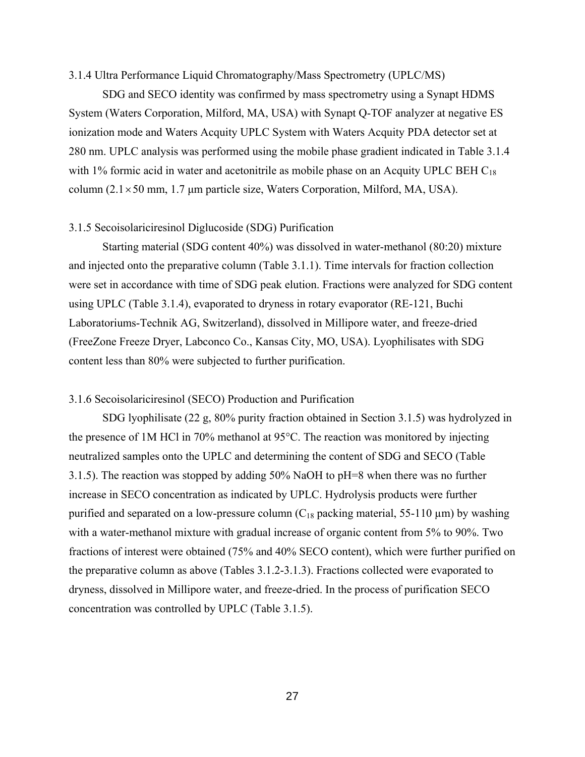### 3.1.4 Ultra Performance Liquid Chromatography/Mass Spectrometry (UPLC/MS)

SDG and SECO identity was confirmed by mass spectrometry using a Synapt HDMS System (Waters Corporation, Milford, MA, USA) with Synapt Q-TOF analyzer at negative ES ionization mode and Waters Acquity UPLC System with Waters Acquity PDA detector set at 280 nm. UPLC analysis was performed using the mobile phase gradient indicated in Table 3.1.4 with 1% formic acid in water and acetonitrile as mobile phase on an Acquity UPLC BEH $C_{18}$ column ($2.1 \times 50$ mm, 1.7 μm particle size, Waters Corporation, Milford, MA, USA).

### 3.1.5 Secoisolariciresinol Diglucoside (SDG) Purification

Starting material (SDG content 40%) was dissolved in water-methanol (80:20) mixture and injected onto the preparative column (Table 3.1.1). Time intervals for fraction collection were set in accordance with time of SDG peak elution. Fractions were analyzed for SDG content using UPLC (Table 3.1.4), evaporated to dryness in rotary evaporator (RE-121, Buchi Laboratoriums-Technik AG, Switzerland), dissolved in Millipore water, and freeze-dried (FreeZone Freeze Dryer, Labconco Co., Kansas City, MO, USA). Lyophilisates with SDG content less than 80% were subjected to further purification.

### 3.1.6 Secoisolariciresinol (SECO) Production and Purification

SDG lyophilisate (22 g, 80% purity fraction obtained in Section 3.1.5) was hydrolyzed in the presence of 1M HCl in 70% methanol at 95°C. The reaction was monitored by injecting neutralized samples onto the UPLC and determining the content of SDG and SECO (Table 3.1.5). The reaction was stopped by adding 50% NaOH to pH=8 when there was no further increase in SECO concentration as indicated by UPLC. Hydrolysis products were further purified and separated on a low-pressure column ($C_{18}$ packing material, 55-110 μm) by washing with a water-methanol mixture with gradual increase of organic content from 5% to 90%. Two fractions of interest were obtained (75% and 40% SECO content), which were further purified on the preparative column as above (Tables 3.1.2-3.1.3). Fractions collected were evaporated to dryness, dissolved in Millipore water, and freeze-dried. In the process of purification SECO concentration was controlled by UPLC (Table 3.1.5).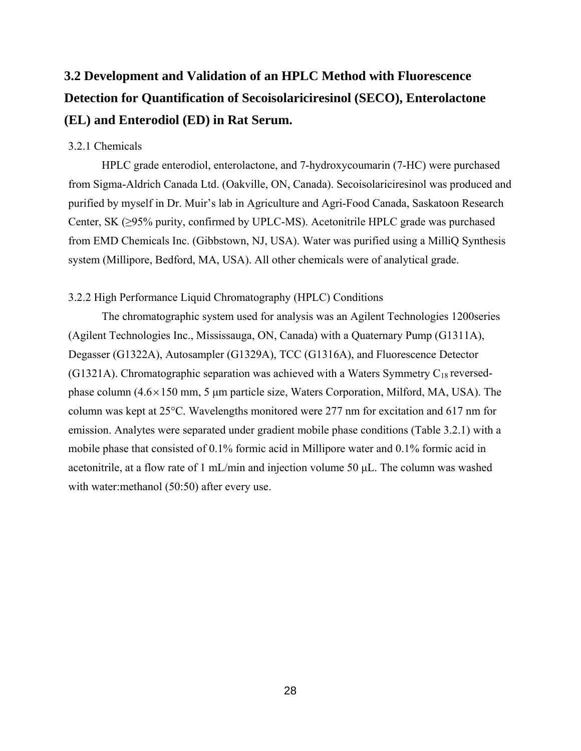## 3.2 Development and Validation of an HPLC Method with Fluorescence Detection for Quantification of Secoisolariciresinol (SECO), Enterolactone (EL) and Enterodiol (ED) in Rat Serum.

### 3.2.1 Chemicals

HPLC grade enterodiol, enterolactone, and 7-hydroxycoumarin (7-HC) were purchased from Sigma-Aldrich Canada Ltd. (Oakville, ON, Canada). Secoisolariciresinol was produced and purified by myself in Dr. Muir's lab in Agriculture and Agri-Food Canada, Saskatoon Research Center, SK (≥95% purity, confirmed by UPLC-MS). Acetonitrile HPLC grade was purchased from EMD Chemicals Inc. (Gibbstown, NJ, USA). Water was purified using a MilliQ Synthesis system (Millipore, Bedford, MA, USA). All other chemicals were of analytical grade.

### 3.2.2 High Performance Liquid Chromatography (HPLC) Conditions

The chromatographic system used for analysis was an Agilent Technologies 1200series (Agilent Technologies Inc., Mississauga, ON, Canada) with a Quaternary Pump (G1311A), Degasser (G1322A), Autosampler (G1329A), TCC (G1316A), and Fluorescence Detector (G1321A). Chromatographic separation was achieved with a Waters Symmetry $C_{18}$ reversed-phase column ($4.6 \times 150$ mm, 5 μm particle size, Waters Corporation, Milford, MA, USA). The column was kept at 25°C. Wavelengths monitored were 277 nm for excitation and 617 nm for emission. Analytes were separated under gradient mobile phase conditions (Table 3.2.1) with a mobile phase that consisted of 0.1% formic acid in Millipore water and 0.1% formic acid in acetonitrile, at a flow rate of 1 mL/min and injection volume 50 μL. The column was washed with water:methanol (50:50) after every use.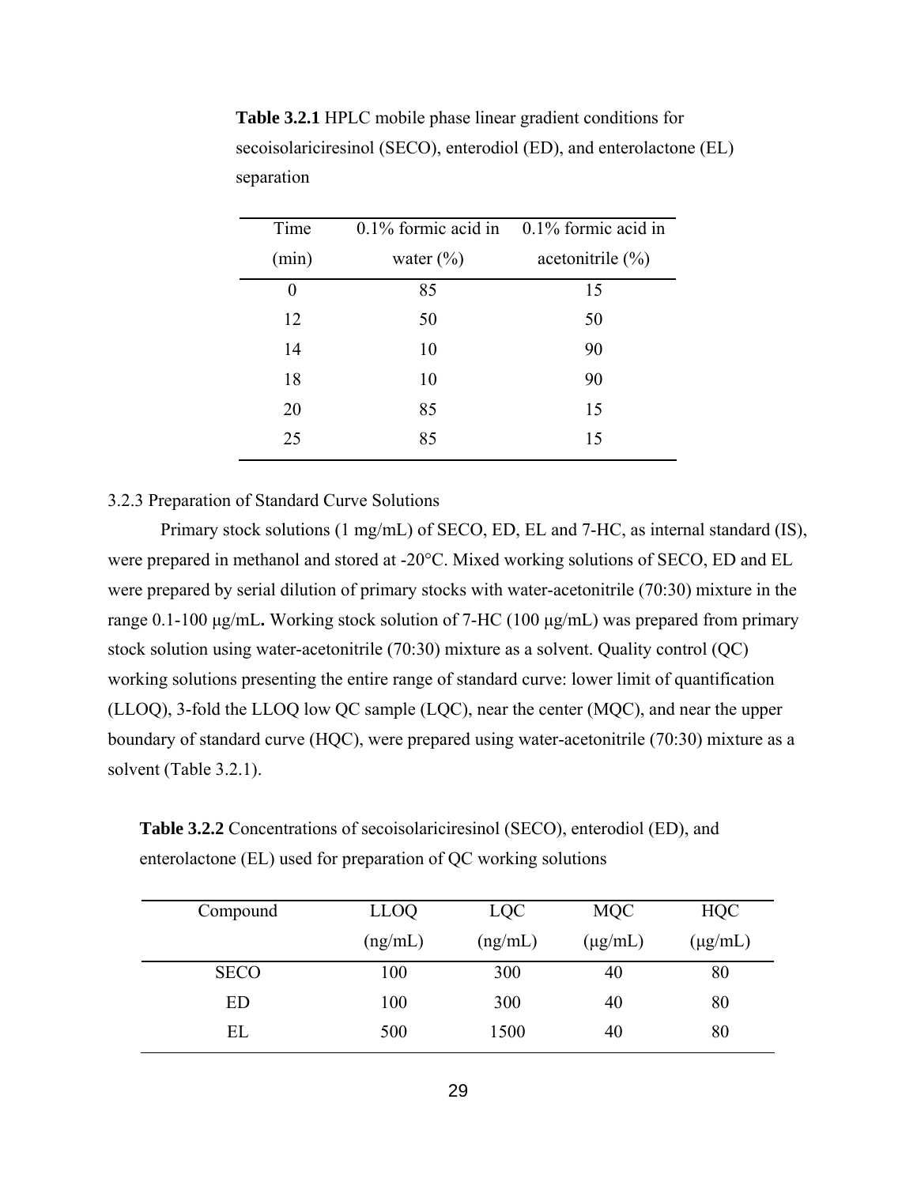**Table 3.2.1** HPLC mobile phase linear gradient conditions for secoisolariciresinol (SECO), enterodiol (ED), and enterolactone (EL) separation

| Time (min) | 0.1% formic acid in water (%) | 0.1% formic acid in acetonitrile (%) |
|---|---|---|
| 0 | 85 | 15 |
| 12 | 50 | 50 |
| 14 | 10 | 90 |
| 18 | 10 | 90 |
| 20 | 85 | 15 |
| 25 | 85 | 15 |

3.2.3 Preparation of Standard Curve Solutions

Primary stock solutions (1 mg/mL) of SECO, ED, EL and 7-HC, as internal standard (IS), were prepared in methanol and stored at -20°C. Mixed working solutions of SECO, ED and EL were prepared by serial dilution of primary stocks with water-acetonitrile (70:30) mixture in the range 0.1-100 μg/mL**.** Working stock solution of 7-HC (100 μg/mL) was prepared from primary stock solution using water-acetonitrile (70:30) mixture as a solvent. Quality control (QC) working solutions presenting the entire range of standard curve: lower limit of quantification (LLOQ), 3-fold the LLOQ low QC sample (LQC), near the center (MQC), and near the upper boundary of standard curve (HQC), were prepared using water-acetonitrile (70:30) mixture as a solvent (Table 3.2.1).

**Table 3.2.2** Concentrations of secoisolariciresinol (SECO), enterodiol (ED), and enterolactone (EL) used for preparation of QC working solutions

| Compound | LLOQ (ng/mL) | LQC (ng/mL) | MQC (μg/mL) | HQC (μg/mL) |
|---|---|---|---|---|
| SECO | 100 | 300 | 40 | 80 |
| ED | 100 | 300 | 40 | 80 |
| EL | 500 | 1500 | 40 | 80 |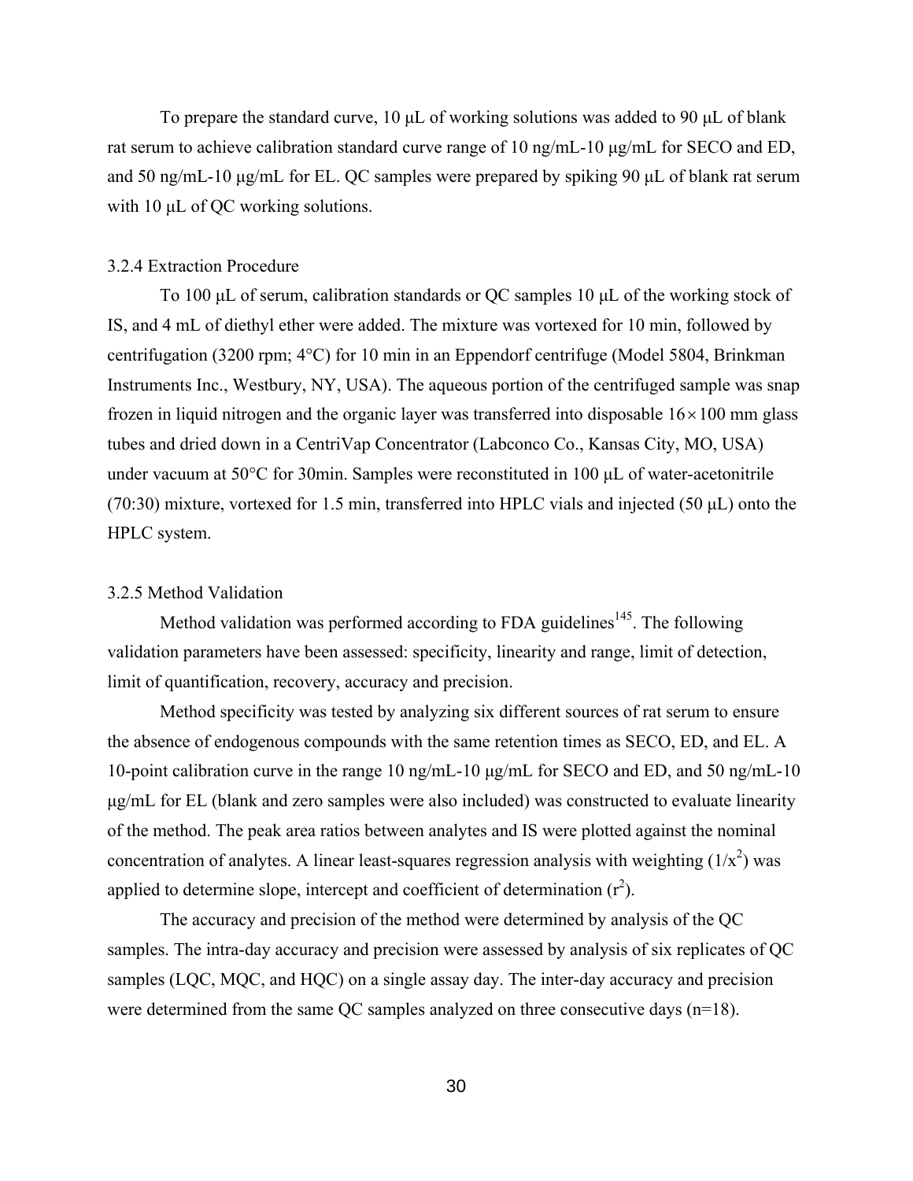To prepare the standard curve, 10 μL of working solutions was added to 90 μL of blank rat serum to achieve calibration standard curve range of 10 ng/mL-10 μg/mL for SECO and ED, and 50 ng/mL-10 μg/mL for EL. QC samples were prepared by spiking 90 μL of blank rat serum with 10 μL of QC working solutions.

### 3.2.4 Extraction Procedure

To 100 μL of serum, calibration standards or QC samples 10 μL of the working stock of IS, and 4 mL of diethyl ether were added. The mixture was vortexed for 10 min, followed by centrifugation (3200 rpm; 4°C) for 10 min in an Eppendorf centrifuge (Model 5804, Brinkman Instruments Inc., Westbury, NY, USA). The aqueous portion of the centrifuged sample was snap frozen in liquid nitrogen and the organic layer was transferred into disposable $16 \times 100$ mm glass tubes and dried down in a CentriVap Concentrator (Labconco Co., Kansas City, MO, USA) under vacuum at 50°C for 30min. Samples were reconstituted in 100 μL of water-acetonitrile (70:30) mixture, vortexed for 1.5 min, transferred into HPLC vials and injected (50 μL) onto the HPLC system.

### 3.2.5 Method Validation

Method validation was performed according to FDA guidelines[145]. The following validation parameters have been assessed: specificity, linearity and range, limit of detection, limit of quantification, recovery, accuracy and precision.

Method specificity was tested by analyzing six different sources of rat serum to ensure the absence of endogenous compounds with the same retention times as SECO, ED, and EL. A 10-point calibration curve in the range 10 ng/mL-10 μg/mL for SECO and ED, and 50 ng/mL-10 μg/mL for EL (blank and zero samples were also included) was constructed to evaluate linearity of the method. The peak area ratios between analytes and IS were plotted against the nominal concentration of analytes. A linear least-squares regression analysis with weighting ($1/x^2$) was applied to determine slope, intercept and coefficient of determination ($r^2$).

The accuracy and precision of the method were determined by analysis of the QC samples. The intra-day accuracy and precision were assessed by analysis of six replicates of QC samples (LQC, MQC, and HQC) on a single assay day. The inter-day accuracy and precision were determined from the same QC samples analyzed on three consecutive days (n=18).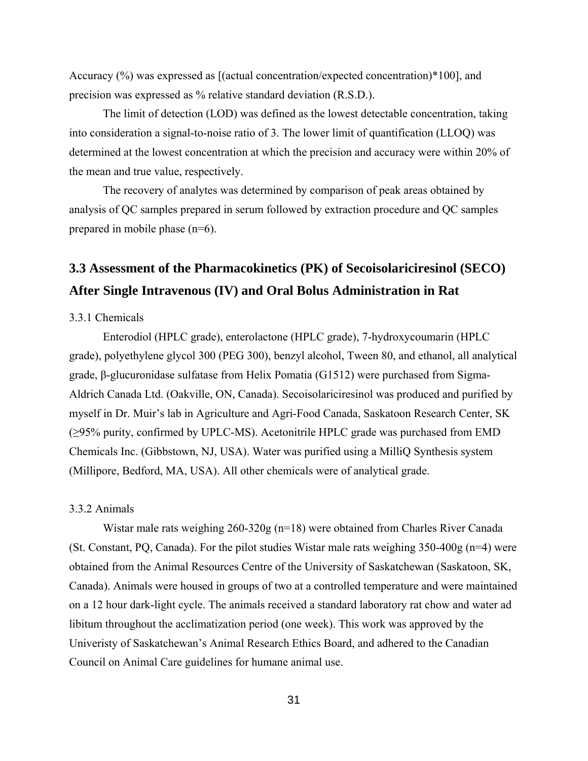Accuracy (%) was expressed as [(actual concentration/expected concentration)*100], and precision was expressed as % relative standard deviation (R.S.D.).

The limit of detection (LOD) was defined as the lowest detectable concentration, taking into consideration a signal-to-noise ratio of 3. The lower limit of quantification (LLOQ) was determined at the lowest concentration at which the precision and accuracy were within 20% of the mean and true value, respectively.

The recovery of analytes was determined by comparison of peak areas obtained by analysis of QC samples prepared in serum followed by extraction procedure and QC samples prepared in mobile phase (n=6).

## 3.3 Assessment of the Pharmacokinetics (PK) of Secoisolariciresinol (SECO) After Single Intravenous (IV) and Oral Bolus Administration in Rat

### 3.3.1 Chemicals

Enterodiol (HPLC grade), enterolactone (HPLC grade), 7-hydroxycoumarin (HPLC grade), polyethylene glycol 300 (PEG 300), benzyl alcohol, Tween 80, and ethanol, all analytical grade, β-glucuronidase sulfatase from Helix Pomatia (G1512) were purchased from Sigma-Aldrich Canada Ltd. (Oakville, ON, Canada). Secoisolariciresinol was produced and purified by myself in Dr. Muir's lab in Agriculture and Agri-Food Canada, Saskatoon Research Center, SK (≥95% purity, confirmed by UPLC-MS). Acetonitrile HPLC grade was purchased from EMD Chemicals Inc. (Gibbstown, NJ, USA). Water was purified using a MilliQ Synthesis system (Millipore, Bedford, MA, USA). All other chemicals were of analytical grade.

### 3.3.2 Animals

Wistar male rats weighing 260-320g (n=18) were obtained from Charles River Canada (St. Constant, PQ, Canada). For the pilot studies Wistar male rats weighing 350-400g (n=4) were obtained from the Animal Resources Centre of the University of Saskatchewan (Saskatoon, SK, Canada). Animals were housed in groups of two at a controlled temperature and were maintained on a 12 hour dark-light cycle. The animals received a standard laboratory rat chow and water ad libitum throughout the acclimatization period (one week). This work was approved by the Univeristy of Saskatchewan's Animal Research Ethics Board, and adhered to the Canadian Council on Animal Care guidelines for humane animal use.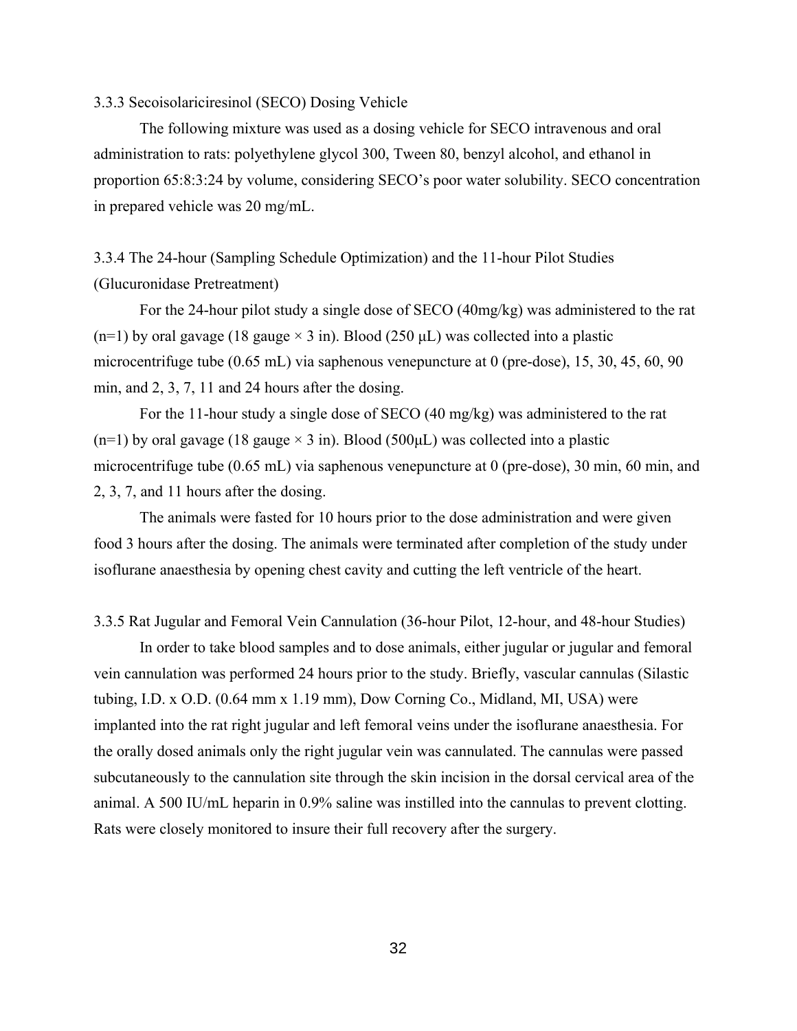### 3.3.3 Secoisolariciresinol (SECO) Dosing Vehicle

The following mixture was used as a dosing vehicle for SECO intravenous and oral administration to rats: polyethylene glycol 300, Tween 80, benzyl alcohol, and ethanol in proportion 65:8:3:24 by volume, considering SECO's poor water solubility. SECO concentration in prepared vehicle was 20 mg/mL.

### 3.3.4 The 24-hour (Sampling Schedule Optimization) and the 11-hour Pilot Studies (Glucuronidase Pretreatment)

For the 24-hour pilot study a single dose of SECO (40mg/kg) was administered to the rat (n=1) by oral gavage (18 gauge × 3 in). Blood (250 μL) was collected into a plastic microcentrifuge tube (0.65 mL) via saphenous venepuncture at 0 (pre-dose), 15, 30, 45, 60, 90 min, and 2, 3, 7, 11 and 24 hours after the dosing.

For the 11-hour study a single dose of SECO (40 mg/kg) was administered to the rat (n=1) by oral gavage (18 gauge × 3 in). Blood (500μL) was collected into a plastic microcentrifuge tube (0.65 mL) via saphenous venepuncture at 0 (pre-dose), 30 min, 60 min, and 2, 3, 7, and 11 hours after the dosing.

The animals were fasted for 10 hours prior to the dose administration and were given food 3 hours after the dosing. The animals were terminated after completion of the study under isoflurane anaesthesia by opening chest cavity and cutting the left ventricle of the heart.

### 3.3.5 Rat Jugular and Femoral Vein Cannulation (36-hour Pilot, 12-hour, and 48-hour Studies)

In order to take blood samples and to dose animals, either jugular or jugular and femoral vein cannulation was performed 24 hours prior to the study. Briefly, vascular cannulas (Silastic tubing, I.D. x O.D. (0.64 mm x 1.19 mm), Dow Corning Co., Midland, MI, USA) were implanted into the rat right jugular and left femoral veins under the isoflurane anaesthesia. For the orally dosed animals only the right jugular vein was cannulated. The cannulas were passed subcutaneously to the cannulation site through the skin incision in the dorsal cervical area of the animal. A 500 IU/mL heparin in 0.9% saline was instilled into the cannulas to prevent clotting. Rats were closely monitored to insure their full recovery after the surgery.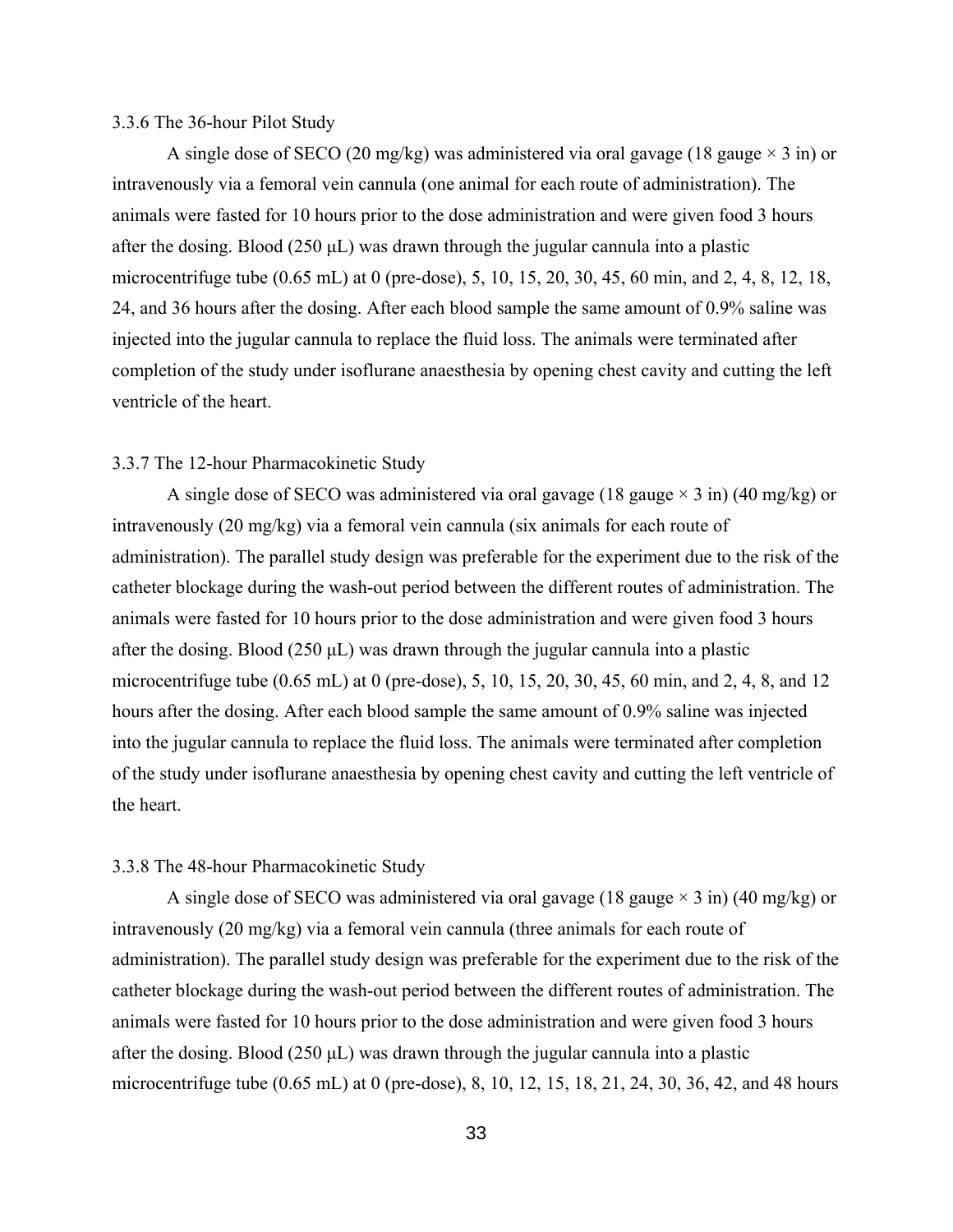### 3.3.6 The 36-hour Pilot Study

A single dose of SECO (20 mg/kg) was administered via oral gavage (18 gauge × 3 in) or intravenously via a femoral vein cannula (one animal for each route of administration). The animals were fasted for 10 hours prior to the dose administration and were given food 3 hours after the dosing. Blood (250 μL) was drawn through the jugular cannula into a plastic microcentrifuge tube (0.65 mL) at 0 (pre-dose), 5, 10, 15, 20, 30, 45, 60 min, and 2, 4, 8, 12, 18, 24, and 36 hours after the dosing. After each blood sample the same amount of 0.9% saline was injected into the jugular cannula to replace the fluid loss. The animals were terminated after completion of the study under isoflurane anaesthesia by opening chest cavity and cutting the left ventricle of the heart.

### 3.3.7 The 12-hour Pharmacokinetic Study

A single dose of SECO was administered via oral gavage (18 gauge × 3 in) (40 mg/kg) or intravenously (20 mg/kg) via a femoral vein cannula (six animals for each route of administration). The parallel study design was preferable for the experiment due to the risk of the catheter blockage during the wash-out period between the different routes of administration. The animals were fasted for 10 hours prior to the dose administration and were given food 3 hours after the dosing. Blood (250 μL) was drawn through the jugular cannula into a plastic microcentrifuge tube (0.65 mL) at 0 (pre-dose), 5, 10, 15, 20, 30, 45, 60 min, and 2, 4, 8, and 12 hours after the dosing. After each blood sample the same amount of 0.9% saline was injected into the jugular cannula to replace the fluid loss. The animals were terminated after completion of the study under isoflurane anaesthesia by opening chest cavity and cutting the left ventricle of the heart.

### 3.3.8 The 48-hour Pharmacokinetic Study

A single dose of SECO was administered via oral gavage (18 gauge × 3 in) (40 mg/kg) or intravenously (20 mg/kg) via a femoral vein cannula (three animals for each route of administration). The parallel study design was preferable for the experiment due to the risk of the catheter blockage during the wash-out period between the different routes of administration. The animals were fasted for 10 hours prior to the dose administration and were given food 3 hours after the dosing. Blood (250 μL) was drawn through the jugular cannula into a plastic microcentrifuge tube (0.65 mL) at 0 (pre-dose), 8, 10, 12, 15, 18, 21, 24, 30, 36, 42, and 48 hours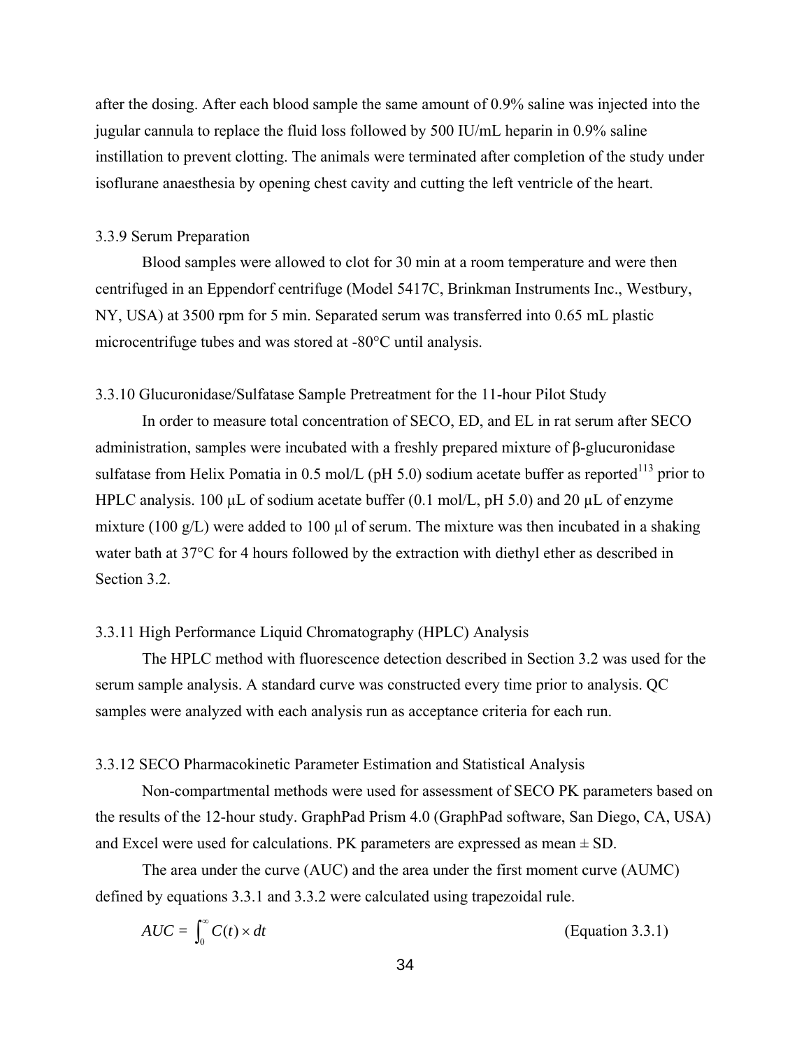after the dosing. After each blood sample the same amount of 0.9% saline was injected into the jugular cannula to replace the fluid loss followed by 500 IU/mL heparin in 0.9% saline instillation to prevent clotting. The animals were terminated after completion of the study under isoflurane anaesthesia by opening chest cavity and cutting the left ventricle of the heart.

### 3.3.9 Serum Preparation

Blood samples were allowed to clot for 30 min at a room temperature and were then centrifuged in an Eppendorf centrifuge (Model 5417C, Brinkman Instruments Inc., Westbury, NY, USA) at 3500 rpm for 5 min. Separated serum was transferred into 0.65 mL plastic microcentrifuge tubes and was stored at -80°C until analysis.

### 3.3.10 Glucuronidase/Sulfatase Sample Pretreatment for the 11-hour Pilot Study

In order to measure total concentration of SECO, ED, and EL in rat serum after SECO administration, samples were incubated with a freshly prepared mixture of β-glucuronidase sulfatase from Helix Pomatia in 0.5 mol/L (pH 5.0) sodium acetate buffer as reported[113] prior to HPLC analysis. 100 µL of sodium acetate buffer (0.1 mol/L, pH 5.0) and 20 µL of enzyme mixture (100 g/L) were added to 100 µl of serum. The mixture was then incubated in a shaking water bath at 37°C for 4 hours followed by the extraction with diethyl ether as described in Section 3.2.

### 3.3.11 High Performance Liquid Chromatography (HPLC) Analysis

The HPLC method with fluorescence detection described in Section 3.2 was used for the serum sample analysis. A standard curve was constructed every time prior to analysis. QC samples were analyzed with each analysis run as acceptance criteria for each run.

### 3.3.12 SECO Pharmacokinetic Parameter Estimation and Statistical Analysis

Non-compartmental methods were used for assessment of SECO PK parameters based on the results of the 12-hour study. GraphPad Prism 4.0 (GraphPad software, San Diego, CA, USA) and Excel were used for calculations. PK parameters are expressed as mean ± SD.

The area under the curve (AUC) and the area under the first moment curve (AUMC) defined by equations 3.3.1 and 3.3.2 were calculated using trapezoidal rule.

$$AUC = \int_0^\infty C(t) \times dt \qquad \text{(Equation 3.3.1)}$$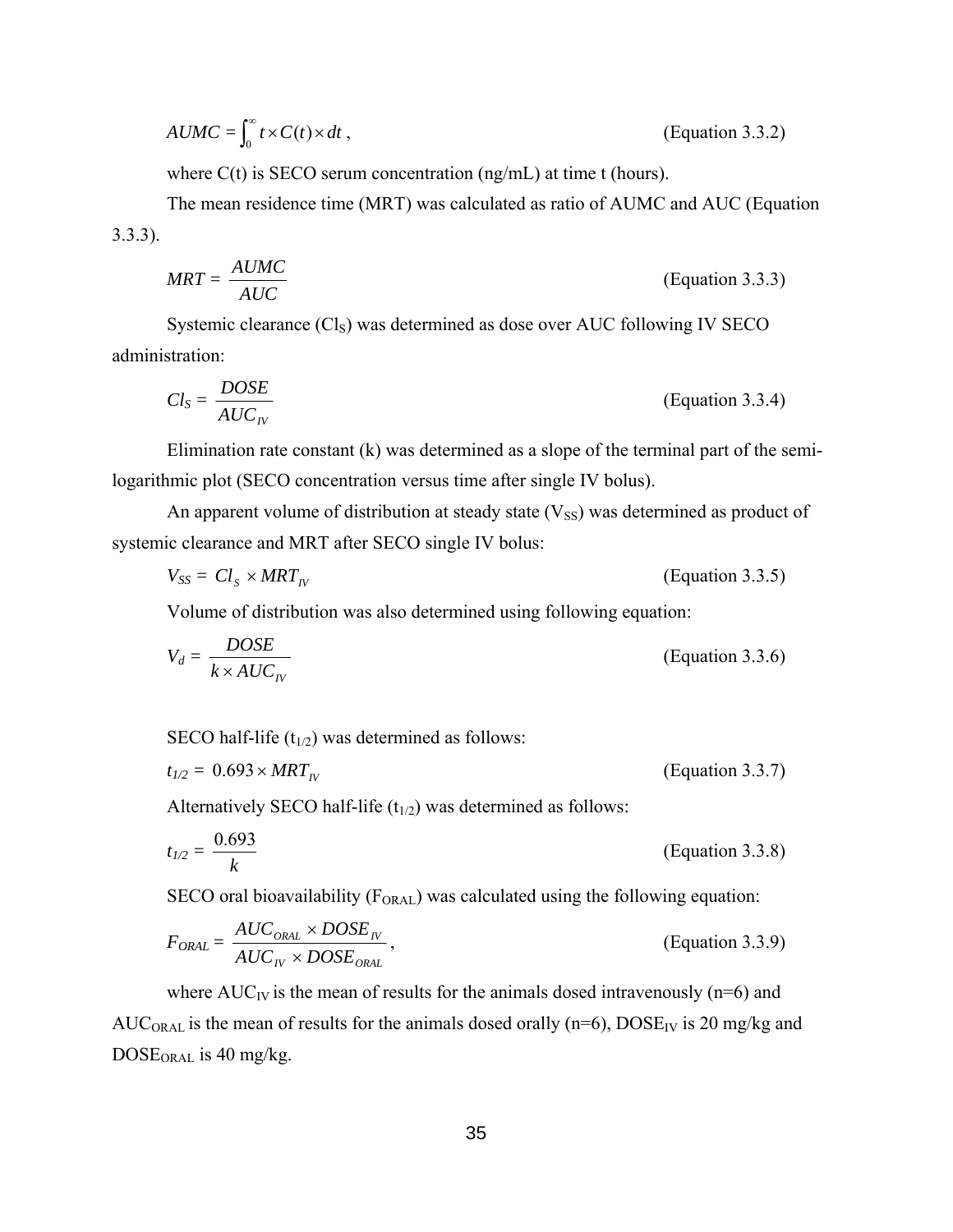$$AUMC = \int_0^\infty t \times C(t) \times dt \,, \qquad \text{(Equation 3.3.2)}$$

where C(t) is SECO serum concentration (ng/mL) at time t (hours).

The mean residence time (MRT) was calculated as ratio of AUMC and AUC (Equation 3.3.3).

$$MRT = \frac{AUMC}{AUC} \qquad \text{(Equation 3.3.3)}$$

Systemic clearance ($Cl_S$) was determined as dose over AUC following IV SECO administration:

$$Cl_S = \frac{DOSE}{AUC_{IV}} \qquad \text{(Equation 3.3.4)}$$

Elimination rate constant (k) was determined as a slope of the terminal part of the semi-logarithmic plot (SECO concentration versus time after single IV bolus).

An apparent volume of distribution at steady state ($V_{SS}$) was determined as product of systemic clearance and MRT after SECO single IV bolus:

$$V_{SS} = Cl_S \times MRT_{IV} \qquad \text{(Equation 3.3.5)}$$

Volume of distribution was also determined using following equation:

$$V_d = \frac{DOSE}{k \times AUC_{IV}} \qquad \text{(Equation 3.3.6)}$$

SECO half-life ($t_{1/2}$) was determined as follows:

$$t_{1/2} = 0.693 \times MRT_{IV} \qquad \text{(Equation 3.3.7)}$$

Alternatively SECO half-life ($t_{1/2}$) was determined as follows:

$$t_{1/2} = \frac{0.693}{k} \qquad \text{(Equation 3.3.8)}$$

SECO oral bioavailability ($F_{ORAL}$) was calculated using the following equation:

$$F_{ORAL} = \frac{AUC_{ORAL} \times DOSE_{IV}}{AUC_{IV} \times DOSE_{ORAL}} \,, \qquad \text{(Equation 3.3.9)}$$

where $AUC_{IV}$ is the mean of results for the animals dosed intravenously (n=6) and $AUC_{ORAL}$ is the mean of results for the animals dosed orally (n=6), $DOSE_{IV}$ is 20 mg/kg and $DOSE_{ORAL}$ is 40 mg/kg.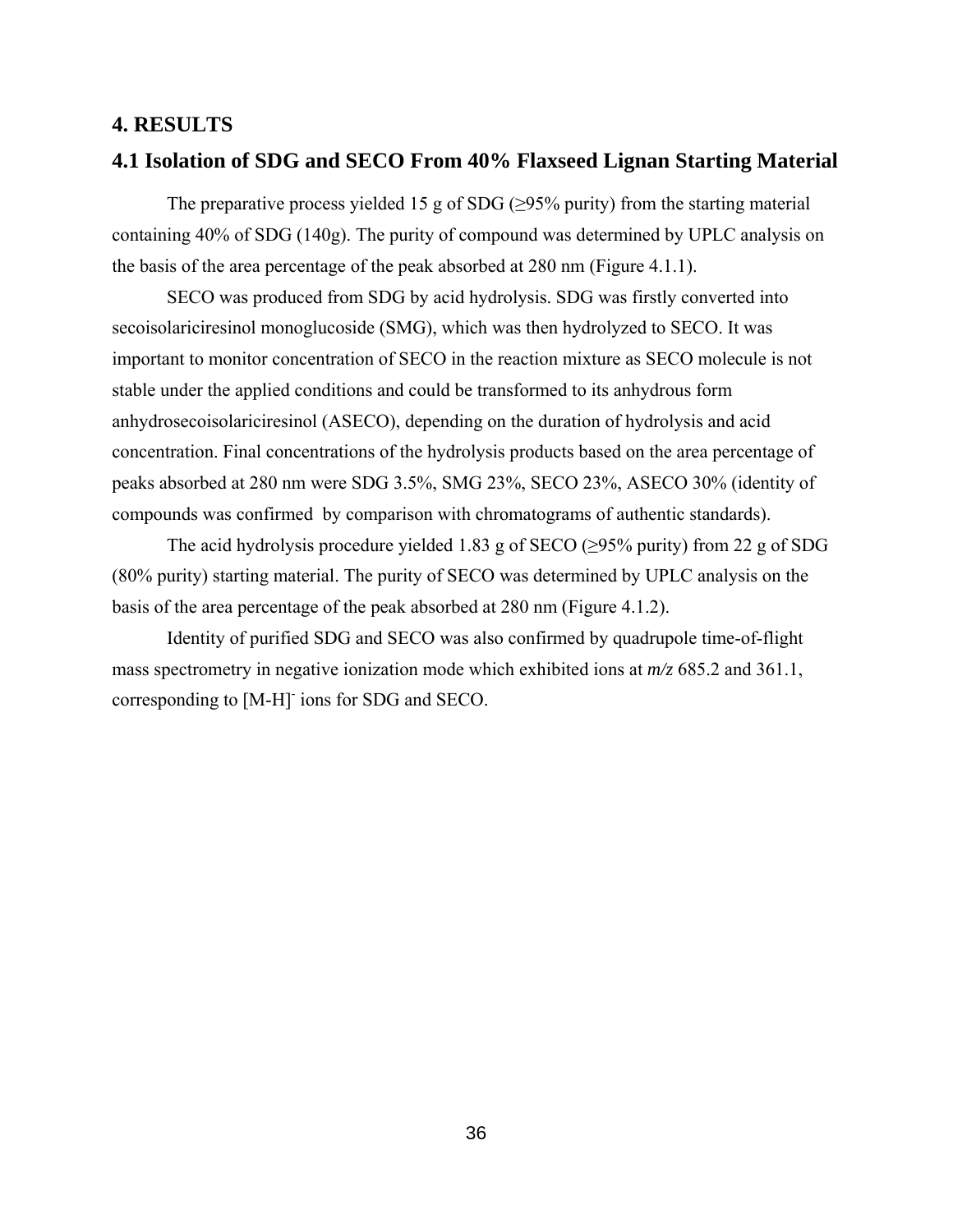# 4. RESULTS

## 4.1 Isolation of SDG and SECO From 40% Flaxseed Lignan Starting Material

The preparative process yielded 15 g of SDG (≥95% purity) from the starting material containing 40% of SDG (140g). The purity of compound was determined by UPLC analysis on the basis of the area percentage of the peak absorbed at 280 nm (Figure 4.1.1).

SECO was produced from SDG by acid hydrolysis. SDG was firstly converted into secoisolariciresinol monoglucoside (SMG), which was then hydrolyzed to SECO. It was important to monitor concentration of SECO in the reaction mixture as SECO molecule is not stable under the applied conditions and could be transformed to its anhydrous form anhydrosecoisolariciresinol (ASECO), depending on the duration of hydrolysis and acid concentration. Final concentrations of the hydrolysis products based on the area percentage of peaks absorbed at 280 nm were SDG 3.5%, SMG 23%, SECO 23%, ASECO 30% (identity of compounds was confirmed by comparison with chromatograms of authentic standards).

The acid hydrolysis procedure yielded 1.83 g of SECO (≥95% purity) from 22 g of SDG (80% purity) starting material. The purity of SECO was determined by UPLC analysis on the basis of the area percentage of the peak absorbed at 280 nm (Figure 4.1.2).

Identity of purified SDG and SECO was also confirmed by quadrupole time-of-flight mass spectrometry in negative ionization mode which exhibited ions at *m/z* 685.2 and 361.1, corresponding to $[M\text{-}H]^-$ ions for SDG and SECO.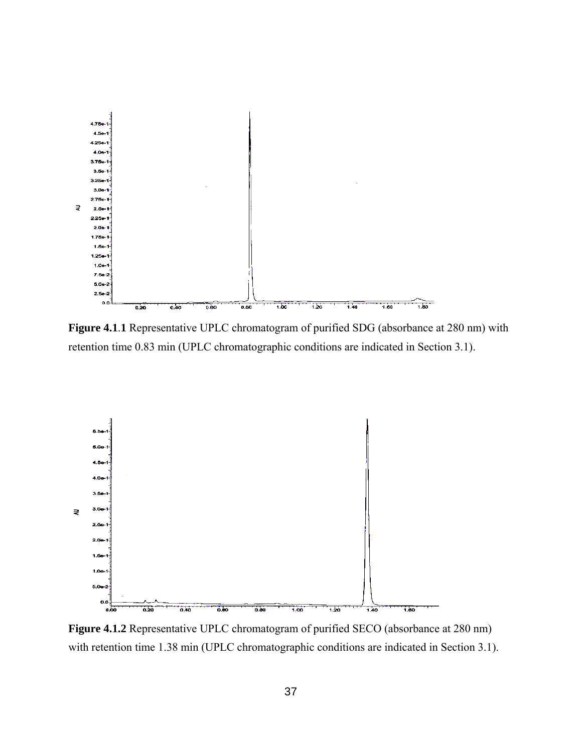**Figure 4.1.1** Representative UPLC chromatogram of purified SDG (absorbance at 280 nm) with retention time 0.83 min (UPLC chromatographic conditions are indicated in Section 3.1).

**Figure 4.1.2** Representative UPLC chromatogram of purified SECO (absorbance at 280 nm) with retention time 1.38 min (UPLC chromatographic conditions are indicated in Section 3.1).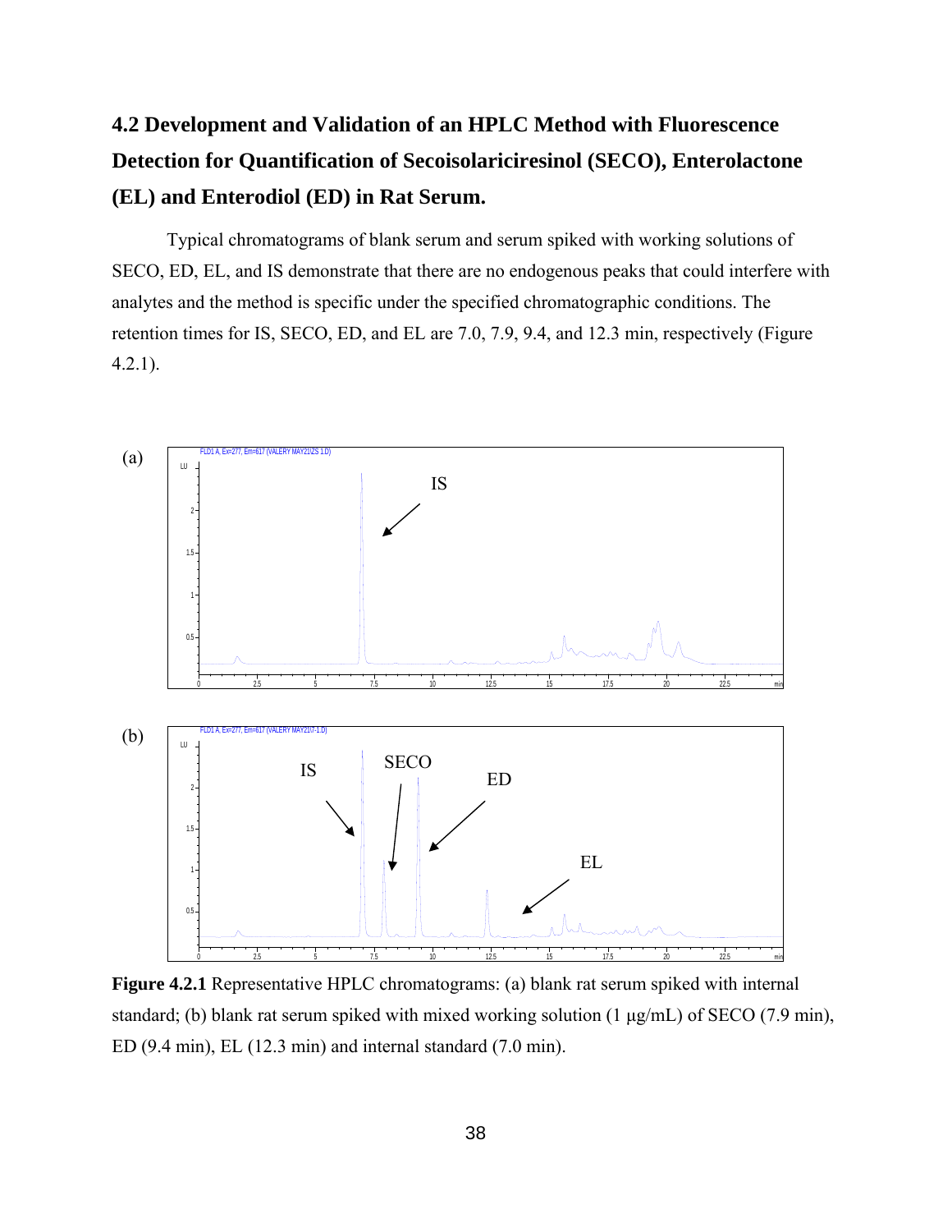## 4.2 Development and Validation of an HPLC Method with Fluorescence Detection for Quantification of Secoisolariciresinol (SECO), Enterolactone (EL) and Enterodiol (ED) in Rat Serum.

Typical chromatograms of blank serum and serum spiked with working solutions of SECO, ED, EL, and IS demonstrate that there are no endogenous peaks that could interfere with analytes and the method is specific under the specified chromatographic conditions. The retention times for IS, SECO, ED, and EL are 7.0, 7.9, 9.4, and 12.3 min, respectively (Figure 4.2.1).

**Figure 4.2.1** Representative HPLC chromatograms: (a) blank rat serum spiked with internal standard; (b) blank rat serum spiked with mixed working solution (1 μg/mL) of SECO (7.9 min), ED (9.4 min), EL (12.3 min) and internal standard (7.0 min).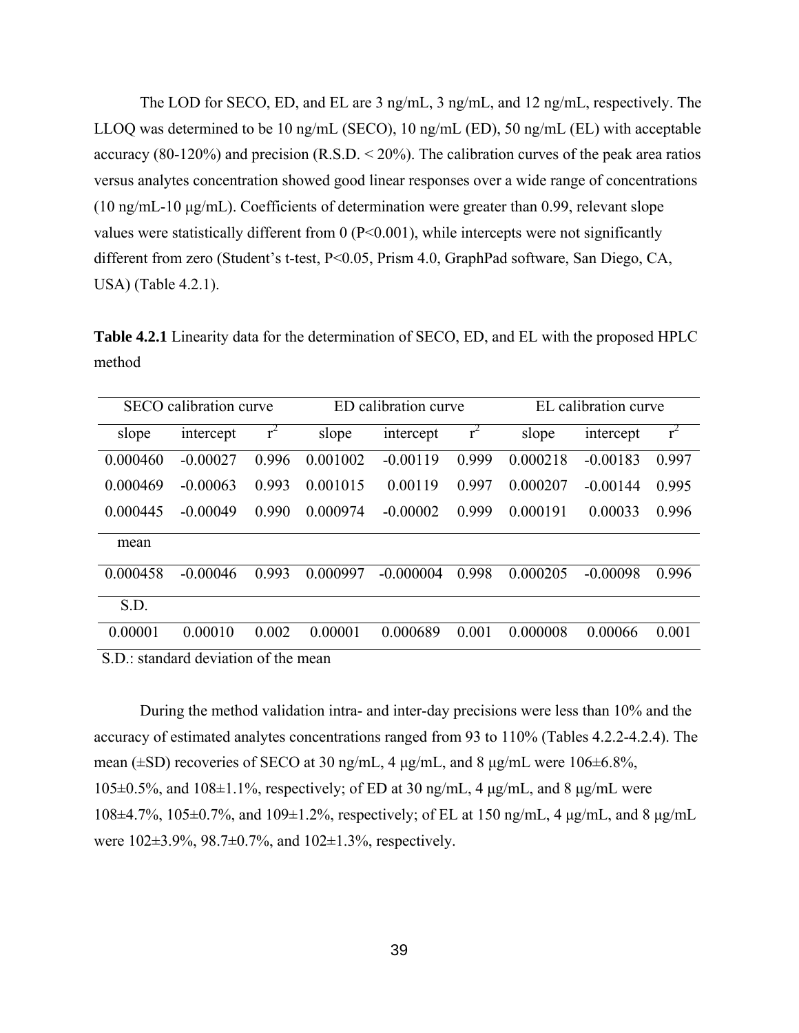The LOD for SECO, ED, and EL are 3 ng/mL, 3 ng/mL, and 12 ng/mL, respectively. The LLOQ was determined to be 10 ng/mL (SECO), 10 ng/mL (ED), 50 ng/mL (EL) with acceptable accuracy (80-120%) and precision (R.S.D. < 20%). The calibration curves of the peak area ratios versus analytes concentration showed good linear responses over a wide range of concentrations (10 ng/mL-10 μg/mL). Coefficients of determination were greater than 0.99, relevant slope values were statistically different from 0 ($P<0.001$), while intercepts were not significantly different from zero (Student's t-test, $P<0.05$, Prism 4.0, GraphPad software, San Diego, CA, USA) (Table 4.2.1).

**Table 4.2.1** Linearity data for the determination of SECO, ED, and EL with the proposed HPLC method

| SECO calibration curve | | | ED calibration curve | | | EL calibration curve | | |
|---|---|---|---|---|---|---|---|---|
| slope | intercept | $r^2$ | slope | intercept | $r^2$ | slope | intercept | $r^2$ |
| 0.000460 | -0.00027 | 0.996 | 0.001002 | -0.00119 | 0.999 | 0.000218 | -0.00183 | 0.997 |
| 0.000469 | -0.00063 | 0.993 | 0.001015 | 0.00119 | 0.997 | 0.000207 | -0.00144 | 0.995 |
| 0.000445 | -0.00049 | 0.990 | 0.000974 | -0.00002 | 0.999 | 0.000191 | 0.00033 | 0.996 |
| mean | | | | | | | | |
| 0.000458 | -0.00046 | 0.993 | 0.000997 | -0.000004 | 0.998 | 0.000205 | -0.00098 | 0.996 |
| S.D. | | | | | | | | |
| 0.00001 | 0.00010 | 0.002 | 0.00001 | 0.000689 | 0.001 | 0.000008 | 0.00066 | 0.001 |

S.D.: standard deviation of the mean

During the method validation intra- and inter-day precisions were less than 10% and the accuracy of estimated analytes concentrations ranged from 93 to 110% (Tables 4.2.2-4.2.4). The mean (±SD) recoveries of SECO at 30 ng/mL, 4 μg/mL, and 8 μg/mL were 106±6.8%, 105±0.5%, and 108±1.1%, respectively; of ED at 30 ng/mL, 4 μg/mL, and 8 μg/mL were 108±4.7%, 105±0.7%, and 109±1.2%, respectively; of EL at 150 ng/mL, 4 μg/mL, and 8 μg/mL were 102±3.9%, 98.7±0.7%, and 102±1.3%, respectively.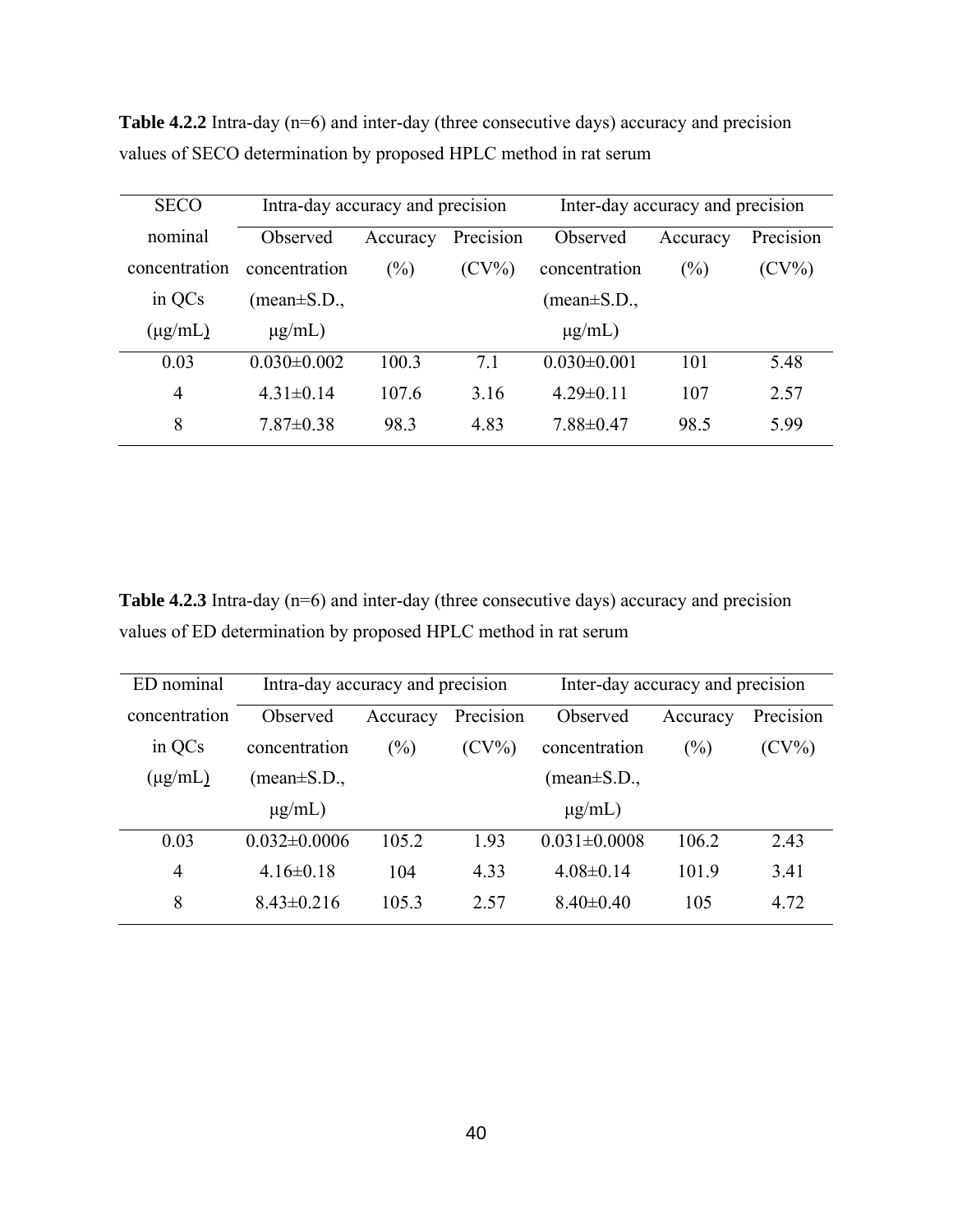**Table 4.2.2** Intra-day (n=6) and inter-day (three consecutive days) accuracy and precision values of SECO determination by proposed HPLC method in rat serum

| SECO nominal concentration in QCs (μg/mL) | Intra-day accuracy and precision | | | Inter-day accuracy and precision | | |
|---|---|---|---|---|---|---|
| | Observed concentration (mean±S.D., μg/mL) | Accuracy (%) | Precision (CV%) | Observed concentration (mean±S.D., μg/mL) | Accuracy (%) | Precision (CV%) |
| 0.03 | 0.030±0.002 | 100.3 | 7.1 | 0.030±0.001 | 101 | 5.48 |
| 4 | 4.31±0.14 | 107.6 | 3.16 | 4.29±0.11 | 107 | 2.57 |
| 8 | 7.87±0.38 | 98.3 | 4.83 | 7.88±0.47 | 98.5 | 5.99 |

**Table 4.2.3** Intra-day (n=6) and inter-day (three consecutive days) accuracy and precision values of ED determination by proposed HPLC method in rat serum

| ED nominal concentration in QCs (μg/mL) | Intra-day accuracy and precision | | | Inter-day accuracy and precision | | |
|---|---|---|---|---|---|---|
| | Observed concentration (mean±S.D., μg/mL) | Accuracy (%) | Precision (CV%) | Observed concentration (mean±S.D., μg/mL) | Accuracy (%) | Precision (CV%) |
| 0.03 | 0.032±0.0006 | 105.2 | 1.93 | 0.031±0.0008 | 106.2 | 2.43 |
| 4 | 4.16±0.18 | 104 | 4.33 | 4.08±0.14 | 101.9 | 3.41 |
| 8 | 8.43±0.216 | 105.3 | 2.57 | 8.40±0.40 | 105 | 4.72 |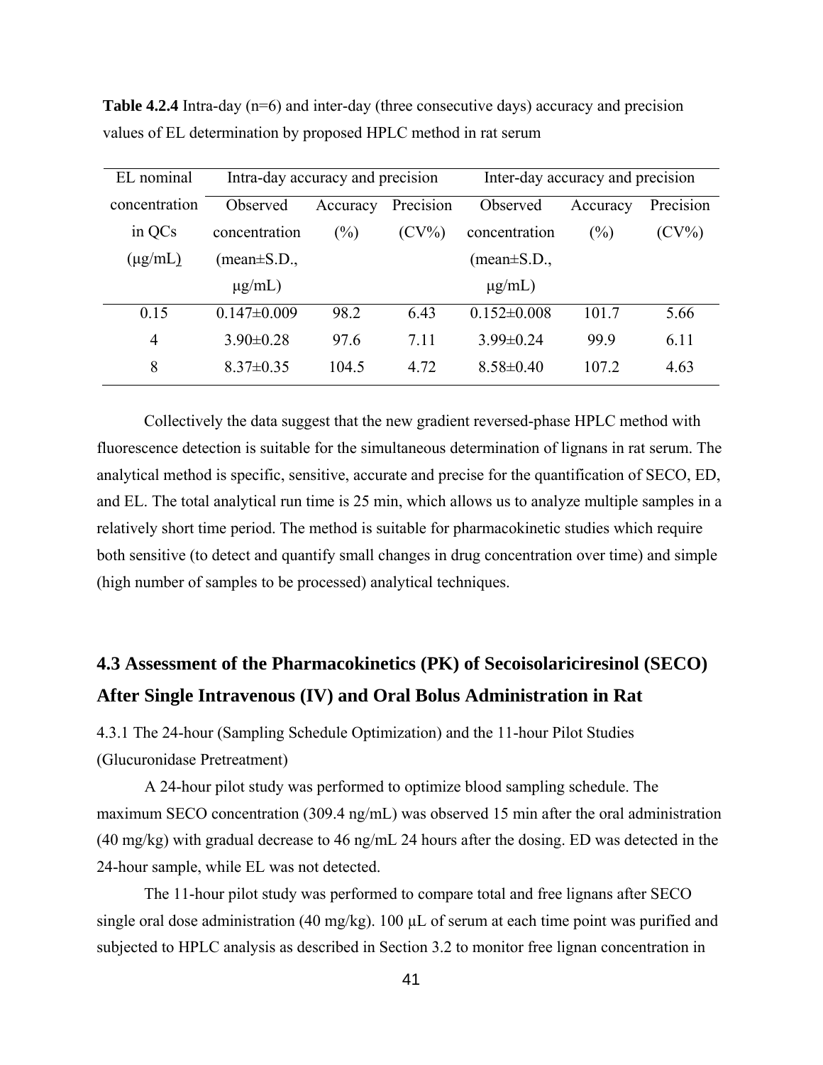**Table 4.2.4** Intra-day (n=6) and inter-day (three consecutive days) accuracy and precision values of EL determination by proposed HPLC method in rat serum

| EL nominal concentration in QCs (μg/mL) | Intra-day accuracy and precision | | | Inter-day accuracy and precision | | |
|---|---|---|---|---|---|---|
| | Observed concentration (mean±S.D., μg/mL) | Accuracy (%) | Precision (CV%) | Observed concentration (mean±S.D., μg/mL) | Accuracy (%) | Precision (CV%) |
| 0.15 | 0.147±0.009 | 98.2 | 6.43 | 0.152±0.008 | 101.7 | 5.66 |
| 4 | 3.90±0.28 | 97.6 | 7.11 | 3.99±0.24 | 99.9 | 6.11 |
| 8 | 8.37±0.35 | 104.5 | 4.72 | 8.58±0.40 | 107.2 | 4.63 |

Collectively the data suggest that the new gradient reversed-phase HPLC method with fluorescence detection is suitable for the simultaneous determination of lignans in rat serum. The analytical method is specific, sensitive, accurate and precise for the quantification of SECO, ED, and EL. The total analytical run time is 25 min, which allows us to analyze multiple samples in a relatively short time period. The method is suitable for pharmacokinetic studies which require both sensitive (to detect and quantify small changes in drug concentration over time) and simple (high number of samples to be processed) analytical techniques.

## 4.3 Assessment of the Pharmacokinetics (PK) of Secoisolariciresinol (SECO) After Single Intravenous (IV) and Oral Bolus Administration in Rat

4.3.1 The 24-hour (Sampling Schedule Optimization) and the 11-hour Pilot Studies (Glucuronidase Pretreatment)

A 24-hour pilot study was performed to optimize blood sampling schedule. The maximum SECO concentration (309.4 ng/mL) was observed 15 min after the oral administration (40 mg/kg) with gradual decrease to 46 ng/mL 24 hours after the dosing. ED was detected in the 24-hour sample, while EL was not detected.

The 11-hour pilot study was performed to compare total and free lignans after SECO single oral dose administration (40 mg/kg). 100 μL of serum at each time point was purified and subjected to HPLC analysis as described in Section 3.2 to monitor free lignan concentration in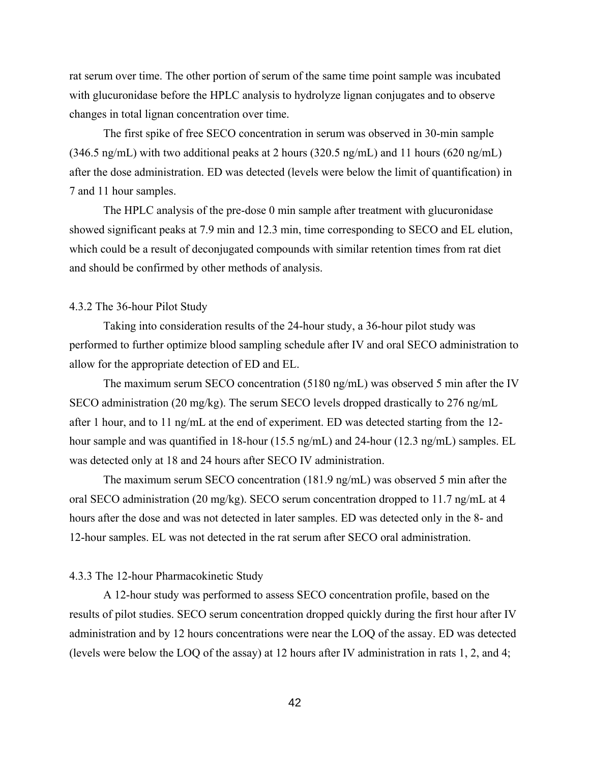rat serum over time. The other portion of serum of the same time point sample was incubated with glucuronidase before the HPLC analysis to hydrolyze lignan conjugates and to observe changes in total lignan concentration over time.

The first spike of free SECO concentration in serum was observed in 30-min sample (346.5 ng/mL) with two additional peaks at 2 hours (320.5 ng/mL) and 11 hours (620 ng/mL) after the dose administration. ED was detected (levels were below the limit of quantification) in 7 and 11 hour samples.

The HPLC analysis of the pre-dose 0 min sample after treatment with glucuronidase showed significant peaks at 7.9 min and 12.3 min, time corresponding to SECO and EL elution, which could be a result of deconjugated compounds with similar retention times from rat diet and should be confirmed by other methods of analysis.

### 4.3.2 The 36-hour Pilot Study

Taking into consideration results of the 24-hour study, a 36-hour pilot study was performed to further optimize blood sampling schedule after IV and oral SECO administration to allow for the appropriate detection of ED and EL.

The maximum serum SECO concentration (5180 ng/mL) was observed 5 min after the IV SECO administration (20 mg/kg). The serum SECO levels dropped drastically to 276 ng/mL after 1 hour, and to 11 ng/mL at the end of experiment. ED was detected starting from the 12-hour sample and was quantified in 18-hour (15.5 ng/mL) and 24-hour (12.3 ng/mL) samples. EL was detected only at 18 and 24 hours after SECO IV administration.

The maximum serum SECO concentration (181.9 ng/mL) was observed 5 min after the oral SECO administration (20 mg/kg). SECO serum concentration dropped to 11.7 ng/mL at 4 hours after the dose and was not detected in later samples. ED was detected only in the 8- and 12-hour samples. EL was not detected in the rat serum after SECO oral administration.

### 4.3.3 The 12-hour Pharmacokinetic Study

A 12-hour study was performed to assess SECO concentration profile, based on the results of pilot studies. SECO serum concentration dropped quickly during the first hour after IV administration and by 12 hours concentrations were near the LOQ of the assay. ED was detected (levels were below the LOQ of the assay) at 12 hours after IV administration in rats 1, 2, and 4;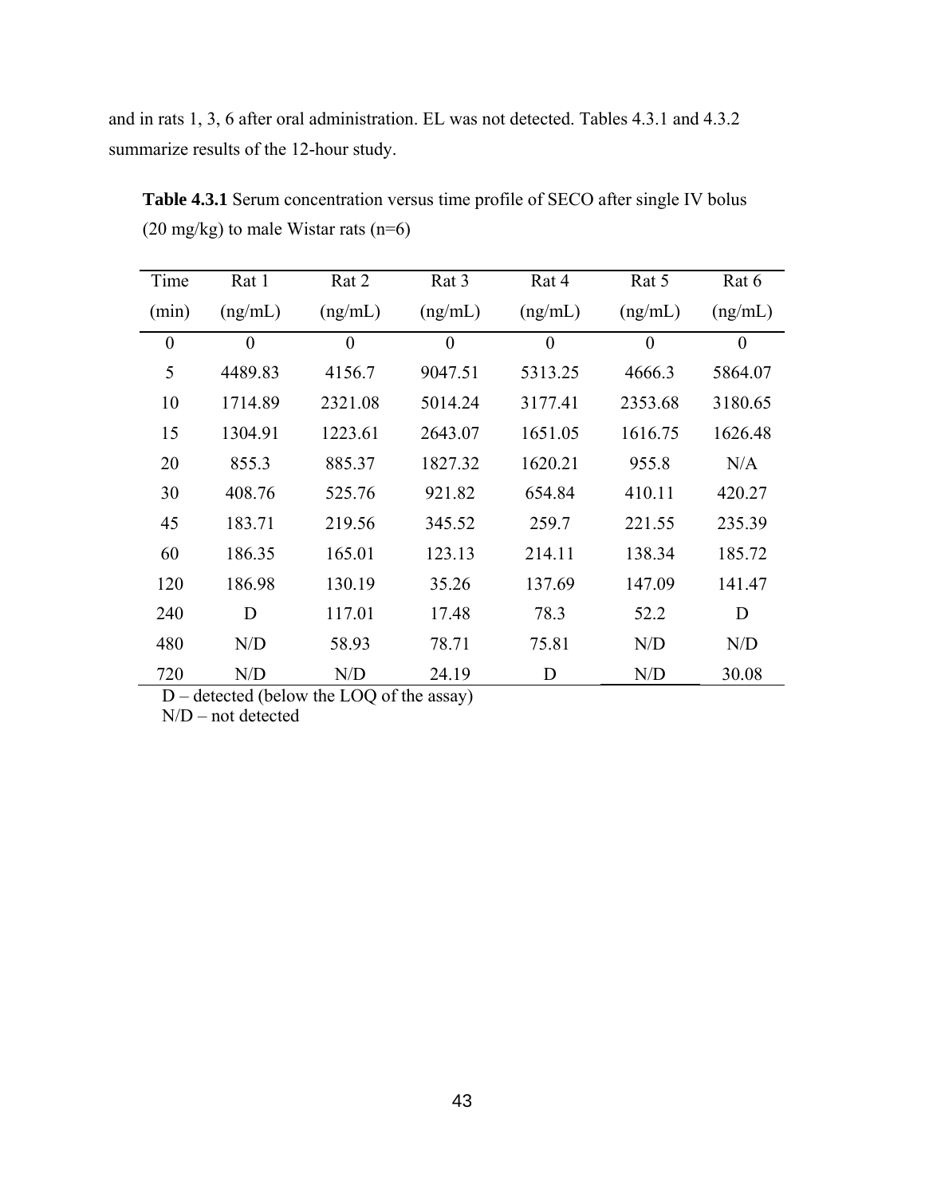and in rats 1, 3, 6 after oral administration. EL was not detected. Tables 4.3.1 and 4.3.2 summarize results of the 12-hour study.

**Table 4.3.1** Serum concentration versus time profile of SECO after single IV bolus (20 mg/kg) to male Wistar rats (n=6)

| Time (min) | Rat 1 (ng/mL) | Rat 2 (ng/mL) | Rat 3 (ng/mL) | Rat 4 (ng/mL) | Rat 5 (ng/mL) | Rat 6 (ng/mL) |
|---|---|---|---|---|---|---|
| 0 | 0 | 0 | 0 | 0 | 0 | 0 |
| 5 | 4489.83 | 4156.7 | 9047.51 | 5313.25 | 4666.3 | 5864.07 |
| 10 | 1714.89 | 2321.08 | 5014.24 | 3177.41 | 2353.68 | 3180.65 |
| 15 | 1304.91 | 1223.61 | 2643.07 | 1651.05 | 1616.75 | 1626.48 |
| 20 | 855.3 | 885.37 | 1827.32 | 1620.21 | 955.8 | N/A |
| 30 | 408.76 | 525.76 | 921.82 | 654.84 | 410.11 | 420.27 |
| 45 | 183.71 | 219.56 | 345.52 | 259.7 | 221.55 | 235.39 |
| 60 | 186.35 | 165.01 | 123.13 | 214.11 | 138.34 | 185.72 |
| 120 | 186.98 | 130.19 | 35.26 | 137.69 | 147.09 | 141.47 |
| 240 | D | 117.01 | 17.48 | 78.3 | 52.2 | D |
| 480 | N/D | 58.93 | 78.71 | 75.81 | N/D | N/D |
| 720 | N/D | N/D | 24.19 | D | N/D | 30.08 |

D – detected (below the LOQ of the assay)
N/D – not detected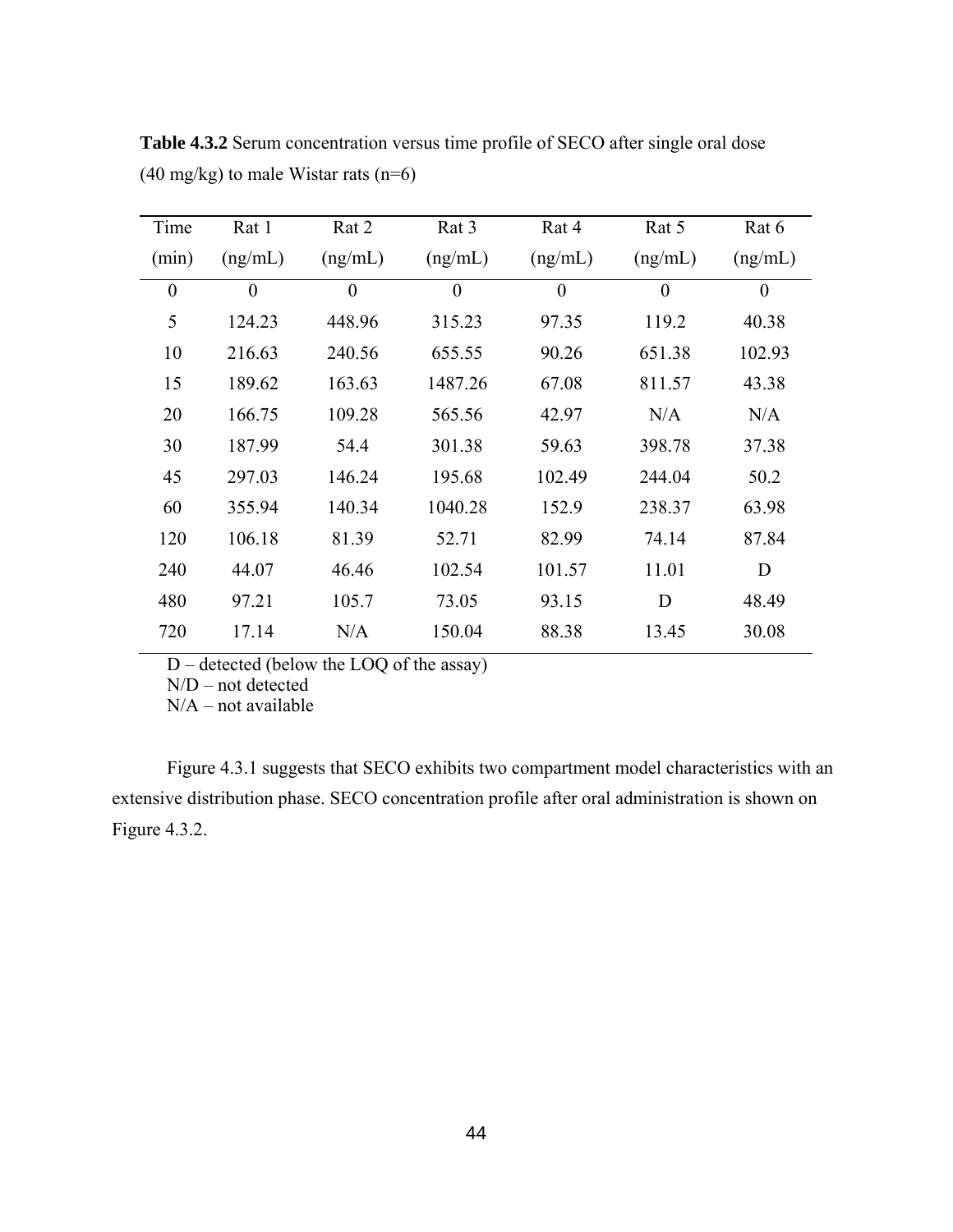**Table 4.3.2** Serum concentration versus time profile of SECO after single oral dose (40 mg/kg) to male Wistar rats (n=6)

| Time (min) | Rat 1 (ng/mL) | Rat 2 (ng/mL) | Rat 3 (ng/mL) | Rat 4 (ng/mL) | Rat 5 (ng/mL) | Rat 6 (ng/mL) |
|---|---|---|---|---|---|---|
| 0 | 0 | 0 | 0 | 0 | 0 | 0 |
| 5 | 124.23 | 448.96 | 315.23 | 97.35 | 119.2 | 40.38 |
| 10 | 216.63 | 240.56 | 655.55 | 90.26 | 651.38 | 102.93 |
| 15 | 189.62 | 163.63 | 1487.26 | 67.08 | 811.57 | 43.38 |
| 20 | 166.75 | 109.28 | 565.56 | 42.97 | N/A | N/A |
| 30 | 187.99 | 54.4 | 301.38 | 59.63 | 398.78 | 37.38 |
| 45 | 297.03 | 146.24 | 195.68 | 102.49 | 244.04 | 50.2 |
| 60 | 355.94 | 140.34 | 1040.28 | 152.9 | 238.37 | 63.98 |
| 120 | 106.18 | 81.39 | 52.71 | 82.99 | 74.14 | 87.84 |
| 240 | 44.07 | 46.46 | 102.54 | 101.57 | 11.01 | D |
| 480 | 97.21 | 105.7 | 73.05 | 93.15 | D | 48.49 |
| 720 | 17.14 | N/A | 150.04 | 88.38 | 13.45 | 30.08 |

D – detected (below the LOQ of the assay)
N/D – not detected
N/A – not available

Figure 4.3.1 suggests that SECO exhibits two compartment model characteristics with an extensive distribution phase. SECO concentration profile after oral administration is shown on Figure 4.3.2.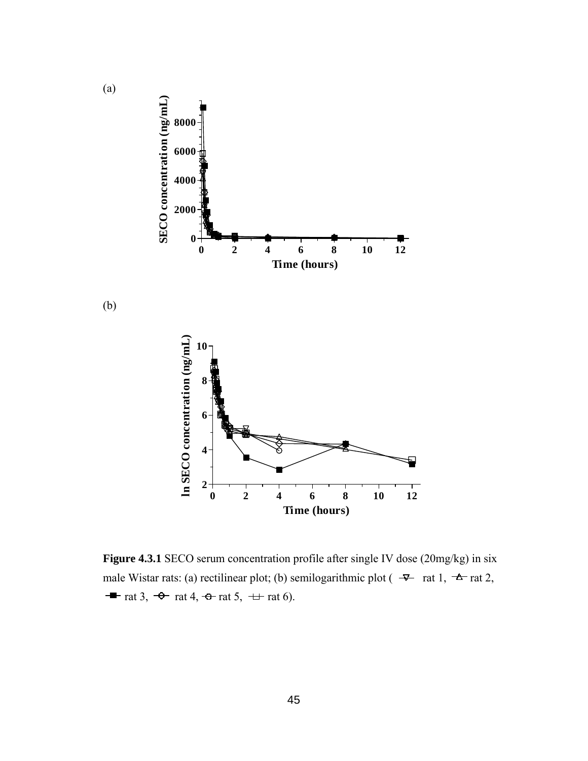(a)

(b)

**Figure 4.3.1** SECO serum concentration profile after single IV dose (20mg/kg) in six male Wistar rats: (a) rectilinear plot; (b) semilogarithmic plot ( ▽ rat 1, △ rat 2, ■ rat 3, ◇ rat 4, ○ rat 5, □ rat 6).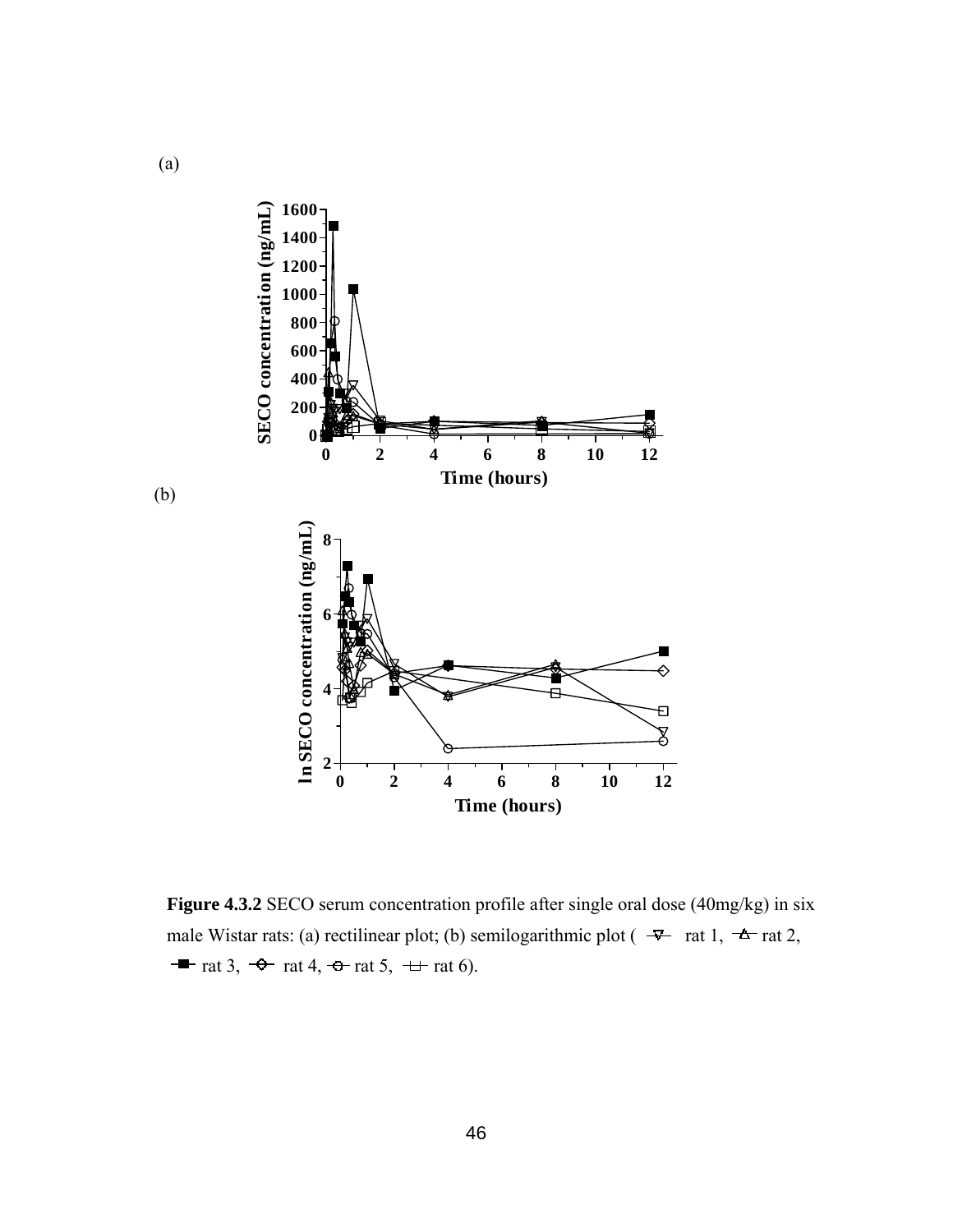(a)

(b)

**Figure 4.3.2** SECO serum concentration profile after single oral dose (40mg/kg) in six male Wistar rats: (a) rectilinear plot; (b) semilogarithmic plot ( rat 1, rat 2, rat 3, rat 4, rat 5, rat 6).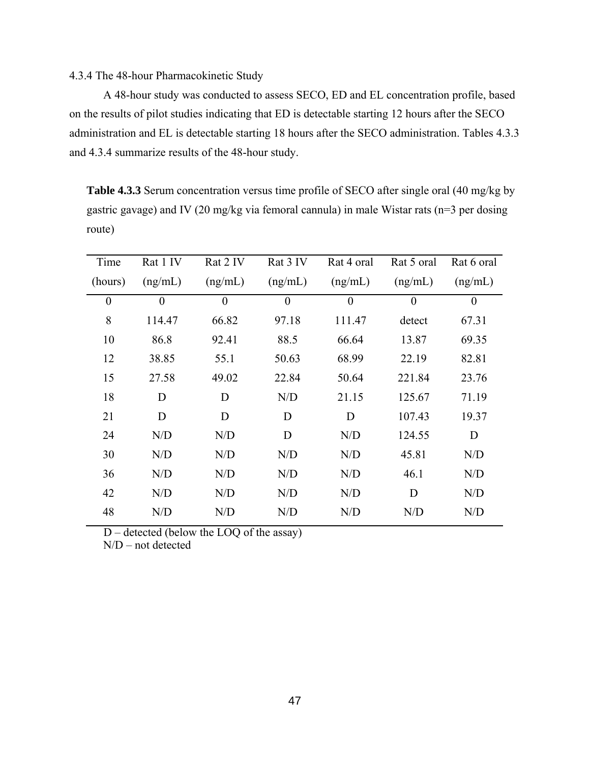4.3.4 The 48-hour Pharmacokinetic Study

A 48-hour study was conducted to assess SECO, ED and EL concentration profile, based on the results of pilot studies indicating that ED is detectable starting 12 hours after the SECO administration and EL is detectable starting 18 hours after the SECO administration. Tables 4.3.3 and 4.3.4 summarize results of the 48-hour study.

**Table 4.3.3** Serum concentration versus time profile of SECO after single oral (40 mg/kg by gastric gavage) and IV (20 mg/kg via femoral cannula) in male Wistar rats (n=3 per dosing route)

| Time (hours) | Rat 1 IV (ng/mL) | Rat 2 IV (ng/mL) | Rat 3 IV (ng/mL) | Rat 4 oral (ng/mL) | Rat 5 oral (ng/mL) | Rat 6 oral (ng/mL) |
|---|---|---|---|---|---|---|
| 0 | 0 | 0 | 0 | 0 | 0 | 0 |
| 8 | 114.47 | 66.82 | 97.18 | 111.47 | detect | 67.31 |
| 10 | 86.8 | 92.41 | 88.5 | 66.64 | 13.87 | 69.35 |
| 12 | 38.85 | 55.1 | 50.63 | 68.99 | 22.19 | 82.81 |
| 15 | 27.58 | 49.02 | 22.84 | 50.64 | 221.84 | 23.76 |
| 18 | D | D | N/D | 21.15 | 125.67 | 71.19 |
| 21 | D | D | D | D | 107.43 | 19.37 |
| 24 | N/D | N/D | D | N/D | 124.55 | D |
| 30 | N/D | N/D | N/D | N/D | 45.81 | N/D |
| 36 | N/D | N/D | N/D | N/D | 46.1 | N/D |
| 42 | N/D | N/D | N/D | N/D | D | N/D |
| 48 | N/D | N/D | N/D | N/D | N/D | N/D |

D – detected (below the LOQ of the assay)
N/D – not detected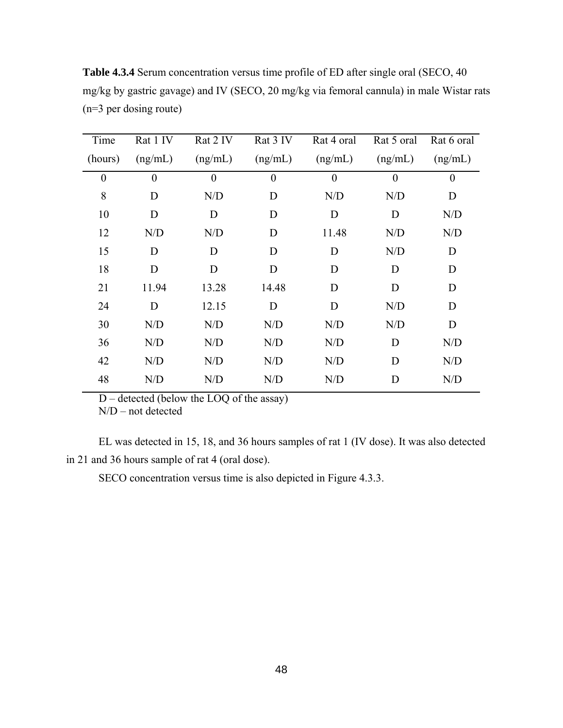**Table 4.3.4** Serum concentration versus time profile of ED after single oral (SECO, 40 mg/kg by gastric gavage) and IV (SECO, 20 mg/kg via femoral cannula) in male Wistar rats (n=3 per dosing route)

| Time (hours) | Rat 1 IV (ng/mL) | Rat 2 IV (ng/mL) | Rat 3 IV (ng/mL) | Rat 4 oral (ng/mL) | Rat 5 oral (ng/mL) | Rat 6 oral (ng/mL) |
|---|---|---|---|---|---|---|
| 0 | 0 | 0 | 0 | 0 | 0 | 0 |
| 8 | D | N/D | D | N/D | N/D | D |
| 10 | D | D | D | D | D | N/D |
| 12 | N/D | N/D | D | 11.48 | N/D | N/D |
| 15 | D | D | D | D | N/D | D |
| 18 | D | D | D | D | D | D |
| 21 | 11.94 | 13.28 | 14.48 | D | D | D |
| 24 | D | 12.15 | D | D | N/D | D |
| 30 | N/D | N/D | N/D | N/D | N/D | D |
| 36 | N/D | N/D | N/D | N/D | D | N/D |
| 42 | N/D | N/D | N/D | N/D | D | N/D |
| 48 | N/D | N/D | N/D | N/D | D | N/D |

D – detected (below the LOQ of the assay)
N/D – not detected

EL was detected in 15, 18, and 36 hours samples of rat 1 (IV dose). It was also detected in 21 and 36 hours sample of rat 4 (oral dose).

SECO concentration versus time is also depicted in Figure 4.3.3.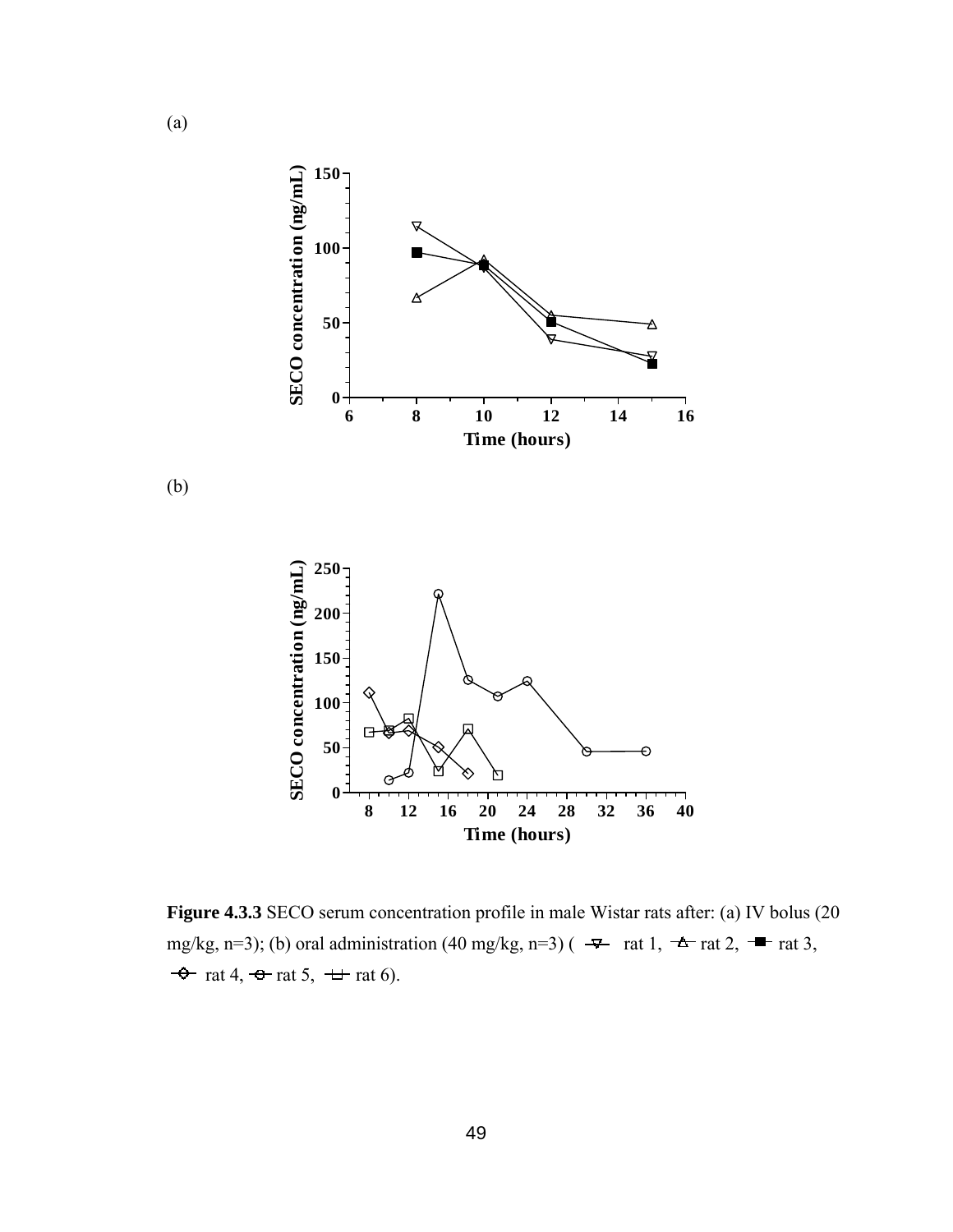(a)

(b)

**Figure 4.3.3** SECO serum concentration profile in male Wistar rats after: (a) IV bolus (20 mg/kg, n=3); (b) oral administration (40 mg/kg, n=3) ( rat 1, rat 2, rat 3, rat 4, rat 5, rat 6).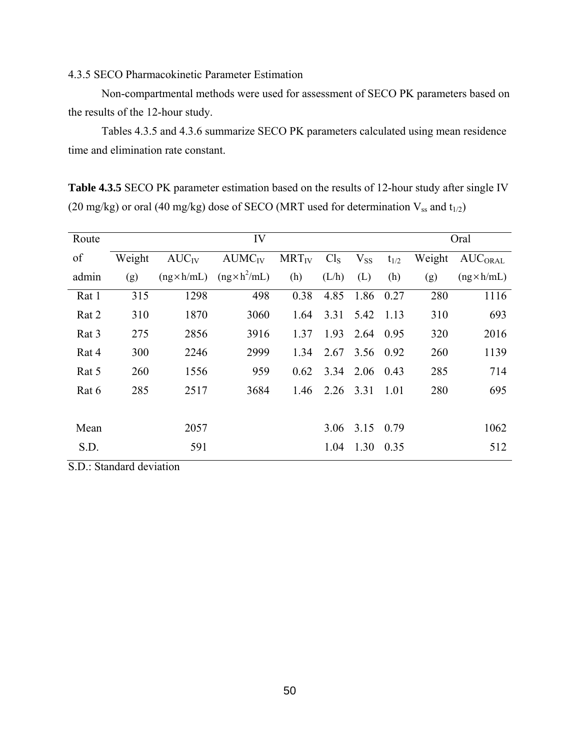4.3.5 SECO Pharmacokinetic Parameter Estimation

Non-compartmental methods were used for assessment of SECO PK parameters based on the results of the 12-hour study.

Tables 4.3.5 and 4.3.6 summarize SECO PK parameters calculated using mean residence time and elimination rate constant.

**Table 4.3.5** SECO PK parameter estimation based on the results of 12-hour study after single IV (20 mg/kg) or oral (40 mg/kg) dose of SECO (MRT used for determination $V_{ss}$ and $t_{1/2}$)

| Route of admin | IV | | | | | | | Oral | |
|---|---|---|---|---|---|---|---|---|---|
| | Weight (g) | $AUC_{IV}$ (ng×h/mL) | $AUMC_{IV}$ (ng×h$^2$/mL) | $MRT_{IV}$ (h) | $Cl_S$ (L/h) | $V_{SS}$ (L) | $t_{1/2}$ (h) | Weight (g) | $AUC_{ORAL}$ (ng×h/mL) |
| Rat 1 | 315 | 1298 | 498 | 0.38 | 4.85 | 1.86 | 0.27 | 280 | 1116 |
| Rat 2 | 310 | 1870 | 3060 | 1.64 | 3.31 | 5.42 | 1.13 | 310 | 693 |
| Rat 3 | 275 | 2856 | 3916 | 1.37 | 1.93 | 2.64 | 0.95 | 320 | 2016 |
| Rat 4 | 300 | 2246 | 2999 | 1.34 | 2.67 | 3.56 | 0.92 | 260 | 1139 |
| Rat 5 | 260 | 1556 | 959 | 0.62 | 3.34 | 2.06 | 0.43 | 285 | 714 |
| Rat 6 | 285 | 2517 | 3684 | 1.46 | 2.26 | 3.31 | 1.01 | 280 | 695 |
| Mean | | 2057 | | | 3.06 | 3.15 | 0.79 | | 1062 |
| S.D. | | 591 | | | 1.04 | 1.30 | 0.35 | | 512 |

S.D.: Standard deviation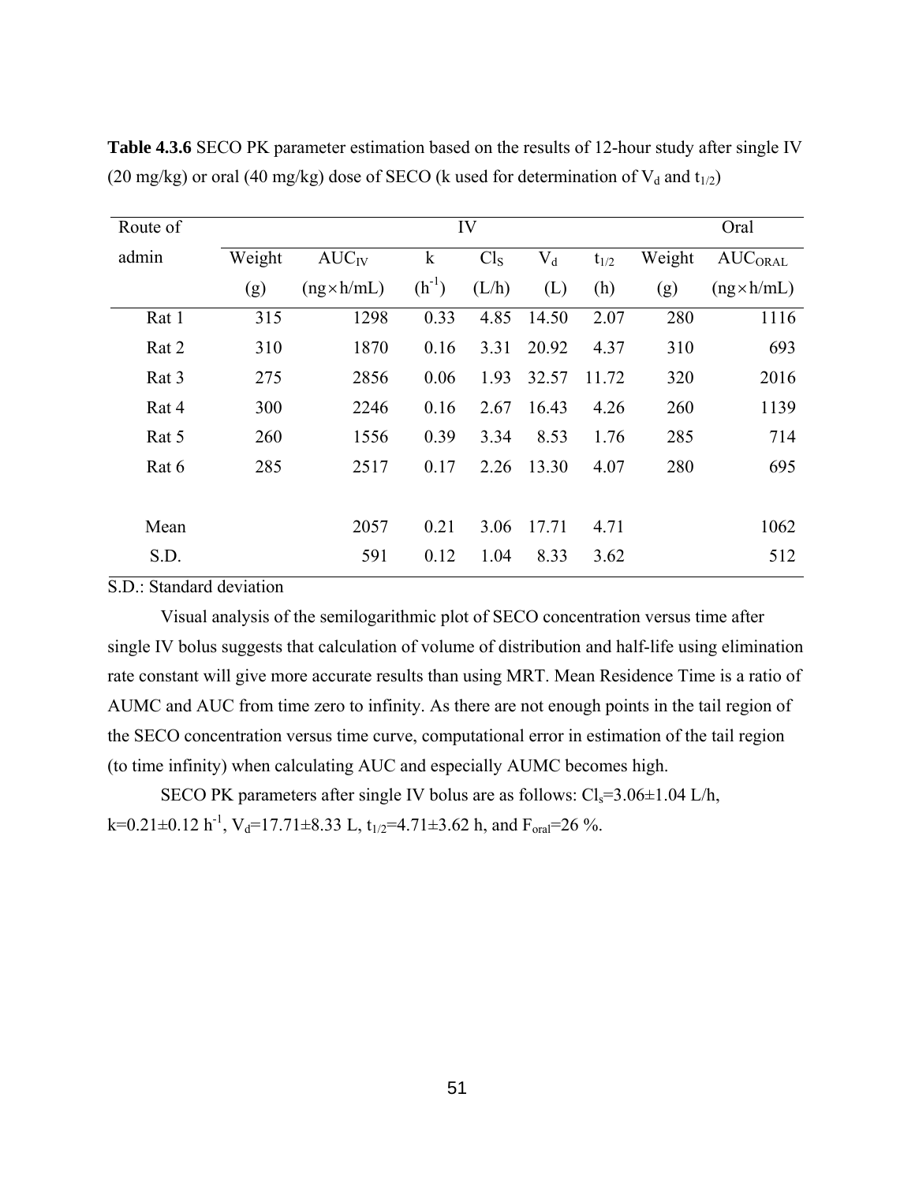**Table 4.3.6** SECO PK parameter estimation based on the results of 12-hour study after single IV (20 mg/kg) or oral (40 mg/kg) dose of SECO (k used for determination of $V_d$ and $t_{1/2}$)

| Route of admin | IV | | | | | | Oral | |
|---|---|---|---|---|---|---|---|---|
| | Weight (g) | $AUC_{IV}$ (ng×h/mL) | k ($h^{-1}$) | $Cl_S$ (L/h) | $V_d$ (L) | $t_{1/2}$ (h) | Weight (g) | $AUC_{ORAL}$ (ng×h/mL) |
| Rat 1 | 315 | 1298 | 0.33 | 4.85 | 14.50 | 2.07 | 280 | 1116 |
| Rat 2 | 310 | 1870 | 0.16 | 3.31 | 20.92 | 4.37 | 310 | 693 |
| Rat 3 | 275 | 2856 | 0.06 | 1.93 | 32.57 | 11.72 | 320 | 2016 |
| Rat 4 | 300 | 2246 | 0.16 | 2.67 | 16.43 | 4.26 | 260 | 1139 |
| Rat 5 | 260 | 1556 | 0.39 | 3.34 | 8.53 | 1.76 | 285 | 714 |
| Rat 6 | 285 | 2517 | 0.17 | 2.26 | 13.30 | 4.07 | 280 | 695 |
| Mean | | 2057 | 0.21 | 3.06 | 17.71 | 4.71 | | 1062 |
| S.D. | | 591 | 0.12 | 1.04 | 8.33 | 3.62 | | 512 |

S.D.: Standard deviation

Visual analysis of the semilogarithmic plot of SECO concentration versus time after single IV bolus suggests that calculation of volume of distribution and half-life using elimination rate constant will give more accurate results than using MRT. Mean Residence Time is a ratio of AUMC and AUC from time zero to infinity. As there are not enough points in the tail region of the SECO concentration versus time curve, computational error in estimation of the tail region (to time infinity) when calculating AUC and especially AUMC becomes high.

SECO PK parameters after single IV bolus are as follows: $Cl_s$=3.06±1.04 L/h, k=0.21±0.12 $h^{-1}$, $V_d$=17.71±8.33 L, $t_{1/2}$=4.71±3.62 h, and $F_{oral}$=26 %.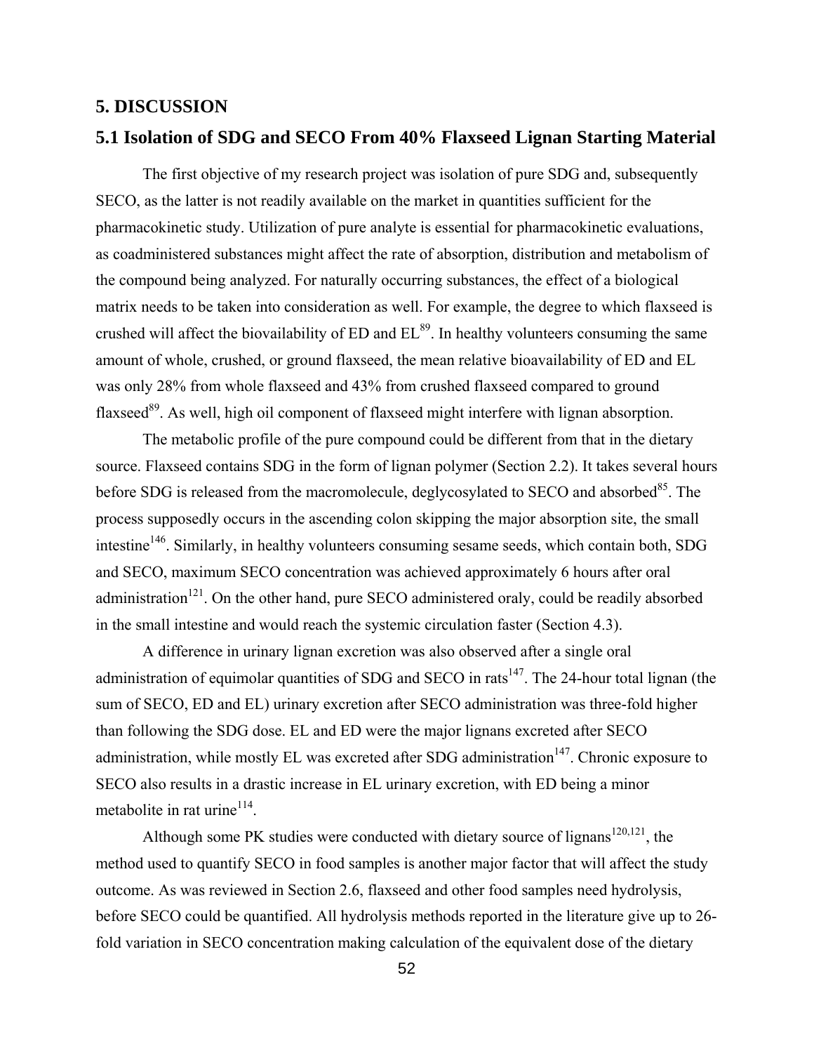# 5. DISCUSSION

## 5.1 Isolation of SDG and SECO From 40% Flaxseed Lignan Starting Material

The first objective of my research project was isolation of pure SDG and, subsequently SECO, as the latter is not readily available on the market in quantities sufficient for the pharmacokinetic study. Utilization of pure analyte is essential for pharmacokinetic evaluations, as coadministered substances might affect the rate of absorption, distribution and metabolism of the compound being analyzed. For naturally occurring substances, the effect of a biological matrix needs to be taken into consideration as well. For example, the degree to which flaxseed is crushed will affect the biovailability of ED and EL[89]. In healthy volunteers consuming the same amount of whole, crushed, or ground flaxseed, the mean relative bioavailability of ED and EL was only 28% from whole flaxseed and 43% from crushed flaxseed compared to ground flaxseed[89]. As well, high oil component of flaxseed might interfere with lignan absorption.

The metabolic profile of the pure compound could be different from that in the dietary source. Flaxseed contains SDG in the form of lignan polymer (Section 2.2). It takes several hours before SDG is released from the macromolecule, deglycosylated to SECO and absorbed[85]. The process supposedly occurs in the ascending colon skipping the major absorption site, the small intestine[146]. Similarly, in healthy volunteers consuming sesame seeds, which contain both, SDG and SECO, maximum SECO concentration was achieved approximately 6 hours after oral administration[121]. On the other hand, pure SECO administered oraly, could be readily absorbed in the small intestine and would reach the systemic circulation faster (Section 4.3).

A difference in urinary lignan excretion was also observed after a single oral administration of equimolar quantities of SDG and SECO in rats[147]. The 24-hour total lignan (the sum of SECO, ED and EL) urinary excretion after SECO administration was three-fold higher than following the SDG dose. EL and ED were the major lignans excreted after SECO administration, while mostly EL was excreted after SDG administration[147]. Chronic exposure to SECO also results in a drastic increase in EL urinary excretion, with ED being a minor metabolite in rat urine[114].

Although some PK studies were conducted with dietary source of lignans[120,121], the method used to quantify SECO in food samples is another major factor that will affect the study outcome. As was reviewed in Section 2.6, flaxseed and other food samples need hydrolysis, before SECO could be quantified. All hydrolysis methods reported in the literature give up to 26-fold variation in SECO concentration making calculation of the equivalent dose of the dietary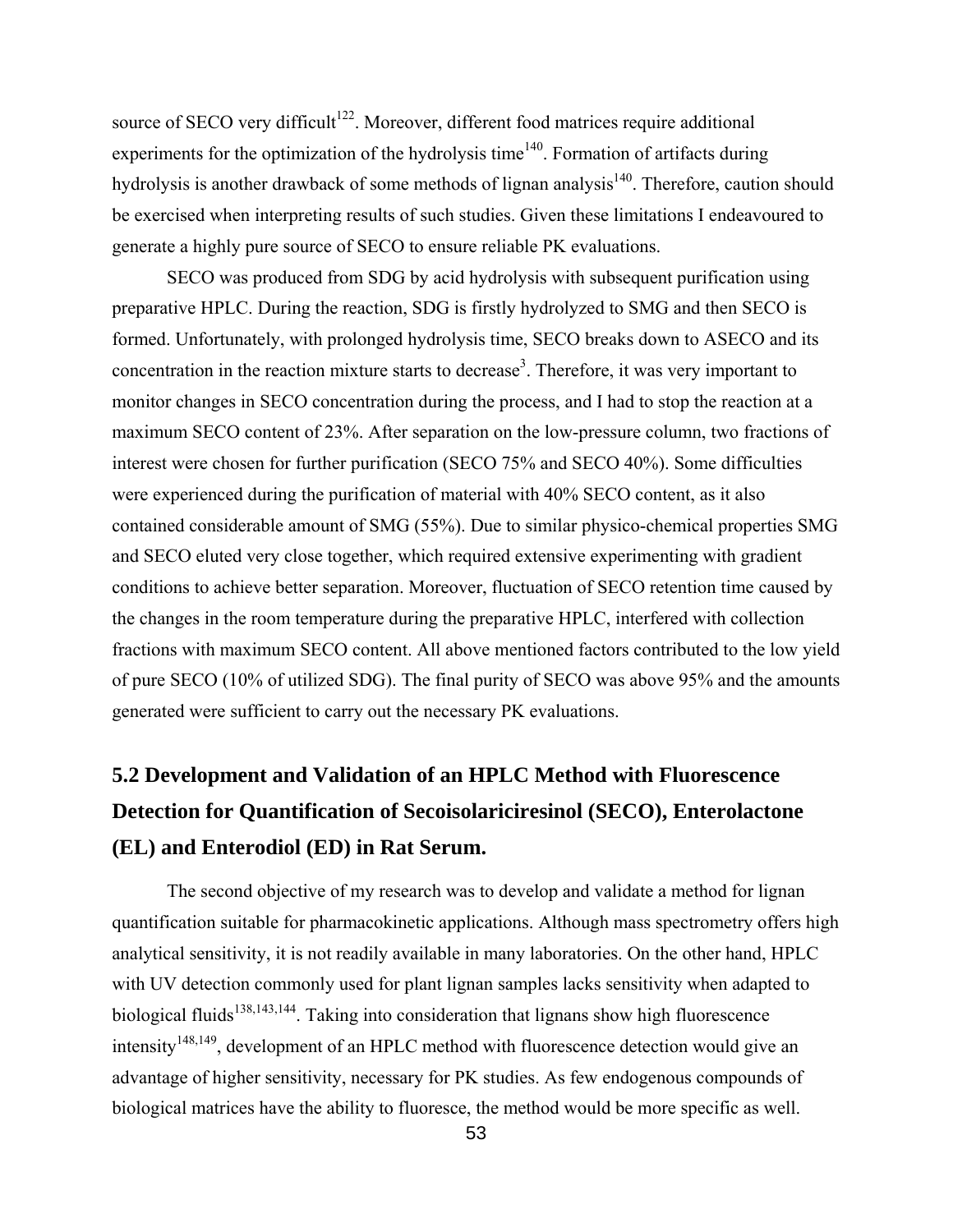source of SECO very difficult[122]. Moreover, different food matrices require additional experiments for the optimization of the hydrolysis time[140]. Formation of artifacts during hydrolysis is another drawback of some methods of lignan analysis[140]. Therefore, caution should be exercised when interpreting results of such studies. Given these limitations I endeavoured to generate a highly pure source of SECO to ensure reliable PK evaluations.

SECO was produced from SDG by acid hydrolysis with subsequent purification using preparative HPLC. During the reaction, SDG is firstly hydrolyzed to SMG and then SECO is formed. Unfortunately, with prolonged hydrolysis time, SECO breaks down to ASECO and its concentration in the reaction mixture starts to decrease[3]. Therefore, it was very important to monitor changes in SECO concentration during the process, and I had to stop the reaction at a maximum SECO content of 23%. After separation on the low-pressure column, two fractions of interest were chosen for further purification (SECO 75% and SECO 40%). Some difficulties were experienced during the purification of material with 40% SECO content, as it also contained considerable amount of SMG (55%). Due to similar physico-chemical properties SMG and SECO eluted very close together, which required extensive experimenting with gradient conditions to achieve better separation. Moreover, fluctuation of SECO retention time caused by the changes in the room temperature during the preparative HPLC, interfered with collection fractions with maximum SECO content. All above mentioned factors contributed to the low yield of pure SECO (10% of utilized SDG). The final purity of SECO was above 95% and the amounts generated were sufficient to carry out the necessary PK evaluations.

## 5.2 Development and Validation of an HPLC Method with Fluorescence Detection for Quantification of Secoisolariciresinol (SECO), Enterolactone (EL) and Enterodiol (ED) in Rat Serum.

The second objective of my research was to develop and validate a method for lignan quantification suitable for pharmacokinetic applications. Although mass spectrometry offers high analytical sensitivity, it is not readily available in many laboratories. On the other hand, HPLC with UV detection commonly used for plant lignan samples lacks sensitivity when adapted to biological fluids[138,143,144]. Taking into consideration that lignans show high fluorescence intensity[148,149], development of an HPLC method with fluorescence detection would give an advantage of higher sensitivity, necessary for PK studies. As few endogenous compounds of biological matrices have the ability to fluoresce, the method would be more specific as well.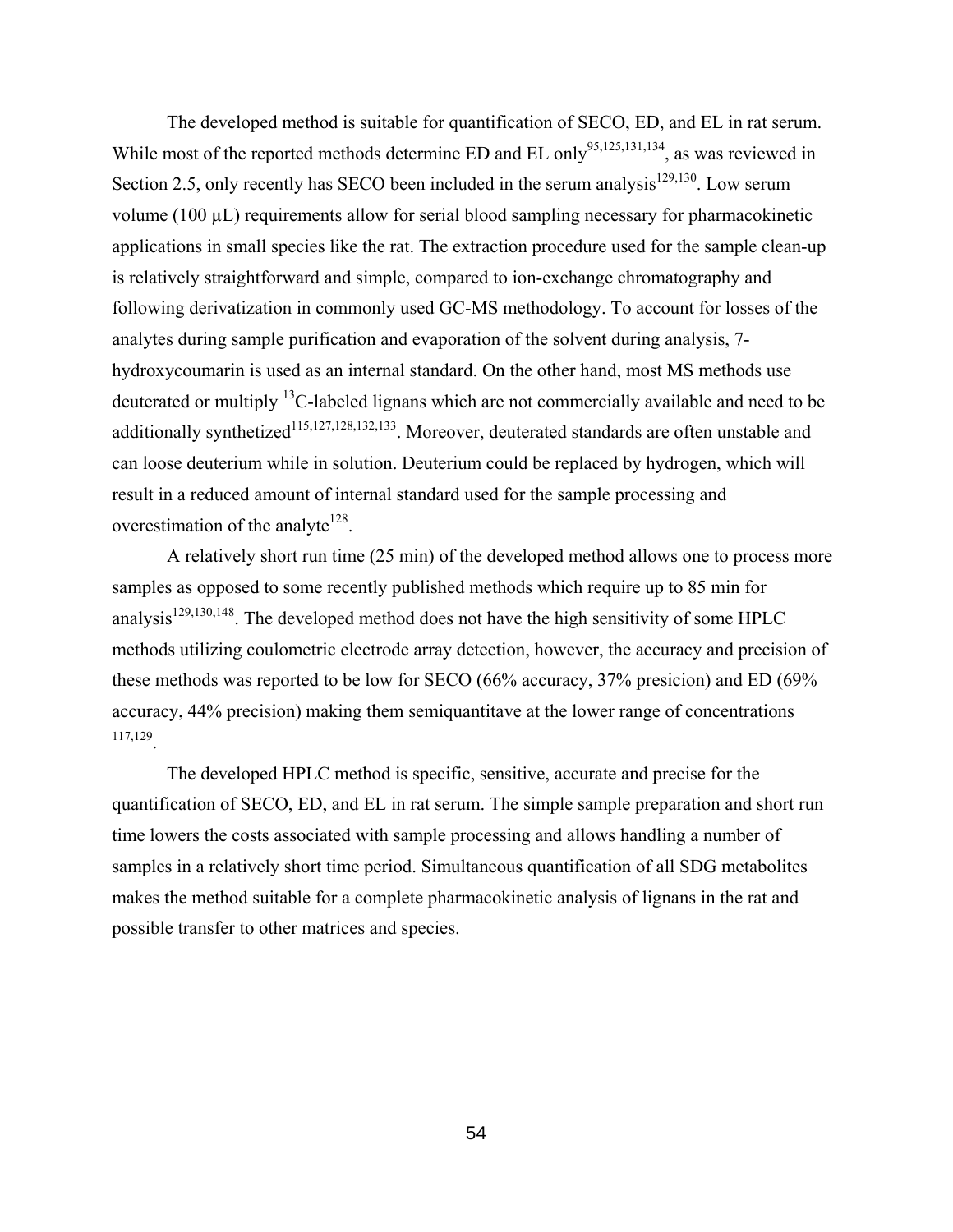The developed method is suitable for quantification of SECO, ED, and EL in rat serum. While most of the reported methods determine ED and EL only[95,125,131,134], as was reviewed in Section 2.5, only recently has SECO been included in the serum analysis[129,130]. Low serum volume (100 μL) requirements allow for serial blood sampling necessary for pharmacokinetic applications in small species like the rat. The extraction procedure used for the sample clean-up is relatively straightforward and simple, compared to ion-exchange chromatography and following derivatization in commonly used GC-MS methodology. To account for losses of the analytes during sample purification and evaporation of the solvent during analysis, 7-hydroxycoumarin is used as an internal standard. On the other hand, most MS methods use deuterated or multiply $^{13}$C-labeled lignans which are not commercially available and need to be additionally synthetized[115,127,128,132,133]. Moreover, deuterated standards are often unstable and can loose deuterium while in solution. Deuterium could be replaced by hydrogen, which will result in a reduced amount of internal standard used for the sample processing and overestimation of the analyte[128].

A relatively short run time (25 min) of the developed method allows one to process more samples as opposed to some recently published methods which require up to 85 min for analysis[129,130,148]. The developed method does not have the high sensitivity of some HPLC methods utilizing coulometric electrode array detection, however, the accuracy and precision of these methods was reported to be low for SECO (66% accuracy, 37% presicion) and ED (69% accuracy, 44% precision) making them semiquantitave at the lower range of concentrations [117,129].

The developed HPLC method is specific, sensitive, accurate and precise for the quantification of SECO, ED, and EL in rat serum. The simple sample preparation and short run time lowers the costs associated with sample processing and allows handling a number of samples in a relatively short time period. Simultaneous quantification of all SDG metabolites makes the method suitable for a complete pharmacokinetic analysis of lignans in the rat and possible transfer to other matrices and species.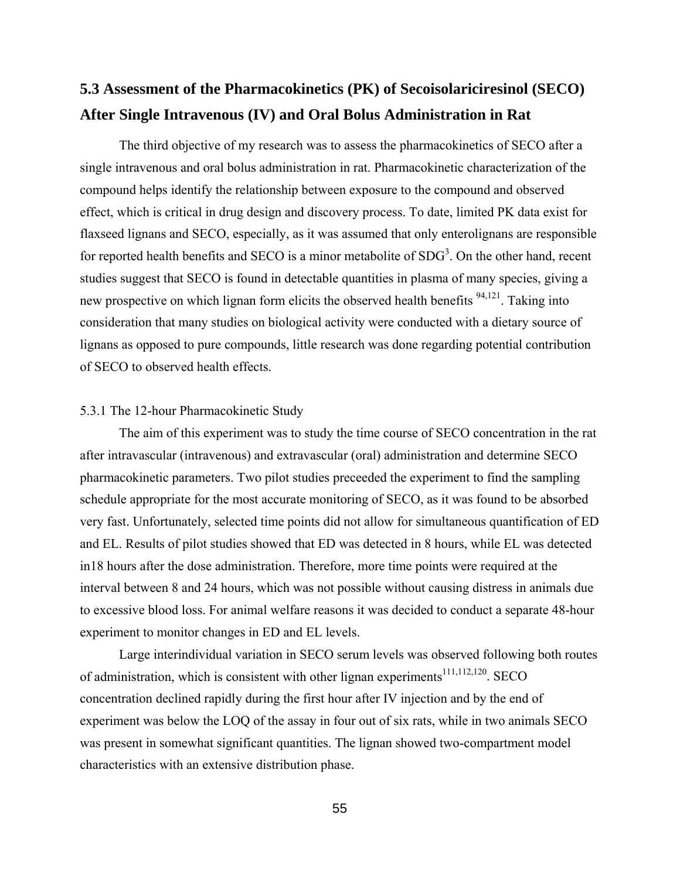## 5.3 Assessment of the Pharmacokinetics (PK) of Secoisolariciresinol (SECO) After Single Intravenous (IV) and Oral Bolus Administration in Rat

The third objective of my research was to assess the pharmacokinetics of SECO after a single intravenous and oral bolus administration in rat. Pharmacokinetic characterization of the compound helps identify the relationship between exposure to the compound and observed effect, which is critical in drug design and discovery process. To date, limited PK data exist for flaxseed lignans and SECO, especially, as it was assumed that only enterolignans are responsible for reported health benefits and SECO is a minor metabolite of SDG[3]. On the other hand, recent studies suggest that SECO is found in detectable quantities in plasma of many species, giving a new prospective on which lignan form elicits the observed health benefits [94,121]. Taking into consideration that many studies on biological activity were conducted with a dietary source of lignans as opposed to pure compounds, little research was done regarding potential contribution of SECO to observed health effects.

### 5.3.1 The 12-hour Pharmacokinetic Study

The aim of this experiment was to study the time course of SECO concentration in the rat after intravascular (intravenous) and extravascular (oral) administration and determine SECO pharmacokinetic parameters. Two pilot studies preceeded the experiment to find the sampling schedule appropriate for the most accurate monitoring of SECO, as it was found to be absorbed very fast. Unfortunately, selected time points did not allow for simultaneous quantification of ED and EL. Results of pilot studies showed that ED was detected in 8 hours, while EL was detected in18 hours after the dose administration. Therefore, more time points were required at the interval between 8 and 24 hours, which was not possible without causing distress in animals due to excessive blood loss. For animal welfare reasons it was decided to conduct a separate 48-hour experiment to monitor changes in ED and EL levels.

Large interindividual variation in SECO serum levels was observed following both routes of administration, which is consistent with other lignan experiments[111,112,120]. SECO concentration declined rapidly during the first hour after IV injection and by the end of experiment was below the LOQ of the assay in four out of six rats, while in two animals SECO was present in somewhat significant quantities. The lignan showed two-compartment model characteristics with an extensive distribution phase.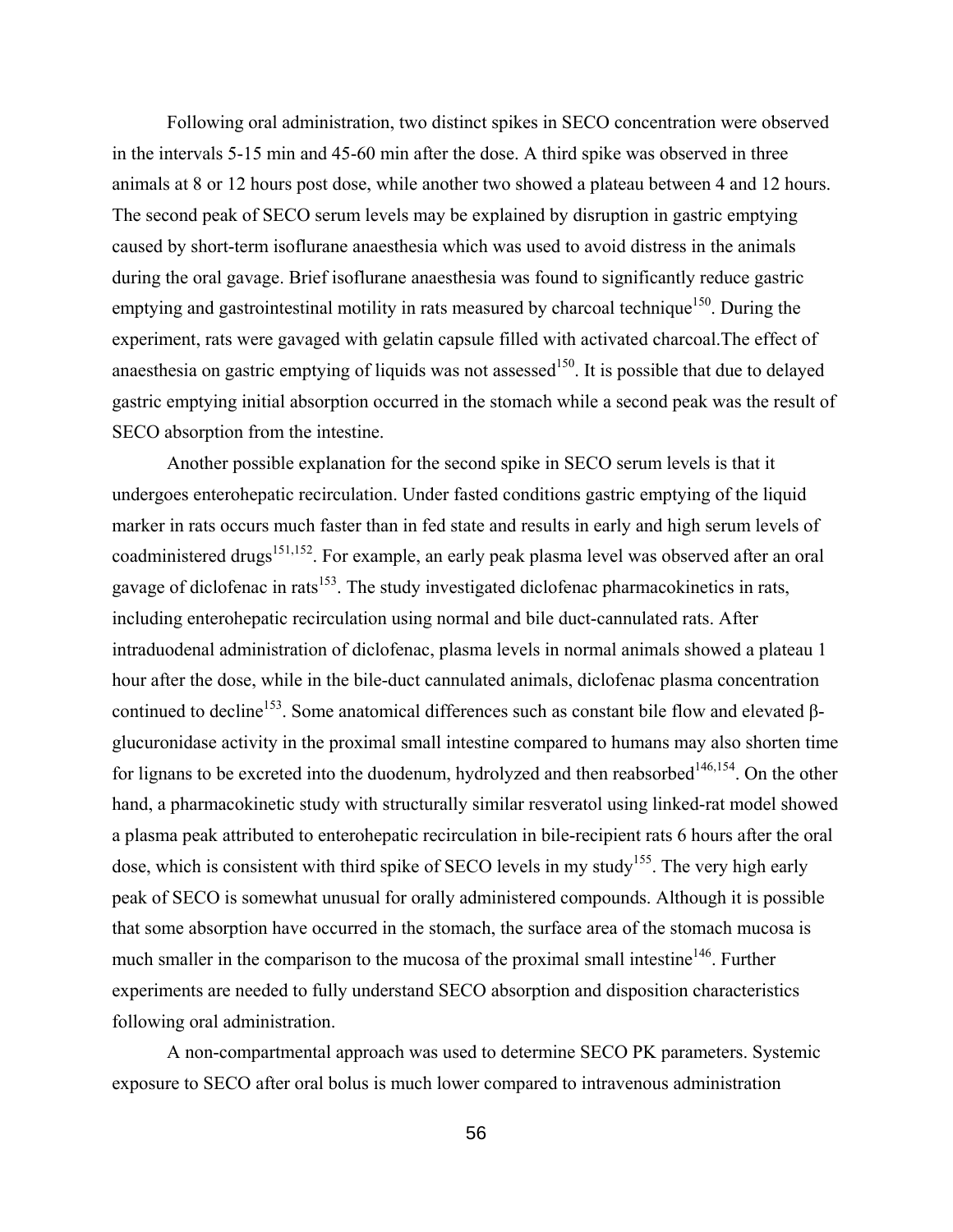Following oral administration, two distinct spikes in SECO concentration were observed in the intervals 5-15 min and 45-60 min after the dose. A third spike was observed in three animals at 8 or 12 hours post dose, while another two showed a plateau between 4 and 12 hours. The second peak of SECO serum levels may be explained by disruption in gastric emptying caused by short-term isoflurane anaesthesia which was used to avoid distress in the animals during the oral gavage. Brief isoflurane anaesthesia was found to significantly reduce gastric emptying and gastrointestinal motility in rats measured by charcoal technique[150]. During the experiment, rats were gavaged with gelatin capsule filled with activated charcoal.The effect of anaesthesia on gastric emptying of liquids was not assessed[150]. It is possible that due to delayed gastric emptying initial absorption occurred in the stomach while a second peak was the result of SECO absorption from the intestine.

Another possible explanation for the second spike in SECO serum levels is that it undergoes enterohepatic recirculation. Under fasted conditions gastric emptying of the liquid marker in rats occurs much faster than in fed state and results in early and high serum levels of coadministered drugs[151,152]. For example, an early peak plasma level was observed after an oral gavage of diclofenac in rats[153]. The study investigated diclofenac pharmacokinetics in rats, including enterohepatic recirculation using normal and bile duct-cannulated rats. After intraduodenal administration of diclofenac, plasma levels in normal animals showed a plateau 1 hour after the dose, while in the bile-duct cannulated animals, diclofenac plasma concentration continued to decline[153]. Some anatomical differences such as constant bile flow and elevated β-glucuronidase activity in the proximal small intestine compared to humans may also shorten time for lignans to be excreted into the duodenum, hydrolyzed and then reabsorbed[146,154]. On the other hand, a pharmacokinetic study with structurally similar resveratol using linked-rat model showed a plasma peak attributed to enterohepatic recirculation in bile-recipient rats 6 hours after the oral dose, which is consistent with third spike of SECO levels in my study[155]. The very high early peak of SECO is somewhat unusual for orally administered compounds. Although it is possible that some absorption have occurred in the stomach, the surface area of the stomach mucosa is much smaller in the comparison to the mucosa of the proximal small intestine[146]. Further experiments are needed to fully understand SECO absorption and disposition characteristics following oral administration.

A non-compartmental approach was used to determine SECO PK parameters. Systemic exposure to SECO after oral bolus is much lower compared to intravenous administration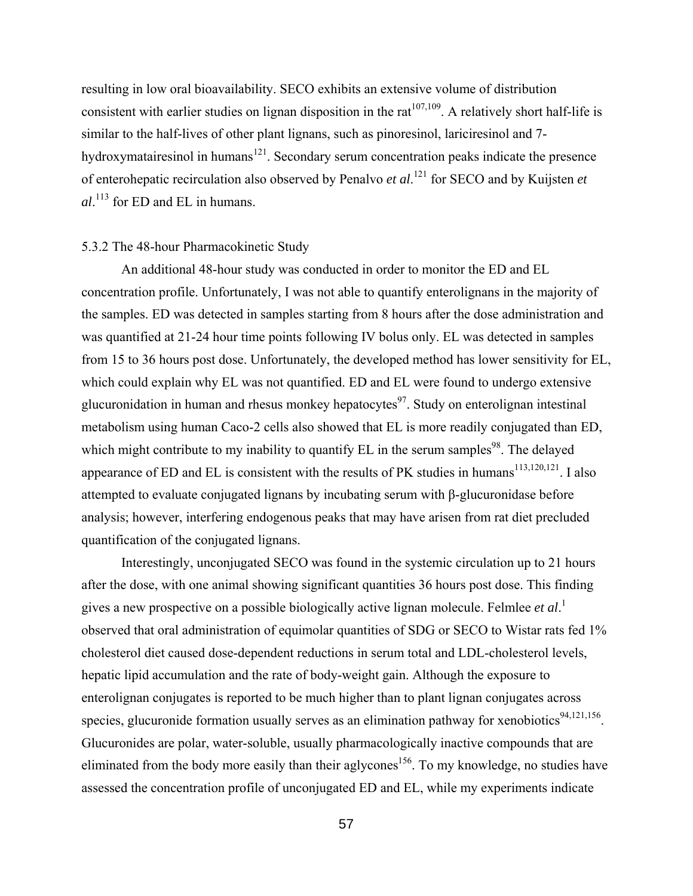resulting in low oral bioavailability. SECO exhibits an extensive volume of distribution consistent with earlier studies on lignan disposition in the rat[107,109]. A relatively short half-life is similar to the half-lives of other plant lignans, such as pinoresinol, lariciresinol and 7-hydroxymatairesinol in humans[121]. Secondary serum concentration peaks indicate the presence of enterohepatic recirculation also observed by Penalvo *et al*.[121] for SECO and by Kuijsten *et al*.[113] for ED and EL in humans.

### 5.3.2 The 48-hour Pharmacokinetic Study

An additional 48-hour study was conducted in order to monitor the ED and EL concentration profile. Unfortunately, I was not able to quantify enterolignans in the majority of the samples. ED was detected in samples starting from 8 hours after the dose administration and was quantified at 21-24 hour time points following IV bolus only. EL was detected in samples from 15 to 36 hours post dose. Unfortunately, the developed method has lower sensitivity for EL, which could explain why EL was not quantified. ED and EL were found to undergo extensive glucuronidation in human and rhesus monkey hepatocytes[97]. Study on enterolignan intestinal metabolism using human Caco-2 cells also showed that EL is more readily conjugated than ED, which might contribute to my inability to quantify EL in the serum samples[98]. The delayed appearance of ED and EL is consistent with the results of PK studies in humans[113,120,121]. I also attempted to evaluate conjugated lignans by incubating serum with β-glucuronidase before analysis; however, interfering endogenous peaks that may have arisen from rat diet precluded quantification of the conjugated lignans.

Interestingly, unconjugated SECO was found in the systemic circulation up to 21 hours after the dose, with one animal showing significant quantities 36 hours post dose. This finding gives a new prospective on a possible biologically active lignan molecule. Felmlee *et al*.[1] observed that oral administration of equimolar quantities of SDG or SECO to Wistar rats fed 1% cholesterol diet caused dose-dependent reductions in serum total and LDL-cholesterol levels, hepatic lipid accumulation and the rate of body-weight gain. Although the exposure to enterolignan conjugates is reported to be much higher than to plant lignan conjugates across species, glucuronide formation usually serves as an elimination pathway for xenobiotics[94,121,156]. Glucuronides are polar, water-soluble, usually pharmacologically inactive compounds that are eliminated from the body more easily than their aglycones[156]. To my knowledge, no studies have assessed the concentration profile of unconjugated ED and EL, while my experiments indicate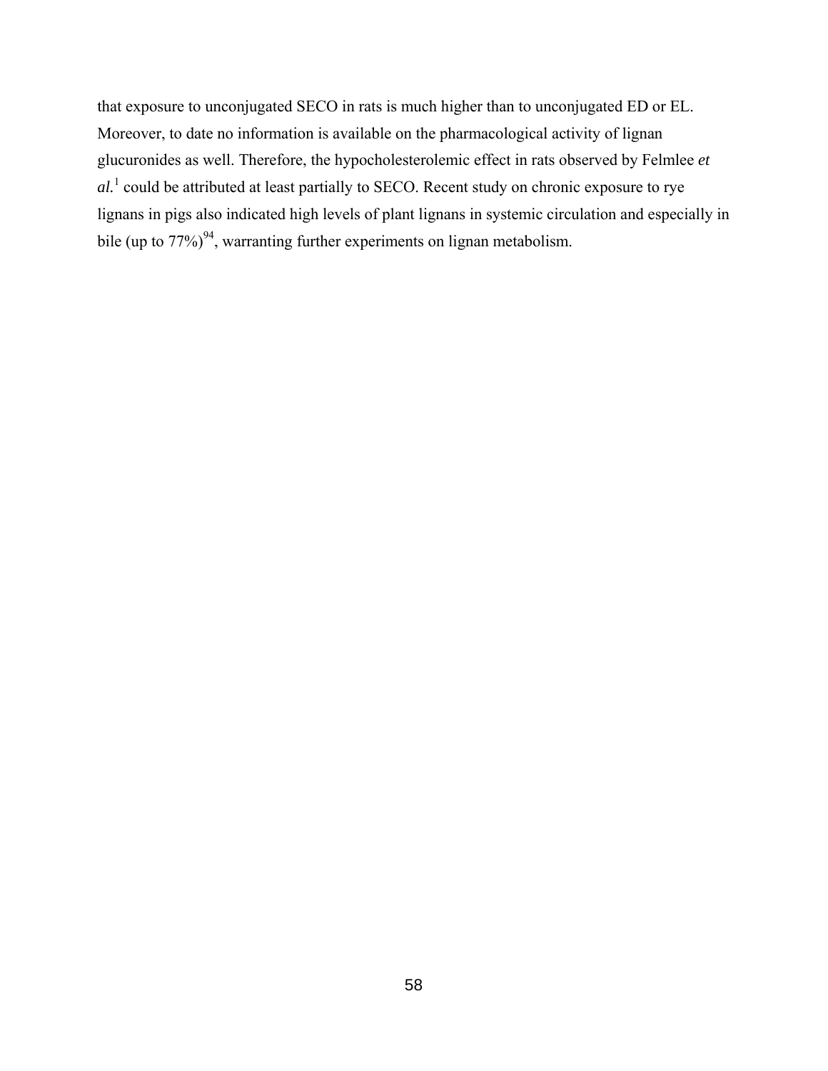that exposure to unconjugated SECO in rats is much higher than to unconjugated ED or EL. Moreover, to date no information is available on the pharmacological activity of lignan glucuronides as well. Therefore, the hypocholesterolemic effect in rats observed by Felmlee *et al.*[1] could be attributed at least partially to SECO. Recent study on chronic exposure to rye lignans in pigs also indicated high levels of plant lignans in systemic circulation and especially in bile (up to 77%)[94], warranting further experiments on lignan metabolism.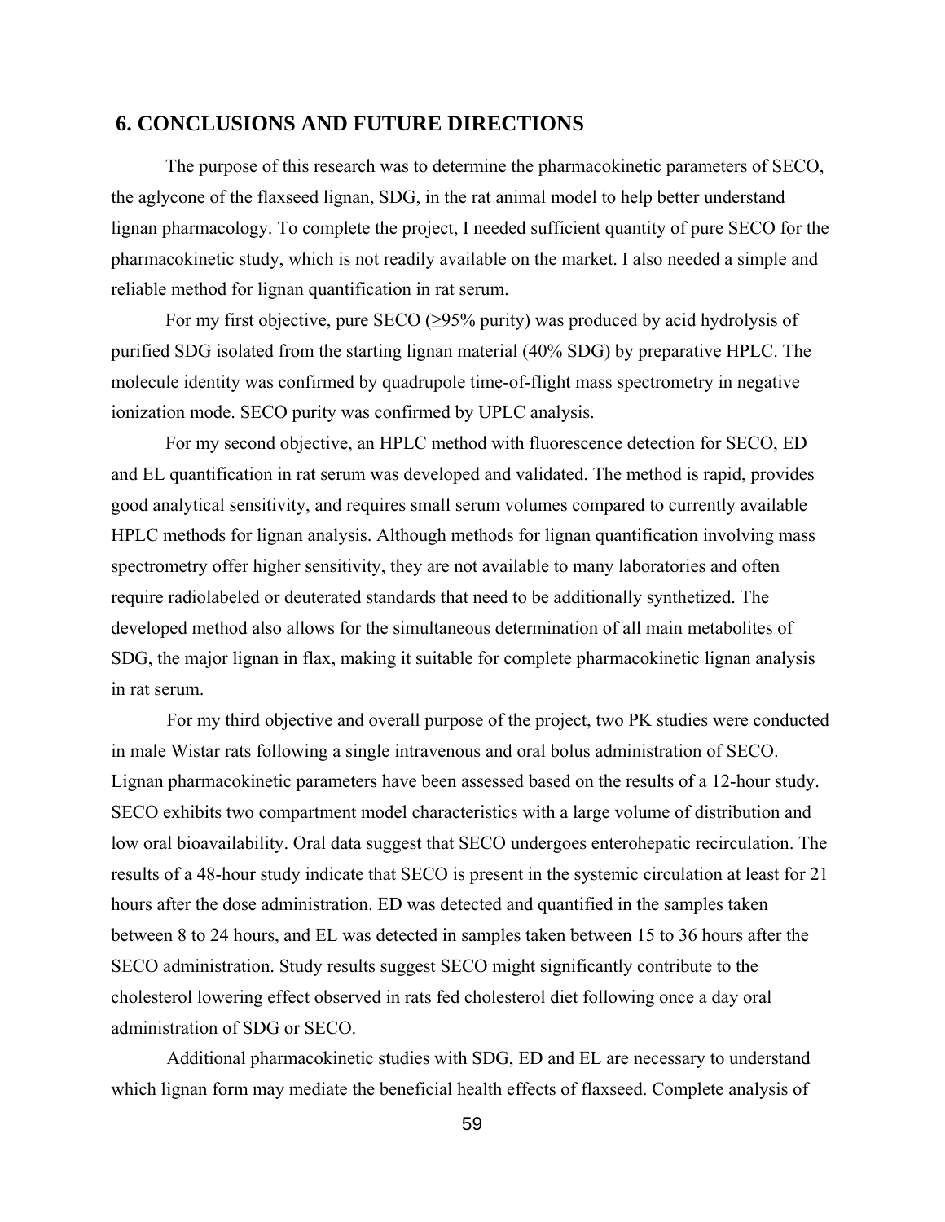## 6. CONCLUSIONS AND FUTURE DIRECTIONS

The purpose of this research was to determine the pharmacokinetic parameters of SECO, the aglycone of the flaxseed lignan, SDG, in the rat animal model to help better understand lignan pharmacology. To complete the project, I needed sufficient quantity of pure SECO for the pharmacokinetic study, which is not readily available on the market. I also needed a simple and reliable method for lignan quantification in rat serum.

For my first objective, pure SECO (≥95% purity) was produced by acid hydrolysis of purified SDG isolated from the starting lignan material (40% SDG) by preparative HPLC. The molecule identity was confirmed by quadrupole time-of-flight mass spectrometry in negative ionization mode. SECO purity was confirmed by UPLC analysis.

For my second objective, an HPLC method with fluorescence detection for SECO, ED and EL quantification in rat serum was developed and validated. The method is rapid, provides good analytical sensitivity, and requires small serum volumes compared to currently available HPLC methods for lignan analysis. Although methods for lignan quantification involving mass spectrometry offer higher sensitivity, they are not available to many laboratories and often require radiolabeled or deuterated standards that need to be additionally synthetized. The developed method also allows for the simultaneous determination of all main metabolites of SDG, the major lignan in flax, making it suitable for complete pharmacokinetic lignan analysis in rat serum.

For my third objective and overall purpose of the project, two PK studies were conducted in male Wistar rats following a single intravenous and oral bolus administration of SECO. Lignan pharmacokinetic parameters have been assessed based on the results of a 12-hour study. SECO exhibits two compartment model characteristics with a large volume of distribution and low oral bioavailability. Oral data suggest that SECO undergoes enterohepatic recirculation. The results of a 48-hour study indicate that SECO is present in the systemic circulation at least for 21 hours after the dose administration. ED was detected and quantified in the samples taken between 8 to 24 hours, and EL was detected in samples taken between 15 to 36 hours after the SECO administration. Study results suggest SECO might significantly contribute to the cholesterol lowering effect observed in rats fed cholesterol diet following once a day oral administration of SDG or SECO.

Additional pharmacokinetic studies with SDG, ED and EL are necessary to understand which lignan form may mediate the beneficial health effects of flaxseed. Complete analysis of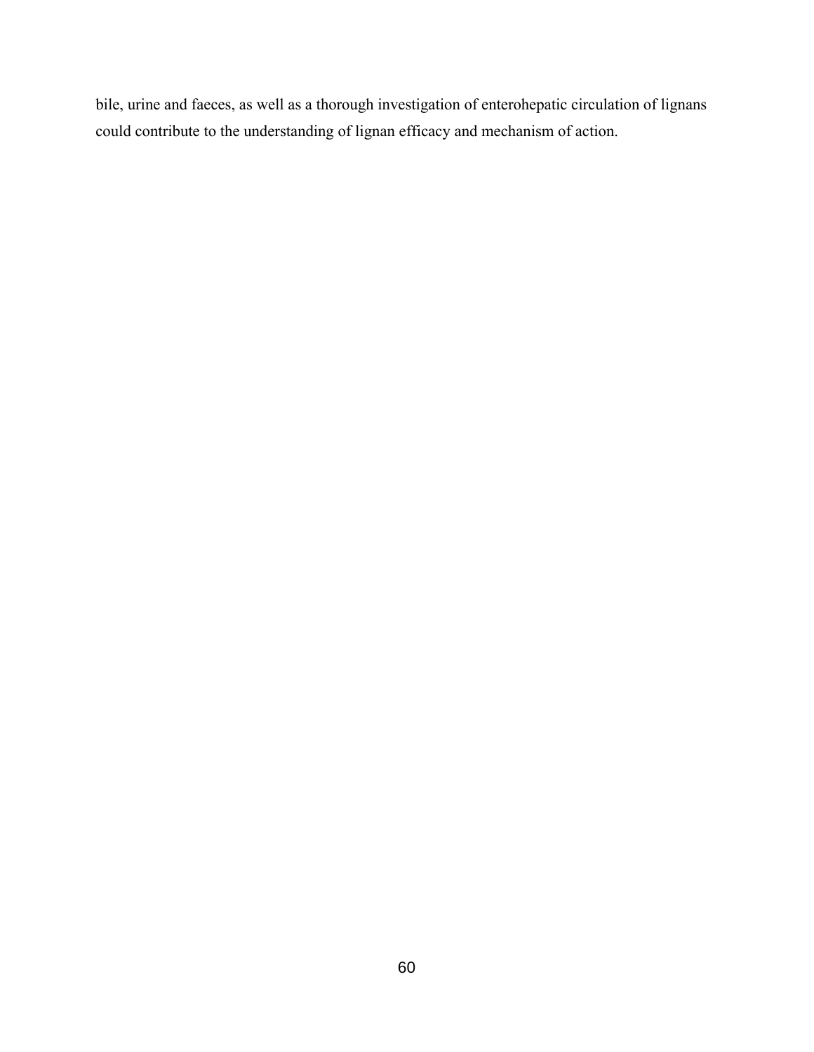bile, urine and faeces, as well as a thorough investigation of enterohepatic circulation of lignans could contribute to the understanding of lignan efficacy and mechanism of action.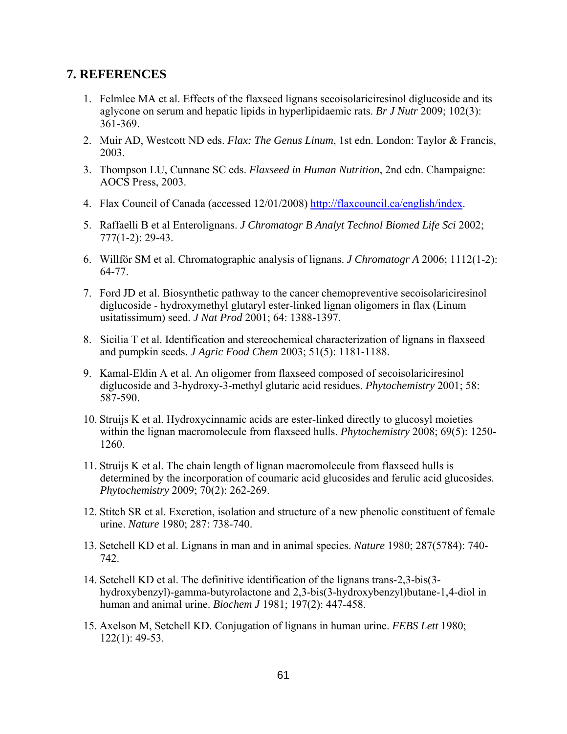## 7. REFERENCES

1. Felmlee MA et al. Effects of the flaxseed lignans secoisolariciresinol diglucoside and its aglycone on serum and hepatic lipids in hyperlipidaemic rats. *Br J Nutr* 2009; 102(3): 361-369.
2. Muir AD, Westcott ND eds. *Flax: The Genus Linum*, 1st edn. London: Taylor & Francis, 2003.
3. Thompson LU, Cunnane SC eds. *Flaxseed in Human Nutrition*, 2nd edn. Champaigne: AOCS Press, 2003.
4. Flax Council of Canada (accessed 12/01/2008) http://flaxcouncil.ca/english/index.
5. Raffaelli B et al Enterolignans. *J Chromatogr B Analyt Technol Biomed Life Sci* 2002; 777(1-2): 29-43.
6. Willför SM et al. Chromatographic analysis of lignans. *J Chromatogr A* 2006; 1112(1-2): 64-77.
7. Ford JD et al. Biosynthetic pathway to the cancer chemopreventive secoisolariciresinol diglucoside - hydroxymethyl glutaryl ester-linked lignan oligomers in flax (Linum usitatissimum) seed. *J Nat Prod* 2001; 64: 1388-1397.
8. Sicilia T et al. Identification and stereochemical characterization of lignans in flaxseed and pumpkin seeds. *J Agric Food Chem* 2003; 51(5): 1181-1188.
9. Kamal-Eldin A et al. An oligomer from flaxseed composed of secoisolariciresinol diglucoside and 3-hydroxy-3-methyl glutaric acid residues. *Phytochemistry* 2001; 58: 587-590.
10. Struijs K et al. Hydroxycinnamic acids are ester-linked directly to glucosyl moieties within the lignan macromolecule from flaxseed hulls. *Phytochemistry* 2008; 69(5): 1250-1260.
11. Struijs K et al. The chain length of lignan macromolecule from flaxseed hulls is determined by the incorporation of coumaric acid glucosides and ferulic acid glucosides. *Phytochemistry* 2009; 70(2): 262-269.
12. Stitch SR et al. Excretion, isolation and structure of a new phenolic constituent of female urine. *Nature* 1980; 287: 738-740.
13. Setchell KD et al. Lignans in man and in animal species. *Nature* 1980; 287(5784): 740-742.
14. Setchell KD et al. The definitive identification of the lignans trans-2,3-bis(3-hydroxybenzyl)-gamma-butyrolactone and 2,3-bis(3-hydroxybenzyl)butane-1,4-diol in human and animal urine. *Biochem J* 1981; 197(2): 447-458.
15. Axelson M, Setchell KD. Conjugation of lignans in human urine. *FEBS Lett* 1980; 122(1): 49-53.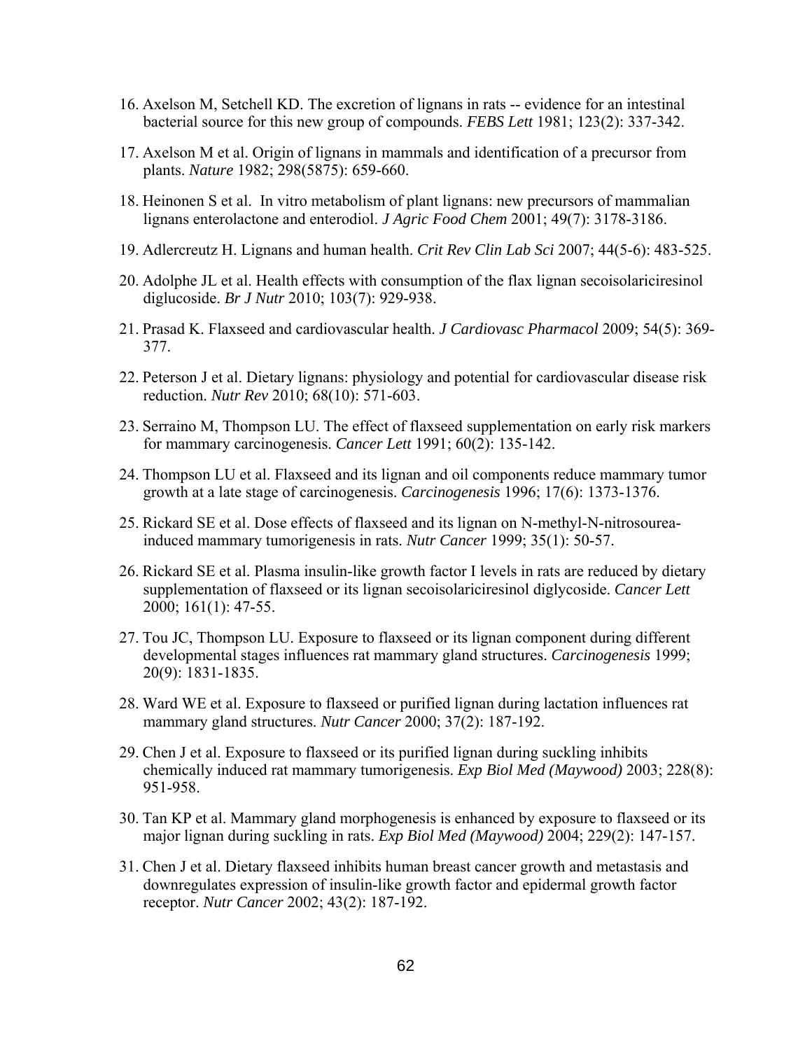16. Axelson M, Setchell KD. The excretion of lignans in rats -- evidence for an intestinal bacterial source for this new group of compounds. *FEBS Lett* 1981; 123(2): 337-342.

17. Axelson M et al. Origin of lignans in mammals and identification of a precursor from plants. *Nature* 1982; 298(5875): 659-660.

18. Heinonen S et al. In vitro metabolism of plant lignans: new precursors of mammalian lignans enterolactone and enterodiol. *J Agric Food Chem* 2001; 49(7): 3178-3186.

19. Adlercreutz H. Lignans and human health. *Crit Rev Clin Lab Sci* 2007; 44(5-6): 483-525.

20. Adolphe JL et al. Health effects with consumption of the flax lignan secoisolariciresinol diglucoside. *Br J Nutr* 2010; 103(7): 929-938.

21. Prasad K. Flaxseed and cardiovascular health. *J Cardiovasc Pharmacol* 2009; 54(5): 369-377.

22. Peterson J et al. Dietary lignans: physiology and potential for cardiovascular disease risk reduction. *Nutr Rev* 2010; 68(10): 571-603.

23. Serraino M, Thompson LU. The effect of flaxseed supplementation on early risk markers for mammary carcinogenesis. *Cancer Lett* 1991; 60(2): 135-142.

24. Thompson LU et al. Flaxseed and its lignan and oil components reduce mammary tumor growth at a late stage of carcinogenesis. *Carcinogenesis* 1996; 17(6): 1373-1376.

25. Rickard SE et al. Dose effects of flaxseed and its lignan on N-methyl-N-nitrosourea-induced mammary tumorigenesis in rats. *Nutr Cancer* 1999; 35(1): 50-57.

26. Rickard SE et al. Plasma insulin-like growth factor I levels in rats are reduced by dietary supplementation of flaxseed or its lignan secoisolariciresinol diglycoside. *Cancer Lett* 2000; 161(1): 47-55.

27. Tou JC, Thompson LU. Exposure to flaxseed or its lignan component during different developmental stages influences rat mammary gland structures. *Carcinogenesis* 1999; 20(9): 1831-1835.

28. Ward WE et al. Exposure to flaxseed or purified lignan during lactation influences rat mammary gland structures. *Nutr Cancer* 2000; 37(2): 187-192.

29. Chen J et al. Exposure to flaxseed or its purified lignan during suckling inhibits chemically induced rat mammary tumorigenesis. *Exp Biol Med (Maywood)* 2003; 228(8): 951-958.

30. Tan KP et al. Mammary gland morphogenesis is enhanced by exposure to flaxseed or its major lignan during suckling in rats. *Exp Biol Med (Maywood)* 2004; 229(2): 147-157.

31. Chen J et al. Dietary flaxseed inhibits human breast cancer growth and metastasis and downregulates expression of insulin-like growth factor and epidermal growth factor receptor. *Nutr Cancer* 2002; 43(2): 187-192.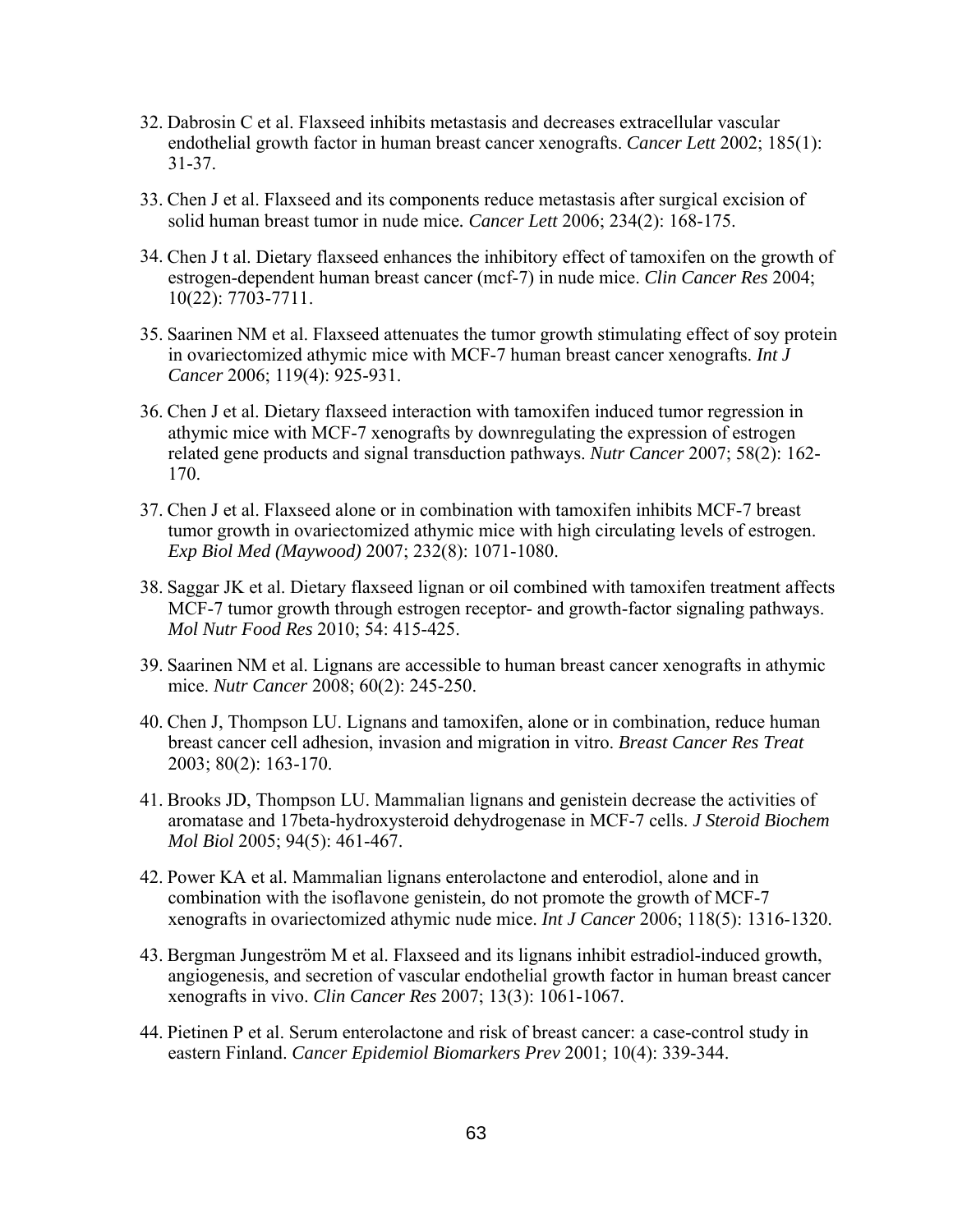32. Dabrosin C et al. Flaxseed inhibits metastasis and decreases extracellular vascular endothelial growth factor in human breast cancer xenografts. *Cancer Lett* 2002; 185(1): 31-37.

33. Chen J et al. Flaxseed and its components reduce metastasis after surgical excision of solid human breast tumor in nude mice. *Cancer Lett* 2006; 234(2): 168-175.

34. Chen J t al. Dietary flaxseed enhances the inhibitory effect of tamoxifen on the growth of estrogen-dependent human breast cancer (mcf-7) in nude mice. *Clin Cancer Res* 2004; 10(22): 7703-7711.

35. Saarinen NM et al. Flaxseed attenuates the tumor growth stimulating effect of soy protein in ovariectomized athymic mice with MCF-7 human breast cancer xenografts. *Int J Cancer* 2006; 119(4): 925-931.

36. Chen J et al. Dietary flaxseed interaction with tamoxifen induced tumor regression in athymic mice with MCF-7 xenografts by downregulating the expression of estrogen related gene products and signal transduction pathways. *Nutr Cancer* 2007; 58(2): 162-170.

37. Chen J et al. Flaxseed alone or in combination with tamoxifen inhibits MCF-7 breast tumor growth in ovariectomized athymic mice with high circulating levels of estrogen. *Exp Biol Med (Maywood)* 2007; 232(8): 1071-1080.

38. Saggar JK et al. Dietary flaxseed lignan or oil combined with tamoxifen treatment affects MCF-7 tumor growth through estrogen receptor- and growth-factor signaling pathways. *Mol Nutr Food Res* 2010; 54: 415-425.

39. Saarinen NM et al. Lignans are accessible to human breast cancer xenografts in athymic mice. *Nutr Cancer* 2008; 60(2): 245-250.

40. Chen J, Thompson LU. Lignans and tamoxifen, alone or in combination, reduce human breast cancer cell adhesion, invasion and migration in vitro. *Breast Cancer Res Treat* 2003; 80(2): 163-170.

41. Brooks JD, Thompson LU. Mammalian lignans and genistein decrease the activities of aromatase and 17beta-hydroxysteroid dehydrogenase in MCF-7 cells. *J Steroid Biochem Mol Biol* 2005; 94(5): 461-467.

42. Power KA et al. Mammalian lignans enterolactone and enterodiol, alone and in combination with the isoflavone genistein, do not promote the growth of MCF-7 xenografts in ovariectomized athymic nude mice. *Int J Cancer* 2006; 118(5): 1316-1320.

43. Bergman Jungeström M et al. Flaxseed and its lignans inhibit estradiol-induced growth, angiogenesis, and secretion of vascular endothelial growth factor in human breast cancer xenografts in vivo. *Clin Cancer Res* 2007; 13(3): 1061-1067.

44. Pietinen P et al. Serum enterolactone and risk of breast cancer: a case-control study in eastern Finland. *Cancer Epidemiol Biomarkers Prev* 2001; 10(4): 339-344.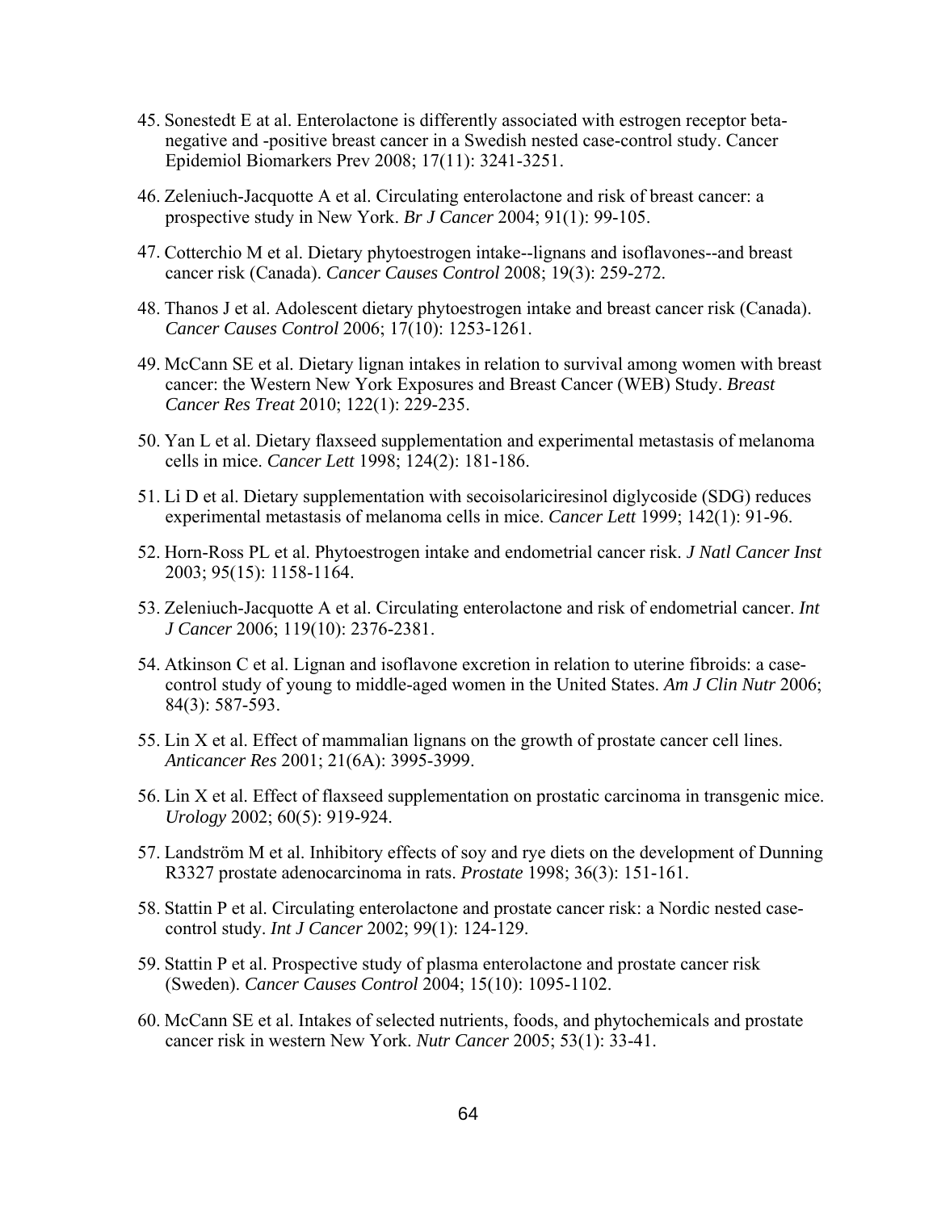45. Sonestedt E at al. Enterolactone is differently associated with estrogen receptor beta-negative and -positive breast cancer in a Swedish nested case-control study. Cancer Epidemiol Biomarkers Prev 2008; 17(11): 3241-3251.

46. Zeleniuch-Jacquotte A et al. Circulating enterolactone and risk of breast cancer: a prospective study in New York. *Br J Cancer* 2004; 91(1): 99-105.

47. Cotterchio M et al. Dietary phytoestrogen intake--lignans and isoflavones--and breast cancer risk (Canada). *Cancer Causes Control* 2008; 19(3): 259-272.

48. Thanos J et al. Adolescent dietary phytoestrogen intake and breast cancer risk (Canada). *Cancer Causes Control* 2006; 17(10): 1253-1261.

49. McCann SE et al. Dietary lignan intakes in relation to survival among women with breast cancer: the Western New York Exposures and Breast Cancer (WEB) Study. *Breast Cancer Res Treat* 2010; 122(1): 229-235.

50. Yan L et al. Dietary flaxseed supplementation and experimental metastasis of melanoma cells in mice. *Cancer Lett* 1998; 124(2): 181-186.

51. Li D et al. Dietary supplementation with secoisolariciresinol diglycoside (SDG) reduces experimental metastasis of melanoma cells in mice. *Cancer Lett* 1999; 142(1): 91-96.

52. Horn-Ross PL et al. Phytoestrogen intake and endometrial cancer risk. *J Natl Cancer Inst* 2003; 95(15): 1158-1164.

53. Zeleniuch-Jacquotte A et al. Circulating enterolactone and risk of endometrial cancer. *Int J Cancer* 2006; 119(10): 2376-2381.

54. Atkinson C et al. Lignan and isoflavone excretion in relation to uterine fibroids: a case-control study of young to middle-aged women in the United States. *Am J Clin Nutr* 2006; 84(3): 587-593.

55. Lin X et al. Effect of mammalian lignans on the growth of prostate cancer cell lines. *Anticancer Res* 2001; 21(6A): 3995-3999.

56. Lin X et al. Effect of flaxseed supplementation on prostatic carcinoma in transgenic mice. *Urology* 2002; 60(5): 919-924.

57. Landström M et al. Inhibitory effects of soy and rye diets on the development of Dunning R3327 prostate adenocarcinoma in rats. *Prostate* 1998; 36(3): 151-161.

58. Stattin P et al. Circulating enterolactone and prostate cancer risk: a Nordic nested case-control study. *Int J Cancer* 2002; 99(1): 124-129.

59. Stattin P et al. Prospective study of plasma enterolactone and prostate cancer risk (Sweden). *Cancer Causes Control* 2004; 15(10): 1095-1102.

60. McCann SE et al. Intakes of selected nutrients, foods, and phytochemicals and prostate cancer risk in western New York. *Nutr Cancer* 2005; 53(1): 33-41.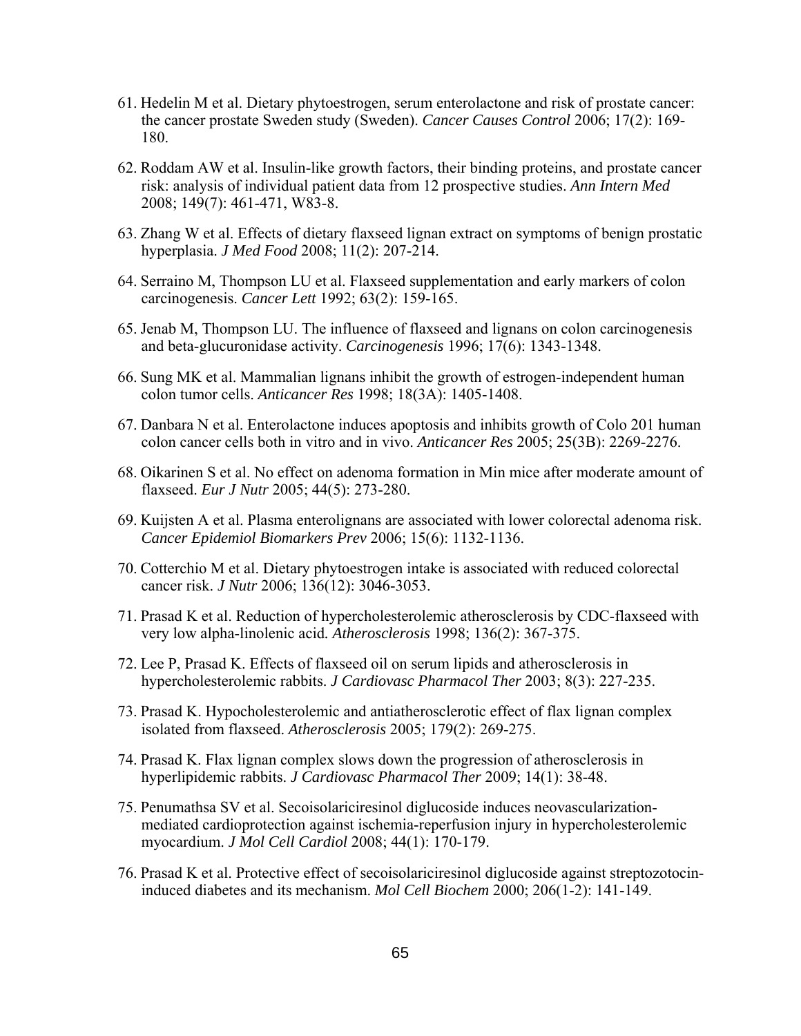61. Hedelin M et al. Dietary phytoestrogen, serum enterolactone and risk of prostate cancer: the cancer prostate Sweden study (Sweden). *Cancer Causes Control* 2006; 17(2): 169-180.

62. Roddam AW et al. Insulin-like growth factors, their binding proteins, and prostate cancer risk: analysis of individual patient data from 12 prospective studies. *Ann Intern Med* 2008; 149(7): 461-471, W83-8.

63. Zhang W et al. Effects of dietary flaxseed lignan extract on symptoms of benign prostatic hyperplasia. *J Med Food* 2008; 11(2): 207-214.

64. Serraino M, Thompson LU et al. Flaxseed supplementation and early markers of colon carcinogenesis. *Cancer Lett* 1992; 63(2): 159-165.

65. Jenab M, Thompson LU. The influence of flaxseed and lignans on colon carcinogenesis and beta-glucuronidase activity. *Carcinogenesis* 1996; 17(6): 1343-1348.

66. Sung MK et al. Mammalian lignans inhibit the growth of estrogen-independent human colon tumor cells. *Anticancer Res* 1998; 18(3A): 1405-1408.

67. Danbara N et al. Enterolactone induces apoptosis and inhibits growth of Colo 201 human colon cancer cells both in vitro and in vivo. *Anticancer Res* 2005; 25(3B): 2269-2276.

68. Oikarinen S et al. No effect on adenoma formation in Min mice after moderate amount of flaxseed. *Eur J Nutr* 2005; 44(5): 273-280.

69. Kuijsten A et al. Plasma enterolignans are associated with lower colorectal adenoma risk. *Cancer Epidemiol Biomarkers Prev* 2006; 15(6): 1132-1136.

70. Cotterchio M et al. Dietary phytoestrogen intake is associated with reduced colorectal cancer risk. *J Nutr* 2006; 136(12): 3046-3053.

71. Prasad K et al. Reduction of hypercholesterolemic atherosclerosis by CDC-flaxseed with very low alpha-linolenic acid. *Atherosclerosis* 1998; 136(2): 367-375.

72. Lee P, Prasad K. Effects of flaxseed oil on serum lipids and atherosclerosis in hypercholesterolemic rabbits. *J Cardiovasc Pharmacol Ther* 2003; 8(3): 227-235.

73. Prasad K. Hypocholesterolemic and antiatherosclerotic effect of flax lignan complex isolated from flaxseed. *Atherosclerosis* 2005; 179(2): 269-275.

74. Prasad K. Flax lignan complex slows down the progression of atherosclerosis in hyperlipidemic rabbits. *J Cardiovasc Pharmacol Ther* 2009; 14(1): 38-48.

75. Penumathsa SV et al. Secoisolariciresinol diglucoside induces neovascularization-mediated cardioprotection against ischemia-reperfusion injury in hypercholesterolemic myocardium. *J Mol Cell Cardiol* 2008; 44(1): 170-179.

76. Prasad K et al. Protective effect of secoisolariciresinol diglucoside against streptozotocin-induced diabetes and its mechanism. *Mol Cell Biochem* 2000; 206(1-2): 141-149.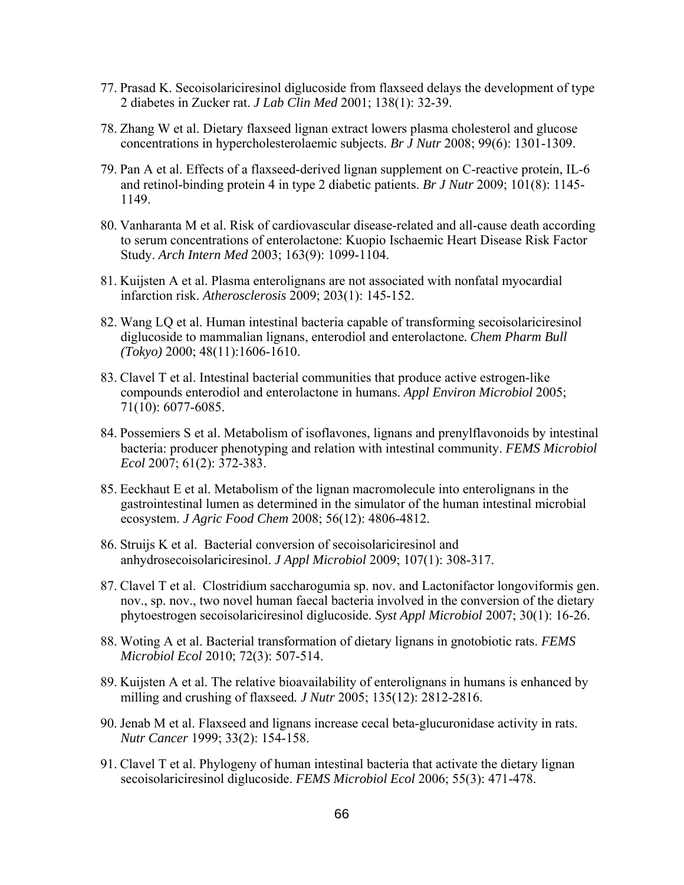77. Prasad K. Secoisolariciresinol diglucoside from flaxseed delays the development of type 2 diabetes in Zucker rat. *J Lab Clin Med* 2001; 138(1): 32-39.

78. Zhang W et al. Dietary flaxseed lignan extract lowers plasma cholesterol and glucose concentrations in hypercholesterolaemic subjects. *Br J Nutr* 2008; 99(6): 1301-1309.

79. Pan A et al. Effects of a flaxseed-derived lignan supplement on C-reactive protein, IL-6 and retinol-binding protein 4 in type 2 diabetic patients. *Br J Nutr* 2009; 101(8): 1145-1149.

80. Vanharanta M et al. Risk of cardiovascular disease-related and all-cause death according to serum concentrations of enterolactone: Kuopio Ischaemic Heart Disease Risk Factor Study. *Arch Intern Med* 2003; 163(9): 1099-1104.

81. Kuijsten A et al. Plasma enterolignans are not associated with nonfatal myocardial infarction risk. *Atherosclerosis* 2009; 203(1): 145-152.

82. Wang LQ et al. Human intestinal bacteria capable of transforming secoisolariciresinol diglucoside to mammalian lignans, enterodiol and enterolactone. *Chem Pharm Bull (Tokyo)* 2000; 48(11):1606-1610.

83. Clavel T et al. Intestinal bacterial communities that produce active estrogen-like compounds enterodiol and enterolactone in humans. *Appl Environ Microbiol* 2005; 71(10): 6077-6085.

84. Possemiers S et al. Metabolism of isoflavones, lignans and prenylflavonoids by intestinal bacteria: producer phenotyping and relation with intestinal community. *FEMS Microbiol Ecol* 2007; 61(2): 372-383.

85. Eeckhaut E et al. Metabolism of the lignan macromolecule into enterolignans in the gastrointestinal lumen as determined in the simulator of the human intestinal microbial ecosystem. *J Agric Food Chem* 2008; 56(12): 4806-4812.

86. Struijs K et al. Bacterial conversion of secoisolariciresinol and anhydrosecoisolariciresinol. *J Appl Microbiol* 2009; 107(1): 308-317.

87. Clavel T et al. Clostridium saccharogumia sp. nov. and Lactonifactor longoviformis gen. nov., sp. nov., two novel human faecal bacteria involved in the conversion of the dietary phytoestrogen secoisolariciresinol diglucoside. *Syst Appl Microbiol* 2007; 30(1): 16-26.

88. Woting A et al. Bacterial transformation of dietary lignans in gnotobiotic rats. *FEMS Microbiol Ecol* 2010; 72(3): 507-514.

89. Kuijsten A et al. The relative bioavailability of enterolignans in humans is enhanced by milling and crushing of flaxseed. *J Nutr* 2005; 135(12): 2812-2816.

90. Jenab M et al. Flaxseed and lignans increase cecal beta-glucuronidase activity in rats. *Nutr Cancer* 1999; 33(2): 154-158.

91. Clavel T et al. Phylogeny of human intestinal bacteria that activate the dietary lignan secoisolariciresinol diglucoside. *FEMS Microbiol Ecol* 2006; 55(3): 471-478.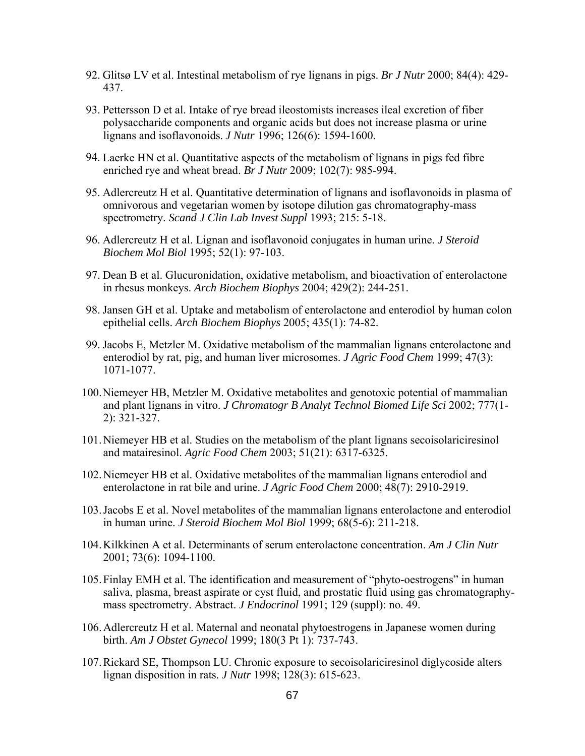92. Glitsø LV et al. Intestinal metabolism of rye lignans in pigs. *Br J Nutr* 2000; 84(4): 429-437.

93. Pettersson D et al. Intake of rye bread ileostomists increases ileal excretion of fiber polysaccharide components and organic acids but does not increase plasma or urine lignans and isoflavonoids. *J Nutr* 1996; 126(6): 1594-1600.

94. Laerke HN et al. Quantitative aspects of the metabolism of lignans in pigs fed fibre enriched rye and wheat bread. *Br J Nutr* 2009; 102(7): 985-994.

95. Adlercreutz H et al. Quantitative determination of lignans and isoflavonoids in plasma of omnivorous and vegetarian women by isotope dilution gas chromatography-mass spectrometry. *Scand J Clin Lab Invest Suppl* 1993; 215: 5-18.

96. Adlercreutz H et al. Lignan and isoflavonoid conjugates in human urine. *J Steroid Biochem Mol Biol* 1995; 52(1): 97-103.

97. Dean B et al. Glucuronidation, oxidative metabolism, and bioactivation of enterolactone in rhesus monkeys. *Arch Biochem Biophys* 2004; 429(2): 244-251.

98. Jansen GH et al. Uptake and metabolism of enterolactone and enterodiol by human colon epithelial cells. *Arch Biochem Biophys* 2005; 435(1): 74-82.

99. Jacobs E, Metzler M. Oxidative metabolism of the mammalian lignans enterolactone and enterodiol by rat, pig, and human liver microsomes. *J Agric Food Chem* 1999; 47(3): 1071-1077.

100. Niemeyer HB, Metzler M. Oxidative metabolites and genotoxic potential of mammalian and plant lignans in vitro. *J Chromatogr B Analyt Technol Biomed Life Sci* 2002; 777(1-2): 321-327.

101. Niemeyer HB et al. Studies on the metabolism of the plant lignans secoisolariciresinol and matairesinol. *Agric Food Chem* 2003; 51(21): 6317-6325.

102. Niemeyer HB et al. Oxidative metabolites of the mammalian lignans enterodiol and enterolactone in rat bile and urine. *J Agric Food Chem* 2000; 48(7): 2910-2919.

103. Jacobs E et al. Novel metabolites of the mammalian lignans enterolactone and enterodiol in human urine. *J Steroid Biochem Mol Biol* 1999; 68(5-6): 211-218.

104. Kilkkinen A et al. Determinants of serum enterolactone concentration. *Am J Clin Nutr* 2001; 73(6): 1094-1100.

105. Finlay EMH et al. The identification and measurement of "phyto-oestrogens" in human saliva, plasma, breast aspirate or cyst fluid, and prostatic fluid using gas chromatography-mass spectrometry. Abstract. *J Endocrinol* 1991; 129 (suppl): no. 49.

106. Adlercreutz H et al. Maternal and neonatal phytoestrogens in Japanese women during birth. *Am J Obstet Gynecol* 1999; 180(3 Pt 1): 737-743.

107. Rickard SE, Thompson LU. Chronic exposure to secoisolariciresinol diglycoside alters lignan disposition in rats. *J Nutr* 1998; 128(3): 615-623.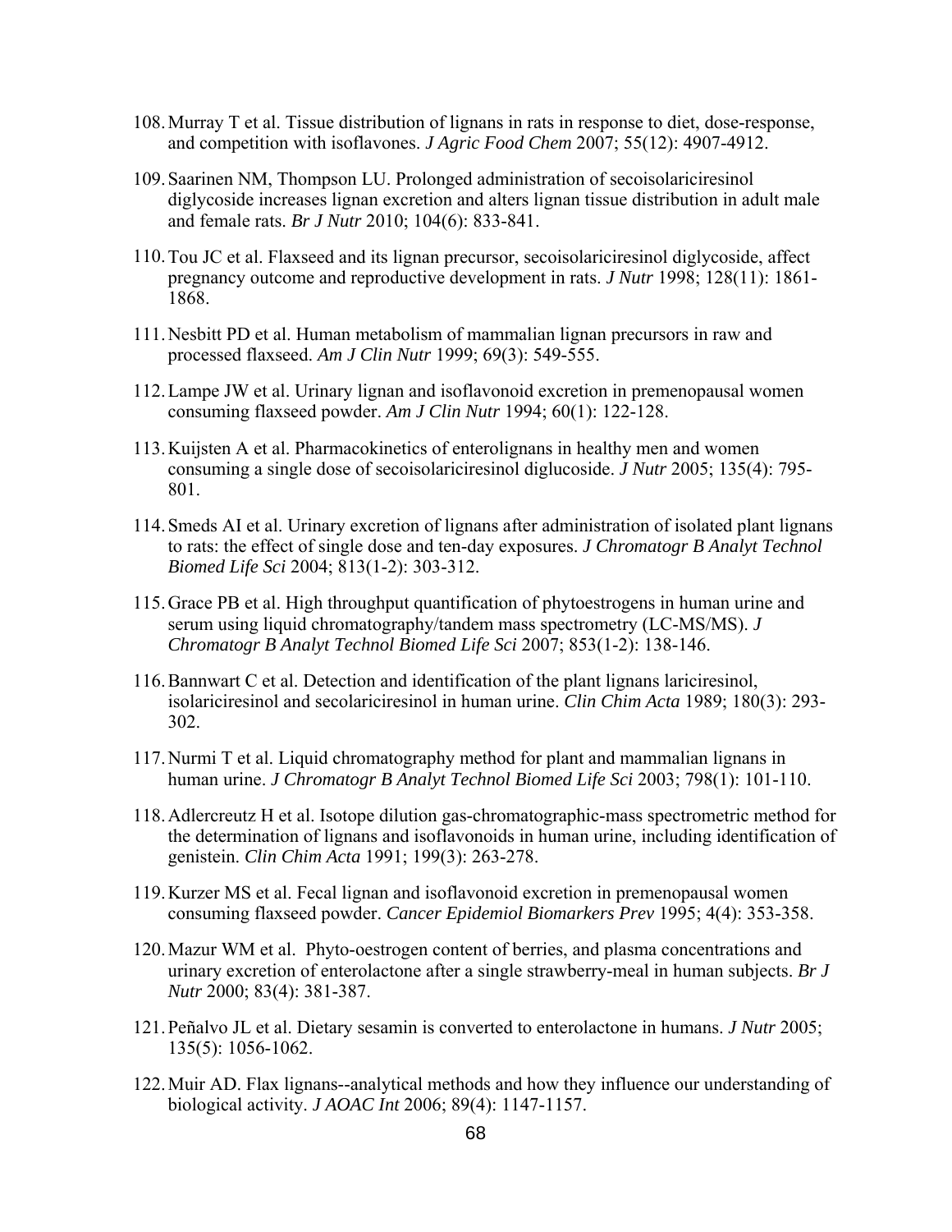108. Murray T et al. Tissue distribution of lignans in rats in response to diet, dose-response, and competition with isoflavones. *J Agric Food Chem* 2007; 55(12): 4907-4912.

109. Saarinen NM, Thompson LU. Prolonged administration of secoisolariciresinol diglycoside increases lignan excretion and alters lignan tissue distribution in adult male and female rats. *Br J Nutr* 2010; 104(6): 833-841.

110. Tou JC et al. Flaxseed and its lignan precursor, secoisolariciresinol diglycoside, affect pregnancy outcome and reproductive development in rats. *J Nutr* 1998; 128(11): 1861-1868.

111. Nesbitt PD et al. Human metabolism of mammalian lignan precursors in raw and processed flaxseed. *Am J Clin Nutr* 1999; 69(3): 549-555.

112. Lampe JW et al. Urinary lignan and isoflavonoid excretion in premenopausal women consuming flaxseed powder. *Am J Clin Nutr* 1994; 60(1): 122-128.

113. Kuijsten A et al. Pharmacokinetics of enterolignans in healthy men and women consuming a single dose of secoisolariciresinol diglucoside. *J Nutr* 2005; 135(4): 795-801.

114. Smeds AI et al. Urinary excretion of lignans after administration of isolated plant lignans to rats: the effect of single dose and ten-day exposures. *J Chromatogr B Analyt Technol Biomed Life Sci* 2004; 813(1-2): 303-312.

115. Grace PB et al. High throughput quantification of phytoestrogens in human urine and serum using liquid chromatography/tandem mass spectrometry (LC-MS/MS). *J Chromatogr B Analyt Technol Biomed Life Sci* 2007; 853(1-2): 138-146.

116. Bannwart C et al. Detection and identification of the plant lignans lariciresinol, isolariciresinol and secolariciresinol in human urine. *Clin Chim Acta* 1989; 180(3): 293-302.

117. Nurmi T et al. Liquid chromatography method for plant and mammalian lignans in human urine. *J Chromatogr B Analyt Technol Biomed Life Sci* 2003; 798(1): 101-110.

118. Adlercreutz H et al. Isotope dilution gas-chromatographic-mass spectrometric method for the determination of lignans and isoflavonoids in human urine, including identification of genistein. *Clin Chim Acta* 1991; 199(3): 263-278.

119. Kurzer MS et al. Fecal lignan and isoflavonoid excretion in premenopausal women consuming flaxseed powder. *Cancer Epidemiol Biomarkers Prev* 1995; 4(4): 353-358.

120. Mazur WM et al. Phyto-oestrogen content of berries, and plasma concentrations and urinary excretion of enterolactone after a single strawberry-meal in human subjects. *Br J Nutr* 2000; 83(4): 381-387.

121. Peñalvo JL et al. Dietary sesamin is converted to enterolactone in humans. *J Nutr* 2005; 135(5): 1056-1062.

122. Muir AD. Flax lignans--analytical methods and how they influence our understanding of biological activity. *J AOAC Int* 2006; 89(4): 1147-1157.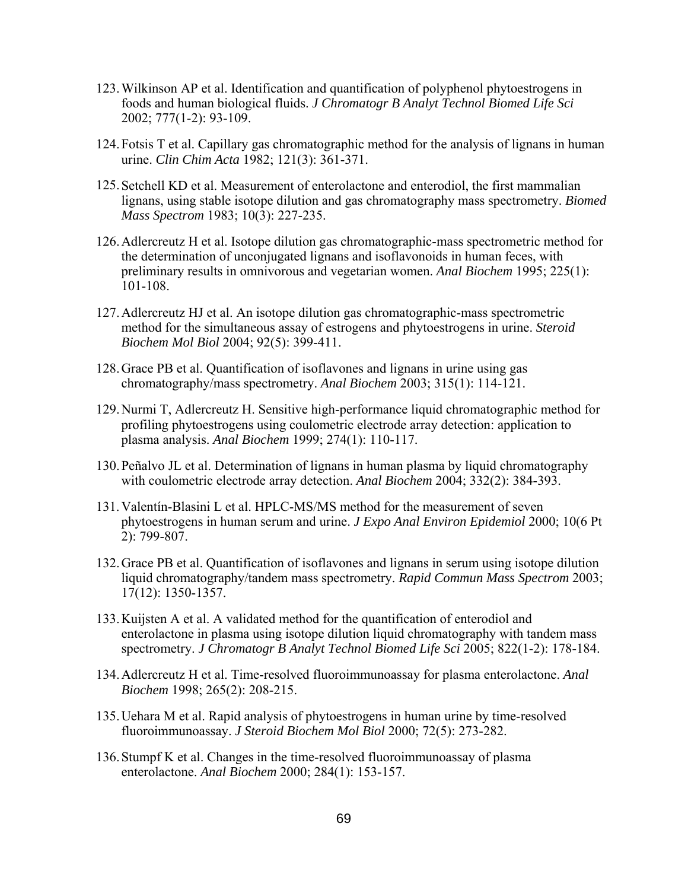123. Wilkinson AP et al. Identification and quantification of polyphenol phytoestrogens in foods and human biological fluids. *J Chromatogr B Analyt Technol Biomed Life Sci* 2002; 777(1-2): 93-109.

124. Fotsis T et al. Capillary gas chromatographic method for the analysis of lignans in human urine. *Clin Chim Acta* 1982; 121(3): 361-371.

125. Setchell KD et al. Measurement of enterolactone and enterodiol, the first mammalian lignans, using stable isotope dilution and gas chromatography mass spectrometry. *Biomed Mass Spectrom* 1983; 10(3): 227-235.

126. Adlercreutz H et al. Isotope dilution gas chromatographic-mass spectrometric method for the determination of unconjugated lignans and isoflavonoids in human feces, with preliminary results in omnivorous and vegetarian women. *Anal Biochem* 1995; 225(1): 101-108.

127. Adlercreutz HJ et al. An isotope dilution gas chromatographic-mass spectrometric method for the simultaneous assay of estrogens and phytoestrogens in urine. *Steroid Biochem Mol Biol* 2004; 92(5): 399-411.

128. Grace PB et al. Quantification of isoflavones and lignans in urine using gas chromatography/mass spectrometry. *Anal Biochem* 2003; 315(1): 114-121.

129. Nurmi T, Adlercreutz H. Sensitive high-performance liquid chromatographic method for profiling phytoestrogens using coulometric electrode array detection: application to plasma analysis. *Anal Biochem* 1999; 274(1): 110-117.

130. Peñalvo JL et al. Determination of lignans in human plasma by liquid chromatography with coulometric electrode array detection. *Anal Biochem* 2004; 332(2): 384-393.

131. Valentín-Blasini L et al. HPLC-MS/MS method for the measurement of seven phytoestrogens in human serum and urine. *J Expo Anal Environ Epidemiol* 2000; 10(6 Pt 2): 799-807.

132. Grace PB et al. Quantification of isoflavones and lignans in serum using isotope dilution liquid chromatography/tandem mass spectrometry. *Rapid Commun Mass Spectrom* 2003; 17(12): 1350-1357.

133. Kuijsten A et al. A validated method for the quantification of enterodiol and enterolactone in plasma using isotope dilution liquid chromatography with tandem mass spectrometry. *J Chromatogr B Analyt Technol Biomed Life Sci* 2005; 822(1-2): 178-184.

134. Adlercreutz H et al. Time-resolved fluoroimmunoassay for plasma enterolactone. *Anal Biochem* 1998; 265(2): 208-215.

135. Uehara M et al. Rapid analysis of phytoestrogens in human urine by time-resolved fluoroimmunoassay. *J Steroid Biochem Mol Biol* 2000; 72(5): 273-282.

136. Stumpf K et al. Changes in the time-resolved fluoroimmunoassay of plasma enterolactone. *Anal Biochem* 2000; 284(1): 153-157.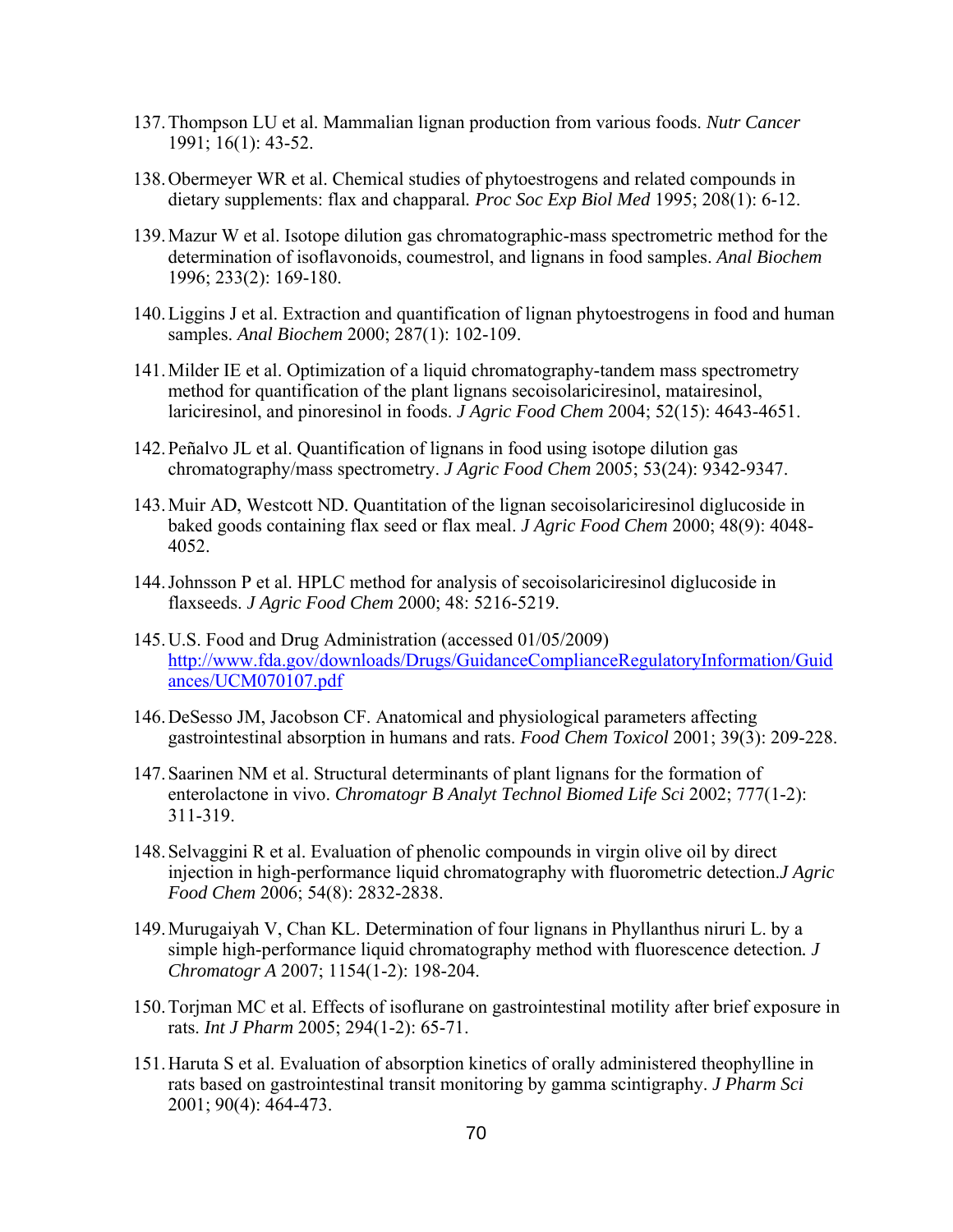137. Thompson LU et al. Mammalian lignan production from various foods. *Nutr Cancer* 1991; 16(1): 43-52.

138. Obermeyer WR et al. Chemical studies of phytoestrogens and related compounds in dietary supplements: flax and chapparal. *Proc Soc Exp Biol Med* 1995; 208(1): 6-12.

139. Mazur W et al. Isotope dilution gas chromatographic-mass spectrometric method for the determination of isoflavonoids, coumestrol, and lignans in food samples. *Anal Biochem* 1996; 233(2): 169-180.

140. Liggins J et al. Extraction and quantification of lignan phytoestrogens in food and human samples. *Anal Biochem* 2000; 287(1): 102-109.

141. Milder IE et al. Optimization of a liquid chromatography-tandem mass spectrometry method for quantification of the plant lignans secoisolariciresinol, matairesinol, lariciresinol, and pinoresinol in foods. *J Agric Food Chem* 2004; 52(15): 4643-4651.

142. Peñalvo JL et al. Quantification of lignans in food using isotope dilution gas chromatography/mass spectrometry. *J Agric Food Chem* 2005; 53(24): 9342-9347.

143. Muir AD, Westcott ND. Quantitation of the lignan secoisolariciresinol diglucoside in baked goods containing flax seed or flax meal. *J Agric Food Chem* 2000; 48(9): 4048-4052.

144. Johnsson P et al. HPLC method for analysis of secoisolariciresinol diglucoside in flaxseeds. *J Agric Food Chem* 2000; 48: 5216-5219.

145. U.S. Food and Drug Administration (accessed 01/05/2009) http://www.fda.gov/downloads/Drugs/GuidanceComplianceRegulatoryInformation/Guidances/UCM070107.pdf

146. DeSesso JM, Jacobson CF. Anatomical and physiological parameters affecting gastrointestinal absorption in humans and rats. *Food Chem Toxicol* 2001; 39(3): 209-228.

147. Saarinen NM et al. Structural determinants of plant lignans for the formation of enterolactone in vivo. *Chromatogr B Analyt Technol Biomed Life Sci* 2002; 777(1-2): 311-319.

148. Selvaggini R et al. Evaluation of phenolic compounds in virgin olive oil by direct injection in high-performance liquid chromatography with fluorometric detection.*J Agric Food Chem* 2006; 54(8): 2832-2838.

149. Murugaiyah V, Chan KL. Determination of four lignans in Phyllanthus niruri L. by a simple high-performance liquid chromatography method with fluorescence detection. *J Chromatogr A* 2007; 1154(1-2): 198-204.

150. Torjman MC et al. Effects of isoflurane on gastrointestinal motility after brief exposure in rats. *Int J Pharm* 2005; 294(1-2): 65-71.

151. Haruta S et al. Evaluation of absorption kinetics of orally administered theophylline in rats based on gastrointestinal transit monitoring by gamma scintigraphy. *J Pharm Sci* 2001; 90(4): 464-473.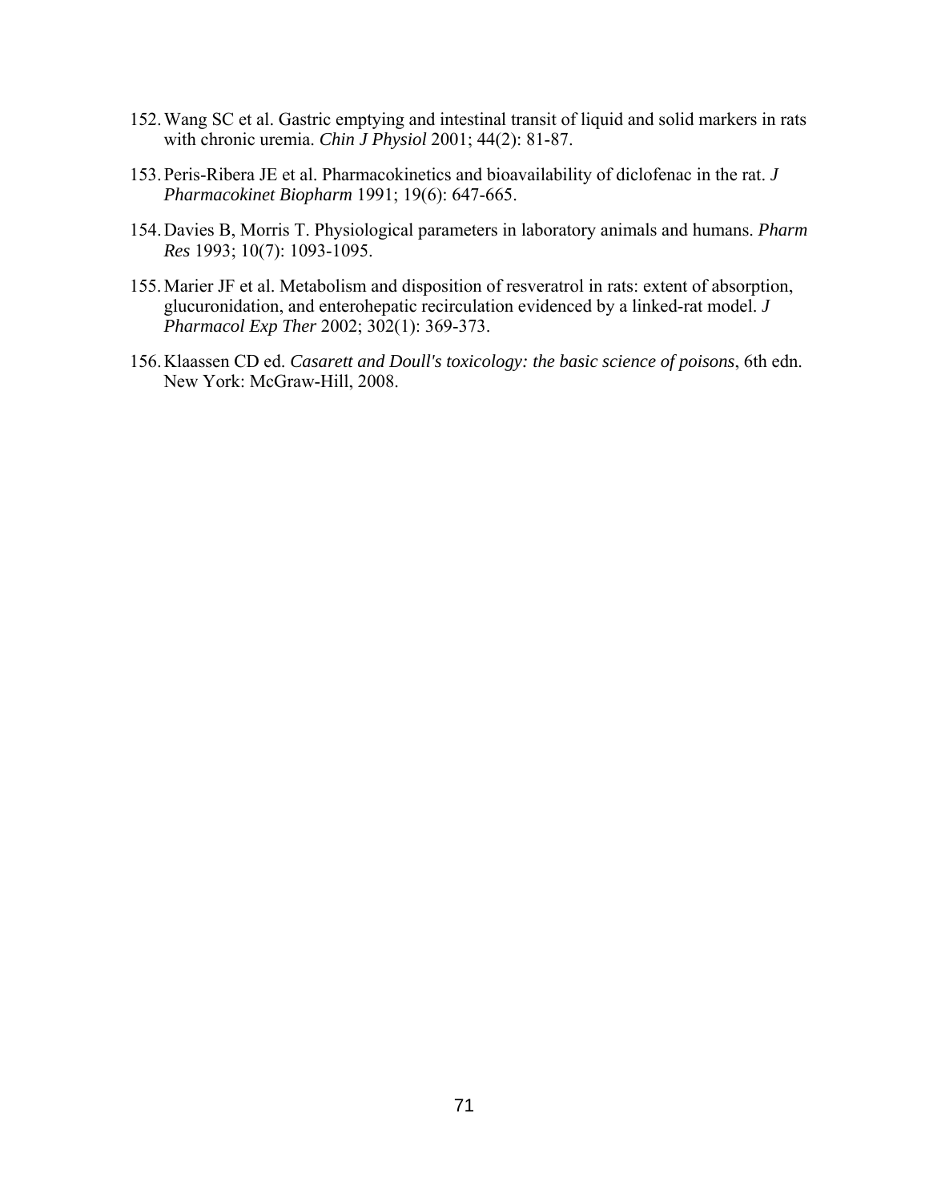152. Wang SC et al. Gastric emptying and intestinal transit of liquid and solid markers in rats with chronic uremia. *Chin J Physiol* 2001; 44(2): 81-87.

153. Peris-Ribera JE et al. Pharmacokinetics and bioavailability of diclofenac in the rat. *J Pharmacokinet Biopharm* 1991; 19(6): 647-665.

154. Davies B, Morris T. Physiological parameters in laboratory animals and humans. *Pharm Res* 1993; 10(7): 1093-1095.

155. Marier JF et al. Metabolism and disposition of resveratrol in rats: extent of absorption, glucuronidation, and enterohepatic recirculation evidenced by a linked-rat model. *J Pharmacol Exp Ther* 2002; 302(1): 369-373.

156. Klaassen CD ed. *Casarett and Doull's toxicology: the basic science of poisons*, 6th edn. New York: McGraw-Hill, 2008.